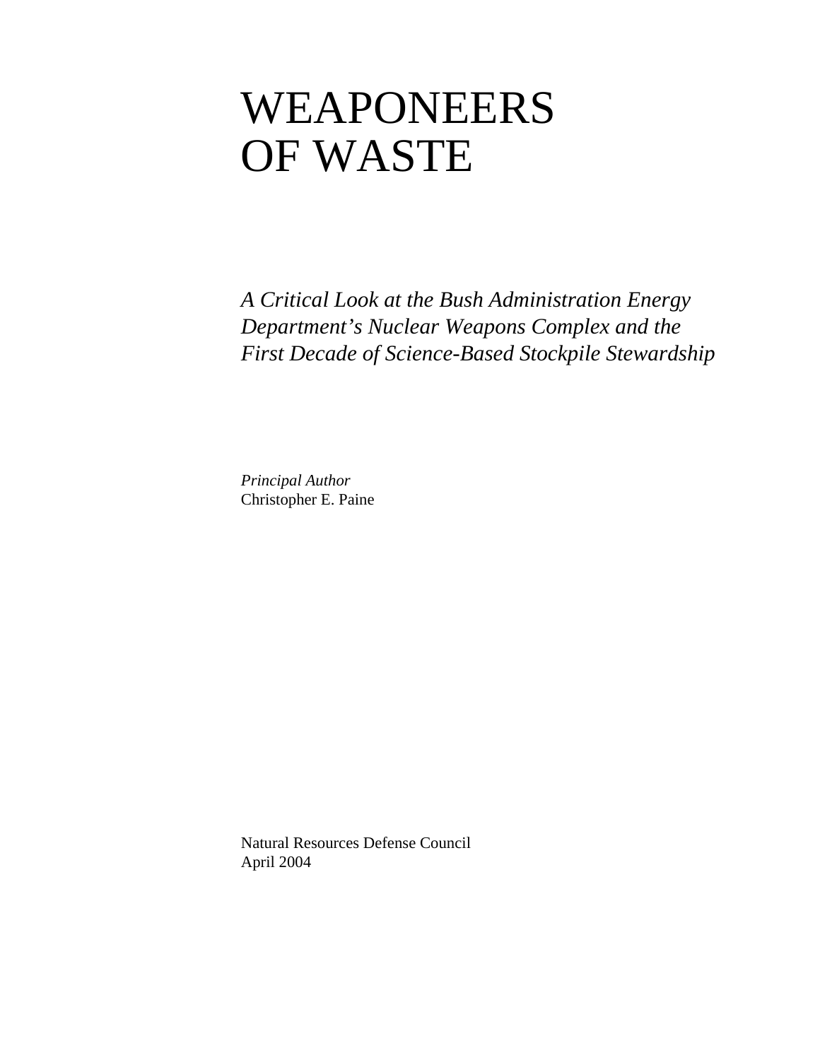# WEAPONEERS OF WASTE

*A Critical Look at the Bush Administration Energy Department's Nuclear Weapons Complex and the First Decade of Science-Based Stockpile Stewardship*

*Principal Author*
Christopher E. Paine

Natural Resources Defense Council
April 2004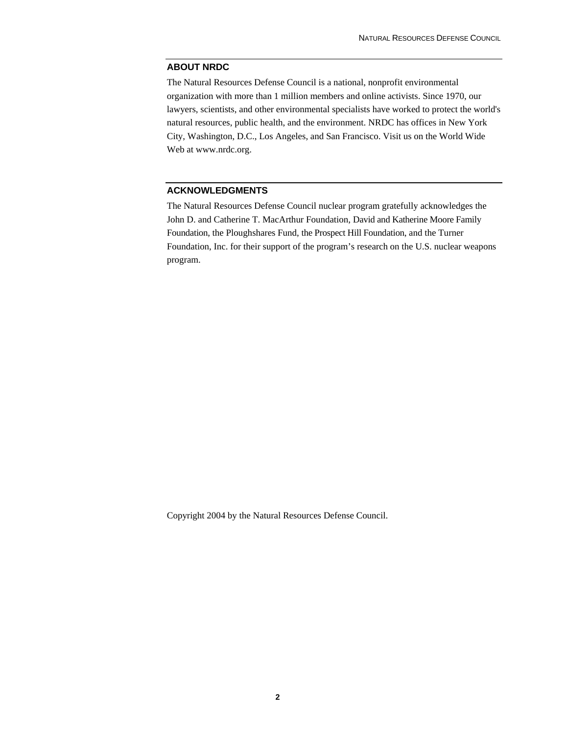## ABOUT NRDC

The Natural Resources Defense Council is a national, nonprofit environmental organization with more than 1 million members and online activists. Since 1970, our lawyers, scientists, and other environmental specialists have worked to protect the world's natural resources, public health, and the environment. NRDC has offices in New York City, Washington, D.C., Los Angeles, and San Francisco. Visit us on the World Wide Web at www.nrdc.org.

## ACKNOWLEDGMENTS

The Natural Resources Defense Council nuclear program gratefully acknowledges the John D. and Catherine T. MacArthur Foundation, David and Katherine Moore Family Foundation, the Ploughshares Fund, the Prospect Hill Foundation, and the Turner Foundation, Inc. for their support of the program's research on the U.S. nuclear weapons program.

Copyright 2004 by the Natural Resources Defense Council.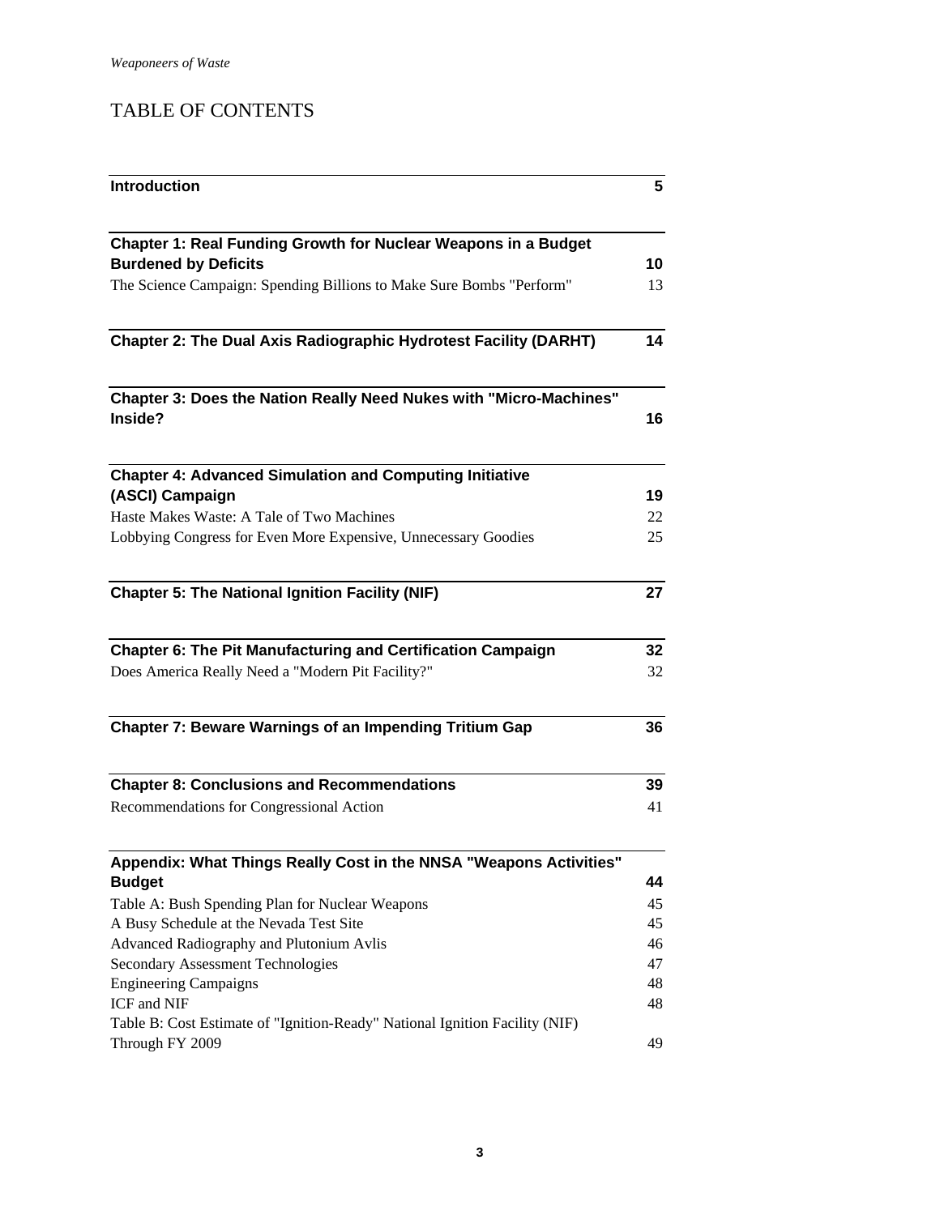# TABLE OF CONTENTS

| | |
|---|---|
| **Introduction** | **5** |
| **Chapter 1: Real Funding Growth for Nuclear Weapons in a Budget Burdened by Deficits** | **10** |
| The Science Campaign: Spending Billions to Make Sure Bombs "Perform" | 13 |
| **Chapter 2: The Dual Axis Radiographic Hydrotest Facility (DARHT)** | **14** |
| **Chapter 3: Does the Nation Really Need Nukes with "Micro-Machines" Inside?** | **16** |
| **Chapter 4: Advanced Simulation and Computing Initiative (ASCI) Campaign** | **19** |
| Haste Makes Waste: A Tale of Two Machines | 22 |
| Lobbying Congress for Even More Expensive, Unnecessary Goodies | 25 |
| **Chapter 5: The National Ignition Facility (NIF)** | **27** |
| **Chapter 6: The Pit Manufacturing and Certification Campaign** | **32** |
| Does America Really Need a "Modern Pit Facility?" | 32 |
| **Chapter 7: Beware Warnings of an Impending Tritium Gap** | **36** |
| **Chapter 8: Conclusions and Recommendations** | **39** |
| Recommendations for Congressional Action | 41 |
| **Appendix: What Things Really Cost in the NNSA "Weapons Activities" Budget** | **44** |
| Table A: Bush Spending Plan for Nuclear Weapons | 45 |
| A Busy Schedule at the Nevada Test Site | 45 |
| Advanced Radiography and Plutonium Avlis | 46 |
| Secondary Assessment Technologies | 47 |
| Engineering Campaigns | 48 |
| ICF and NIF | 48 |
| Table B: Cost Estimate of "Ignition-Ready" National Ignition Facility (NIF) Through FY 2009 | 49 |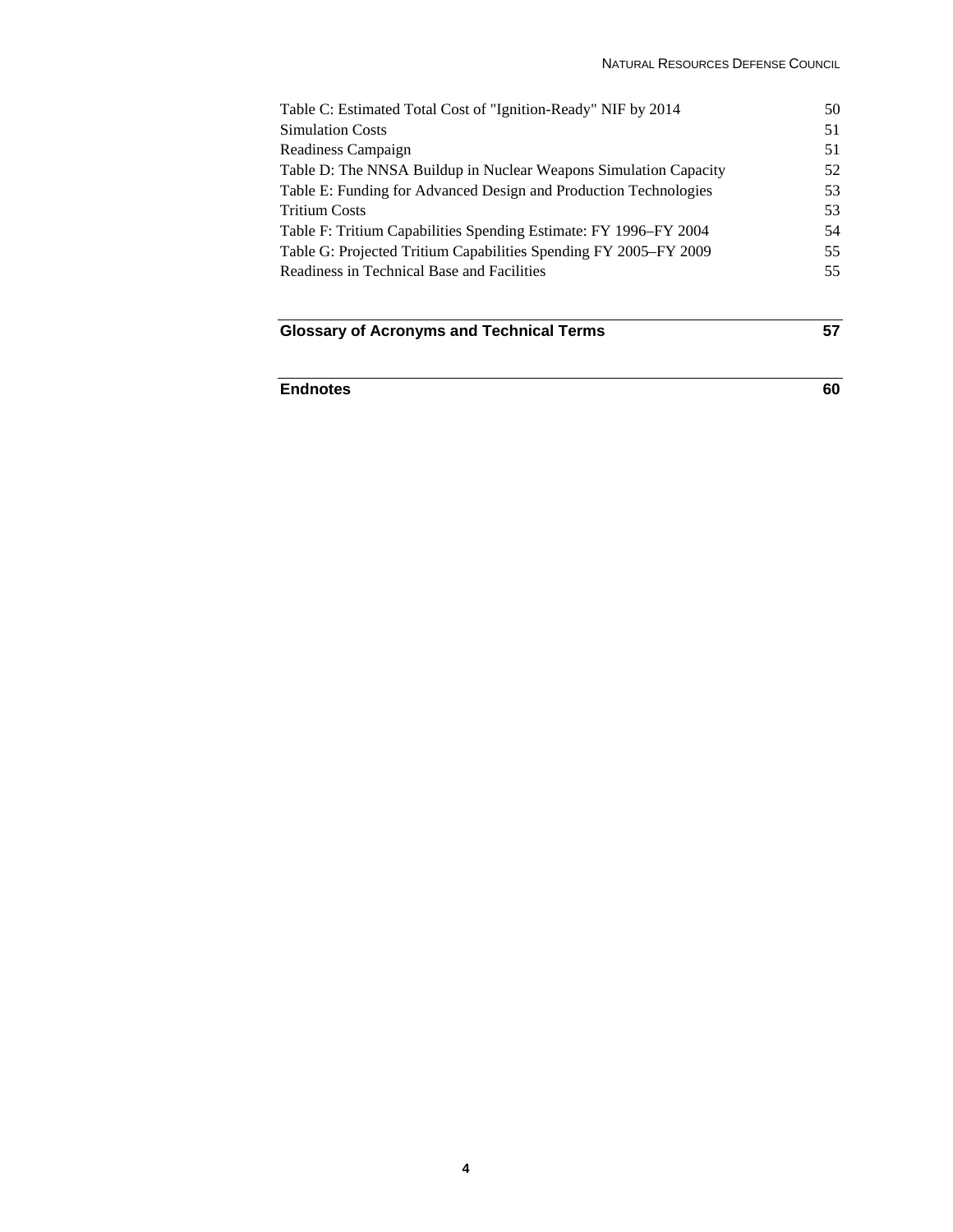Table C: Estimated Total Cost of "Ignition-Ready" NIF by 2014 50
Simulation Costs 51
Readiness Campaign 51
Table D: The NNSA Buildup in Nuclear Weapons Simulation Capacity 52
Table E: Funding for Advanced Design and Production Technologies 53
Tritium Costs 53
Table F: Tritium Capabilities Spending Estimate: FY 1996–FY 2004 54
Table G: Projected Tritium Capabilities Spending FY 2005–FY 2009 55
Readiness in Technical Base and Facilities 55

**Glossary of Acronyms and Technical Terms 57**

**Endnotes 60**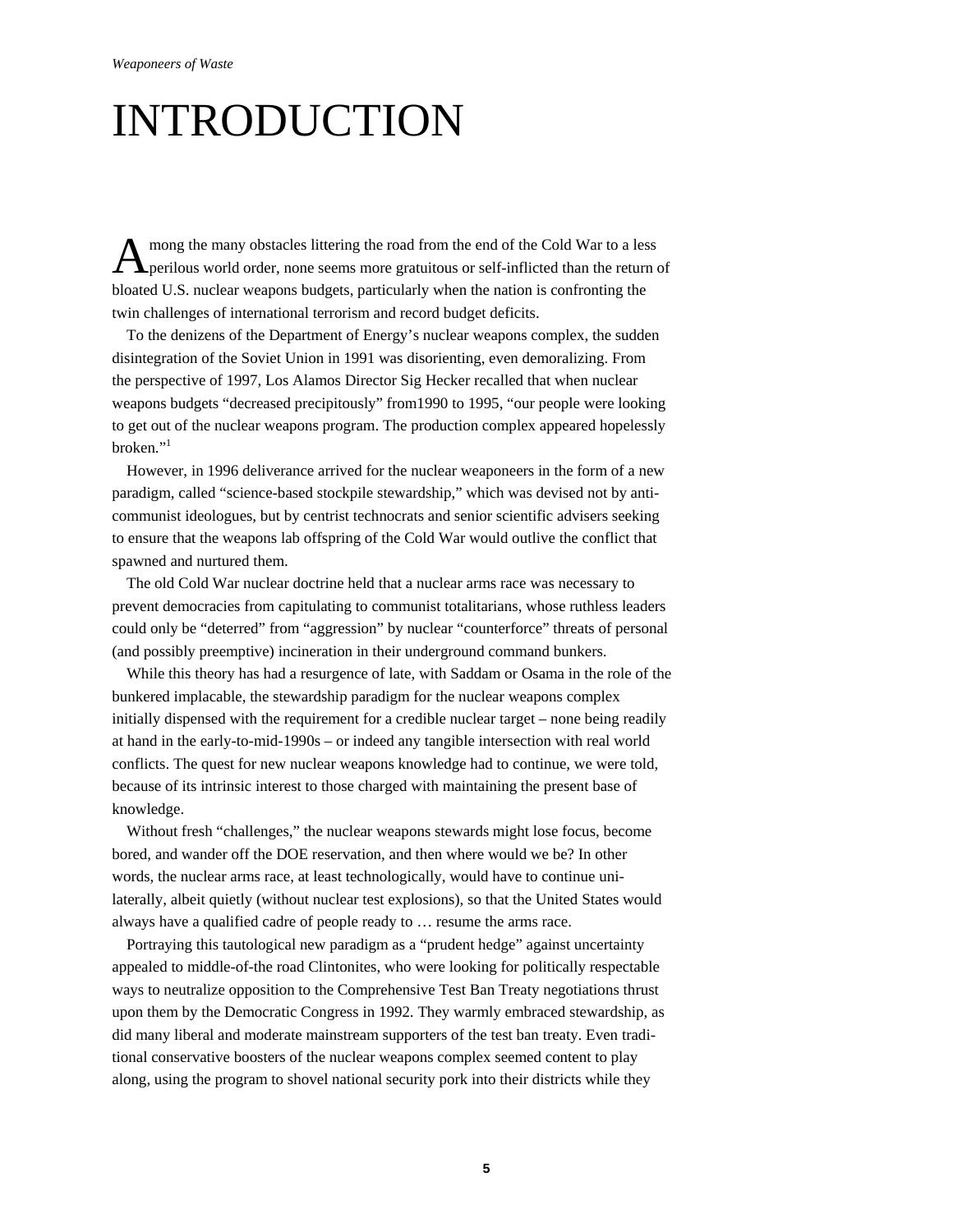# INTRODUCTION

Among the many obstacles littering the road from the end of the Cold War to a less perilous world order, none seems more gratuitous or self-inflicted than the return of bloated U.S. nuclear weapons budgets, particularly when the nation is confronting the twin challenges of international terrorism and record budget deficits.

To the denizens of the Department of Energy's nuclear weapons complex, the sudden disintegration of the Soviet Union in 1991 was disorienting, even demoralizing. From the perspective of 1997, Los Alamos Director Sig Hecker recalled that when nuclear weapons budgets "decreased precipitously" from1990 to 1995, "our people were looking to get out of the nuclear weapons program. The production complex appeared hopelessly broken."[1]

However, in 1996 deliverance arrived for the nuclear weaponeers in the form of a new paradigm, called "science-based stockpile stewardship," which was devised not by anti-communist ideologues, but by centrist technocrats and senior scientific advisers seeking to ensure that the weapons lab offspring of the Cold War would outlive the conflict that spawned and nurtured them.

The old Cold War nuclear doctrine held that a nuclear arms race was necessary to prevent democracies from capitulating to communist totalitarians, whose ruthless leaders could only be "deterred" from "aggression" by nuclear "counterforce" threats of personal (and possibly preemptive) incineration in their underground command bunkers.

While this theory has had a resurgence of late, with Saddam or Osama in the role of the bunkered implacable, the stewardship paradigm for the nuclear weapons complex initially dispensed with the requirement for a credible nuclear target – none being readily at hand in the early-to-mid-1990s – or indeed any tangible intersection with real world conflicts. The quest for new nuclear weapons knowledge had to continue, we were told, because of its intrinsic interest to those charged with maintaining the present base of knowledge.

Without fresh "challenges," the nuclear weapons stewards might lose focus, become bored, and wander off the DOE reservation, and then where would we be? In other words, the nuclear arms race, at least technologically, would have to continue unilaterally, albeit quietly (without nuclear test explosions), so that the United States would always have a qualified cadre of people ready to … resume the arms race.

Portraying this tautological new paradigm as a "prudent hedge" against uncertainty appealed to middle-of-the road Clintonites, who were looking for politically respectable ways to neutralize opposition to the Comprehensive Test Ban Treaty negotiations thrust upon them by the Democratic Congress in 1992. They warmly embraced stewardship, as did many liberal and moderate mainstream supporters of the test ban treaty. Even traditional conservative boosters of the nuclear weapons complex seemed content to play along, using the program to shovel national security pork into their districts while they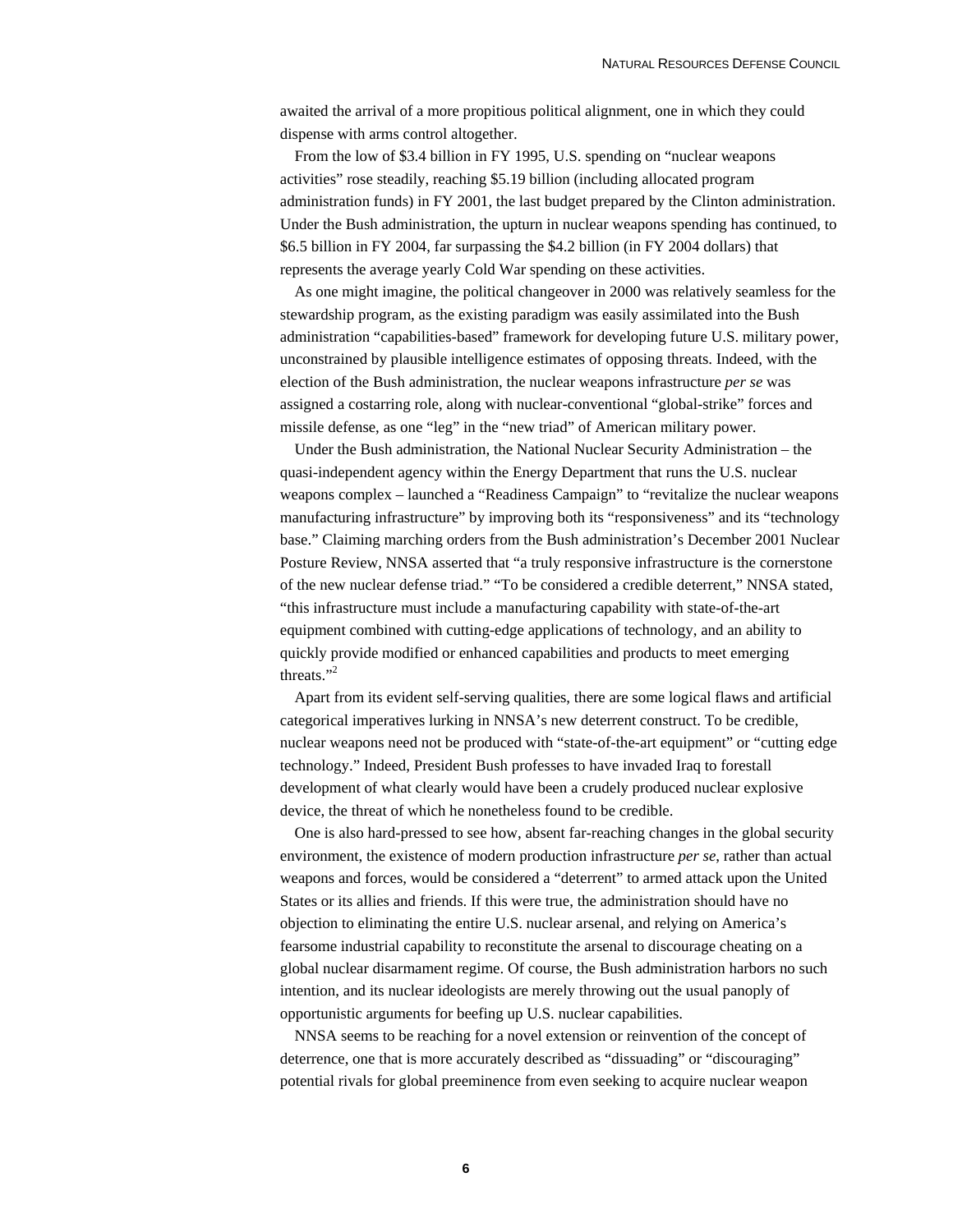awaited the arrival of a more propitious political alignment, one in which they could dispense with arms control altogether.

From the low of $3.4 billion in FY 1995, U.S. spending on "nuclear weapons activities" rose steadily, reaching $5.19 billion (including allocated program administration funds) in FY 2001, the last budget prepared by the Clinton administration. Under the Bush administration, the upturn in nuclear weapons spending has continued, to $6.5 billion in FY 2004, far surpassing the $4.2 billion (in FY 2004 dollars) that represents the average yearly Cold War spending on these activities.

As one might imagine, the political changeover in 2000 was relatively seamless for the stewardship program, as the existing paradigm was easily assimilated into the Bush administration "capabilities-based" framework for developing future U.S. military power, unconstrained by plausible intelligence estimates of opposing threats. Indeed, with the election of the Bush administration, the nuclear weapons infrastructure *per se* was assigned a costarring role, along with nuclear-conventional "global-strike" forces and missile defense, as one "leg" in the "new triad" of American military power.

Under the Bush administration, the National Nuclear Security Administration – the quasi-independent agency within the Energy Department that runs the U.S. nuclear weapons complex – launched a "Readiness Campaign" to "revitalize the nuclear weapons manufacturing infrastructure" by improving both its "responsiveness" and its "technology base." Claiming marching orders from the Bush administration's December 2001 Nuclear Posture Review, NNSA asserted that "a truly responsive infrastructure is the cornerstone of the new nuclear defense triad." "To be considered a credible deterrent," NNSA stated, "this infrastructure must include a manufacturing capability with state-of-the-art equipment combined with cutting-edge applications of technology, and an ability to quickly provide modified or enhanced capabilities and products to meet emerging threats."[2]

Apart from its evident self-serving qualities, there are some logical flaws and artificial categorical imperatives lurking in NNSA's new deterrent construct. To be credible, nuclear weapons need not be produced with "state-of-the-art equipment" or "cutting edge technology." Indeed, President Bush professes to have invaded Iraq to forestall development of what clearly would have been a crudely produced nuclear explosive device, the threat of which he nonetheless found to be credible.

One is also hard-pressed to see how, absent far-reaching changes in the global security environment, the existence of modern production infrastructure *per se*, rather than actual weapons and forces, would be considered a "deterrent" to armed attack upon the United States or its allies and friends. If this were true, the administration should have no objection to eliminating the entire U.S. nuclear arsenal, and relying on America's fearsome industrial capability to reconstitute the arsenal to discourage cheating on a global nuclear disarmament regime. Of course, the Bush administration harbors no such intention, and its nuclear ideologists are merely throwing out the usual panoply of opportunistic arguments for beefing up U.S. nuclear capabilities.

NNSA seems to be reaching for a novel extension or reinvention of the concept of deterrence, one that is more accurately described as "dissuading" or "discouraging" potential rivals for global preeminence from even seeking to acquire nuclear weapon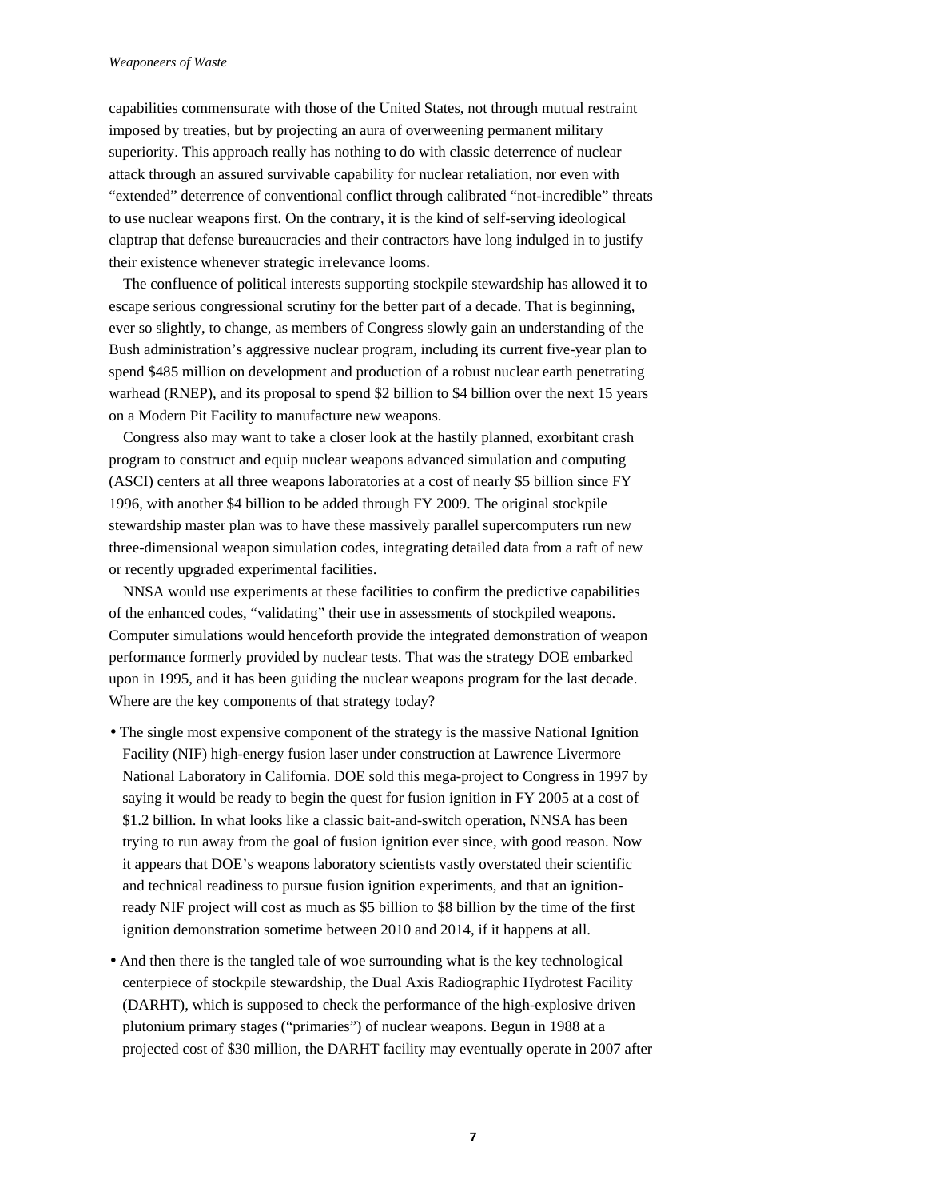capabilities commensurate with those of the United States, not through mutual restraint imposed by treaties, but by projecting an aura of overweening permanent military superiority. This approach really has nothing to do with classic deterrence of nuclear attack through an assured survivable capability for nuclear retaliation, nor even with "extended" deterrence of conventional conflict through calibrated "not-incredible" threats to use nuclear weapons first. On the contrary, it is the kind of self-serving ideological claptrap that defense bureaucracies and their contractors have long indulged in to justify their existence whenever strategic irrelevance looms.

The confluence of political interests supporting stockpile stewardship has allowed it to escape serious congressional scrutiny for the better part of a decade. That is beginning, ever so slightly, to change, as members of Congress slowly gain an understanding of the Bush administration's aggressive nuclear program, including its current five-year plan to spend $485 million on development and production of a robust nuclear earth penetrating warhead (RNEP), and its proposal to spend $2 billion to $4 billion over the next 15 years on a Modern Pit Facility to manufacture new weapons.

Congress also may want to take a closer look at the hastily planned, exorbitant crash program to construct and equip nuclear weapons advanced simulation and computing (ASCI) centers at all three weapons laboratories at a cost of nearly $5 billion since FY 1996, with another $4 billion to be added through FY 2009. The original stockpile stewardship master plan was to have these massively parallel supercomputers run new three-dimensional weapon simulation codes, integrating detailed data from a raft of new or recently upgraded experimental facilities.

NNSA would use experiments at these facilities to confirm the predictive capabilities of the enhanced codes, "validating" their use in assessments of stockpiled weapons. Computer simulations would henceforth provide the integrated demonstration of weapon performance formerly provided by nuclear tests. That was the strategy DOE embarked upon in 1995, and it has been guiding the nuclear weapons program for the last decade. Where are the key components of that strategy today?

- The single most expensive component of the strategy is the massive National Ignition Facility (NIF) high-energy fusion laser under construction at Lawrence Livermore National Laboratory in California. DOE sold this mega-project to Congress in 1997 by saying it would be ready to begin the quest for fusion ignition in FY 2005 at a cost of $1.2 billion. In what looks like a classic bait-and-switch operation, NNSA has been trying to run away from the goal of fusion ignition ever since, with good reason. Now it appears that DOE's weapons laboratory scientists vastly overstated their scientific and technical readiness to pursue fusion ignition experiments, and that an ignition-ready NIF project will cost as much as $5 billion to $8 billion by the time of the first ignition demonstration sometime between 2010 and 2014, if it happens at all.
- And then there is the tangled tale of woe surrounding what is the key technological centerpiece of stockpile stewardship, the Dual Axis Radiographic Hydrotest Facility (DARHT), which is supposed to check the performance of the high-explosive driven plutonium primary stages ("primaries") of nuclear weapons. Begun in 1988 at a projected cost of $30 million, the DARHT facility may eventually operate in 2007 after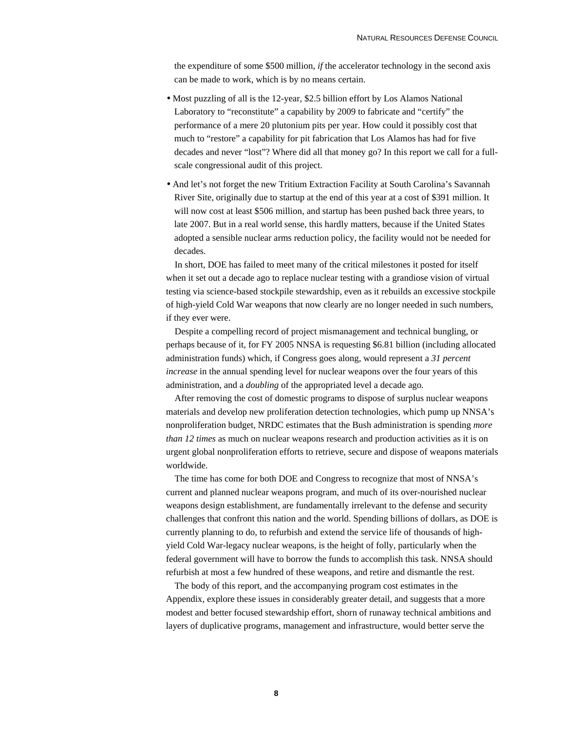the expenditure of some $500 million, *if* the accelerator technology in the second axis can be made to work, which is by no means certain.

- Most puzzling of all is the 12-year, $2.5 billion effort by Los Alamos National Laboratory to "reconstitute" a capability by 2009 to fabricate and "certify" the performance of a mere 20 plutonium pits per year. How could it possibly cost that much to "restore" a capability for pit fabrication that Los Alamos has had for five decades and never "lost"? Where did all that money go? In this report we call for a full-scale congressional audit of this project.

- And let's not forget the new Tritium Extraction Facility at South Carolina's Savannah River Site, originally due to startup at the end of this year at a cost of $391 million. It will now cost at least $506 million, and startup has been pushed back three years, to late 2007. But in a real world sense, this hardly matters, because if the United States adopted a sensible nuclear arms reduction policy, the facility would not be needed for decades.

In short, DOE has failed to meet many of the critical milestones it posted for itself when it set out a decade ago to replace nuclear testing with a grandiose vision of virtual testing via science-based stockpile stewardship, even as it rebuilds an excessive stockpile of high-yield Cold War weapons that now clearly are no longer needed in such numbers, if they ever were.

Despite a compelling record of project mismanagement and technical bungling, or perhaps because of it, for FY 2005 NNSA is requesting $6.81 billion (including allocated administration funds) which, if Congress goes along, would represent a *31 percent increase* in the annual spending level for nuclear weapons over the four years of this administration, and a *doubling* of the appropriated level a decade ago.

After removing the cost of domestic programs to dispose of surplus nuclear weapons materials and develop new proliferation detection technologies, which pump up NNSA's nonproliferation budget, NRDC estimates that the Bush administration is spending *more than 12 times* as much on nuclear weapons research and production activities as it is on urgent global nonproliferation efforts to retrieve, secure and dispose of weapons materials worldwide.

The time has come for both DOE and Congress to recognize that most of NNSA's current and planned nuclear weapons program, and much of its over-nourished nuclear weapons design establishment, are fundamentally irrelevant to the defense and security challenges that confront this nation and the world. Spending billions of dollars, as DOE is currently planning to do, to refurbish and extend the service life of thousands of high-yield Cold War-legacy nuclear weapons, is the height of folly, particularly when the federal government will have to borrow the funds to accomplish this task. NNSA should refurbish at most a few hundred of these weapons, and retire and dismantle the rest.

The body of this report, and the accompanying program cost estimates in the Appendix, explore these issues in considerably greater detail, and suggests that a more modest and better focused stewardship effort, shorn of runaway technical ambitions and layers of duplicative programs, management and infrastructure, would better serve the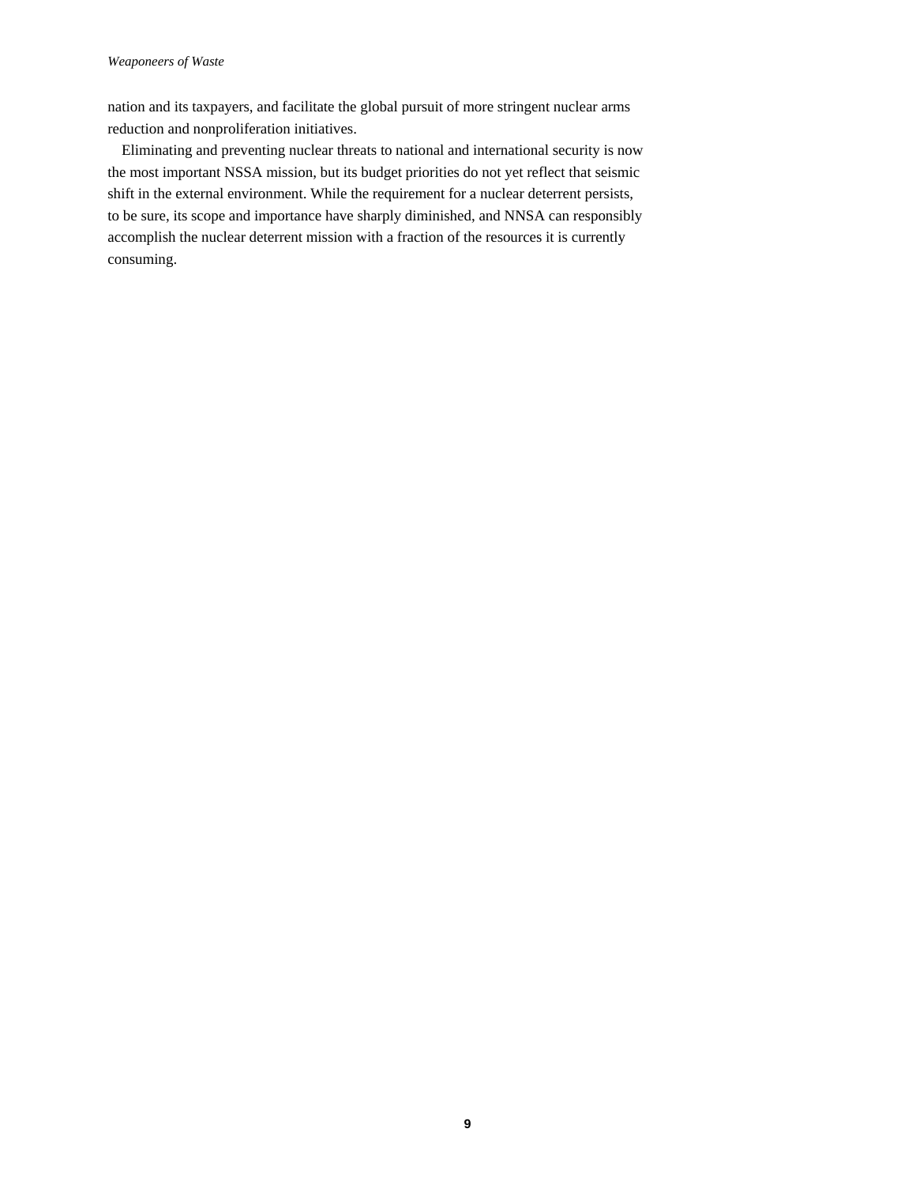nation and its taxpayers, and facilitate the global pursuit of more stringent nuclear arms reduction and nonproliferation initiatives.

Eliminating and preventing nuclear threats to national and international security is now the most important NSSA mission, but its budget priorities do not yet reflect that seismic shift in the external environment. While the requirement for a nuclear deterrent persists, to be sure, its scope and importance have sharply diminished, and NNSA can responsibly accomplish the nuclear deterrent mission with a fraction of the resources it is currently consuming.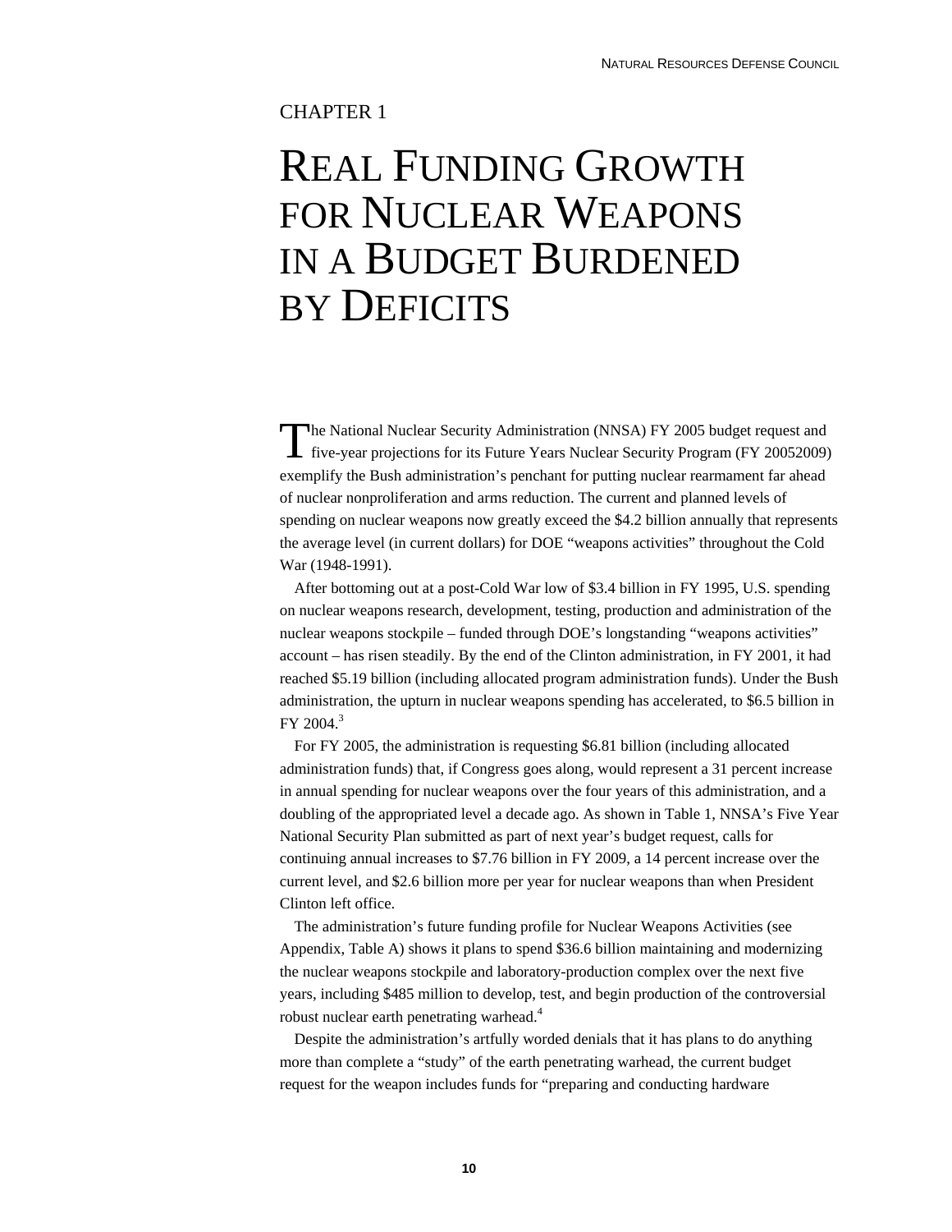CHAPTER 1

# REAL FUNDING GROWTH FOR NUCLEAR WEAPONS IN A BUDGET BURDENED BY DEFICITS

The National Nuclear Security Administration (NNSA) FY 2005 budget request and five-year projections for its Future Years Nuclear Security Program (FY 20052009) exemplify the Bush administration's penchant for putting nuclear rearmament far ahead of nuclear nonproliferation and arms reduction. The current and planned levels of spending on nuclear weapons now greatly exceed the $4.2 billion annually that represents the average level (in current dollars) for DOE "weapons activities" throughout the Cold War (1948-1991).

After bottoming out at a post-Cold War low of $3.4 billion in FY 1995, U.S. spending on nuclear weapons research, development, testing, production and administration of the nuclear weapons stockpile – funded through DOE's longstanding "weapons activities" account – has risen steadily. By the end of the Clinton administration, in FY 2001, it had reached $5.19 billion (including allocated program administration funds). Under the Bush administration, the upturn in nuclear weapons spending has accelerated, to $6.5 billion in FY 2004.[3]

For FY 2005, the administration is requesting $6.81 billion (including allocated administration funds) that, if Congress goes along, would represent a 31 percent increase in annual spending for nuclear weapons over the four years of this administration, and a doubling of the appropriated level a decade ago. As shown in Table 1, NNSA's Five Year National Security Plan submitted as part of next year's budget request, calls for continuing annual increases to $7.76 billion in FY 2009, a 14 percent increase over the current level, and $2.6 billion more per year for nuclear weapons than when President Clinton left office.

The administration's future funding profile for Nuclear Weapons Activities (see Appendix, Table A) shows it plans to spend $36.6 billion maintaining and modernizing the nuclear weapons stockpile and laboratory-production complex over the next five years, including $485 million to develop, test, and begin production of the controversial robust nuclear earth penetrating warhead.[4]

Despite the administration's artfully worded denials that it has plans to do anything more than complete a "study" of the earth penetrating warhead, the current budget request for the weapon includes funds for "preparing and conducting hardware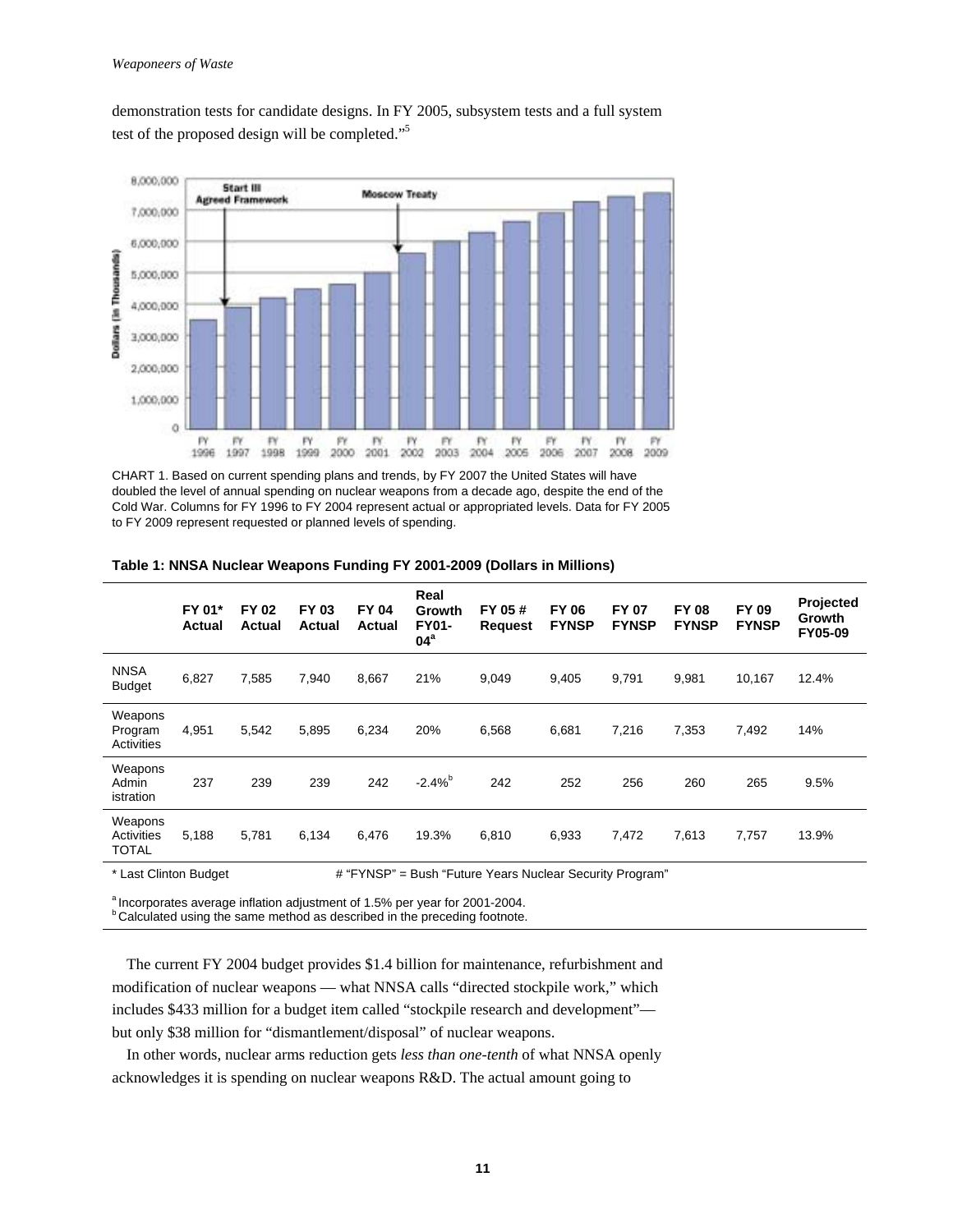demonstration tests for candidate designs. In FY 2005, subsystem tests and a full system test of the proposed design will be completed."[5]

CHART 1. Based on current spending plans and trends, by FY 2007 the United States will have doubled the level of annual spending on nuclear weapons from a decade ago, despite the end of the Cold War. Columns for FY 1996 to FY 2004 represent actual or appropriated levels. Data for FY 2005 to FY 2009 represent requested or planned levels of spending.

**Table 1: NNSA Nuclear Weapons Funding FY 2001-2009 (Dollars in Millions)**

| | FY 01* Actual | FY 02 Actual | FY 03 Actual | FY 04 Actual | Real Growth FY01-04[a] | FY 05 # Request | FY 06 FYNSP | FY 07 FYNSP | FY 08 FYNSP | FY 09 FYNSP | Projected Growth FY05-09 |
|---|---|---|---|---|---|---|---|---|---|---|---|
| NNSA Budget | 6,827 | 7,585 | 7,940 | 8,667 | 21% | 9,049 | 9,405 | 9,791 | 9,981 | 10,167 | 12.4% |
| Weapons Program Activities | 4,951 | 5,542 | 5,895 | 6,234 | 20% | 6,568 | 6,681 | 7,216 | 7,353 | 7,492 | 14% |
| Weapons Admin istration | 237 | 239 | 239 | 242 | -2.4%[b] | 242 | 252 | 256 | 260 | 265 | 9.5% |
| Weapons Activities TOTAL | 5,188 | 5,781 | 6,134 | 6,476 | 19.3% | 6,810 | 6,933 | 7,472 | 7,613 | 7,757 | 13.9% |

\* Last Clinton Budget # "FYNSP" = Bush "Future Years Nuclear Security Program"

[a] Incorporates average inflation adjustment of 1.5% per year for 2001-2004.
[b] Calculated using the same method as described in the preceding footnote.

The current FY 2004 budget provides $1.4 billion for maintenance, refurbishment and modification of nuclear weapons — what NNSA calls "directed stockpile work," which includes $433 million for a budget item called "stockpile research and development"— but only $38 million for "dismantlement/disposal" of nuclear weapons.

In other words, nuclear arms reduction gets *less than one-tenth* of what NNSA openly acknowledges it is spending on nuclear weapons R&D. The actual amount going to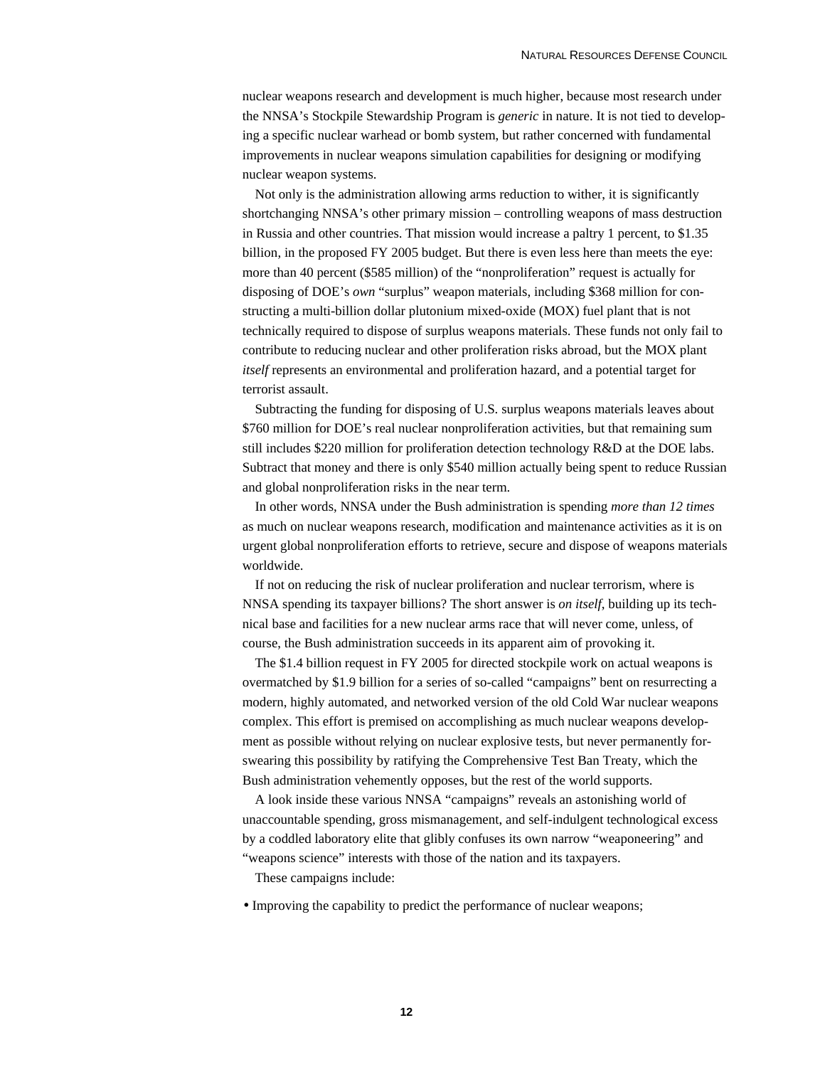nuclear weapons research and development is much higher, because most research under the NNSA's Stockpile Stewardship Program is *generic* in nature. It is not tied to developing a specific nuclear warhead or bomb system, but rather concerned with fundamental improvements in nuclear weapons simulation capabilities for designing or modifying nuclear weapon systems.

Not only is the administration allowing arms reduction to wither, it is significantly shortchanging NNSA's other primary mission – controlling weapons of mass destruction in Russia and other countries. That mission would increase a paltry 1 percent, to $1.35 billion, in the proposed FY 2005 budget. But there is even less here than meets the eye: more than 40 percent ($585 million) of the "nonproliferation" request is actually for disposing of DOE's *own* "surplus" weapon materials, including $368 million for constructing a multi-billion dollar plutonium mixed-oxide (MOX) fuel plant that is not technically required to dispose of surplus weapons materials. These funds not only fail to contribute to reducing nuclear and other proliferation risks abroad, but the MOX plant *itself* represents an environmental and proliferation hazard, and a potential target for terrorist assault.

Subtracting the funding for disposing of U.S. surplus weapons materials leaves about $760 million for DOE's real nuclear nonproliferation activities, but that remaining sum still includes $220 million for proliferation detection technology R&D at the DOE labs. Subtract that money and there is only $540 million actually being spent to reduce Russian and global nonproliferation risks in the near term.

In other words, NNSA under the Bush administration is spending *more than 12 times* as much on nuclear weapons research, modification and maintenance activities as it is on urgent global nonproliferation efforts to retrieve, secure and dispose of weapons materials worldwide.

If not on reducing the risk of nuclear proliferation and nuclear terrorism, where is NNSA spending its taxpayer billions? The short answer is *on itself*, building up its technical base and facilities for a new nuclear arms race that will never come, unless, of course, the Bush administration succeeds in its apparent aim of provoking it.

The $1.4 billion request in FY 2005 for directed stockpile work on actual weapons is overmatched by $1.9 billion for a series of so-called "campaigns" bent on resurrecting a modern, highly automated, and networked version of the old Cold War nuclear weapons complex. This effort is premised on accomplishing as much nuclear weapons development as possible without relying on nuclear explosive tests, but never permanently forswearing this possibility by ratifying the Comprehensive Test Ban Treaty, which the Bush administration vehemently opposes, but the rest of the world supports.

A look inside these various NNSA "campaigns" reveals an astonishing world of unaccountable spending, gross mismanagement, and self-indulgent technological excess by a coddled laboratory elite that glibly confuses its own narrow "weaponeering" and "weapons science" interests with those of the nation and its taxpayers.

These campaigns include:

- Improving the capability to predict the performance of nuclear weapons;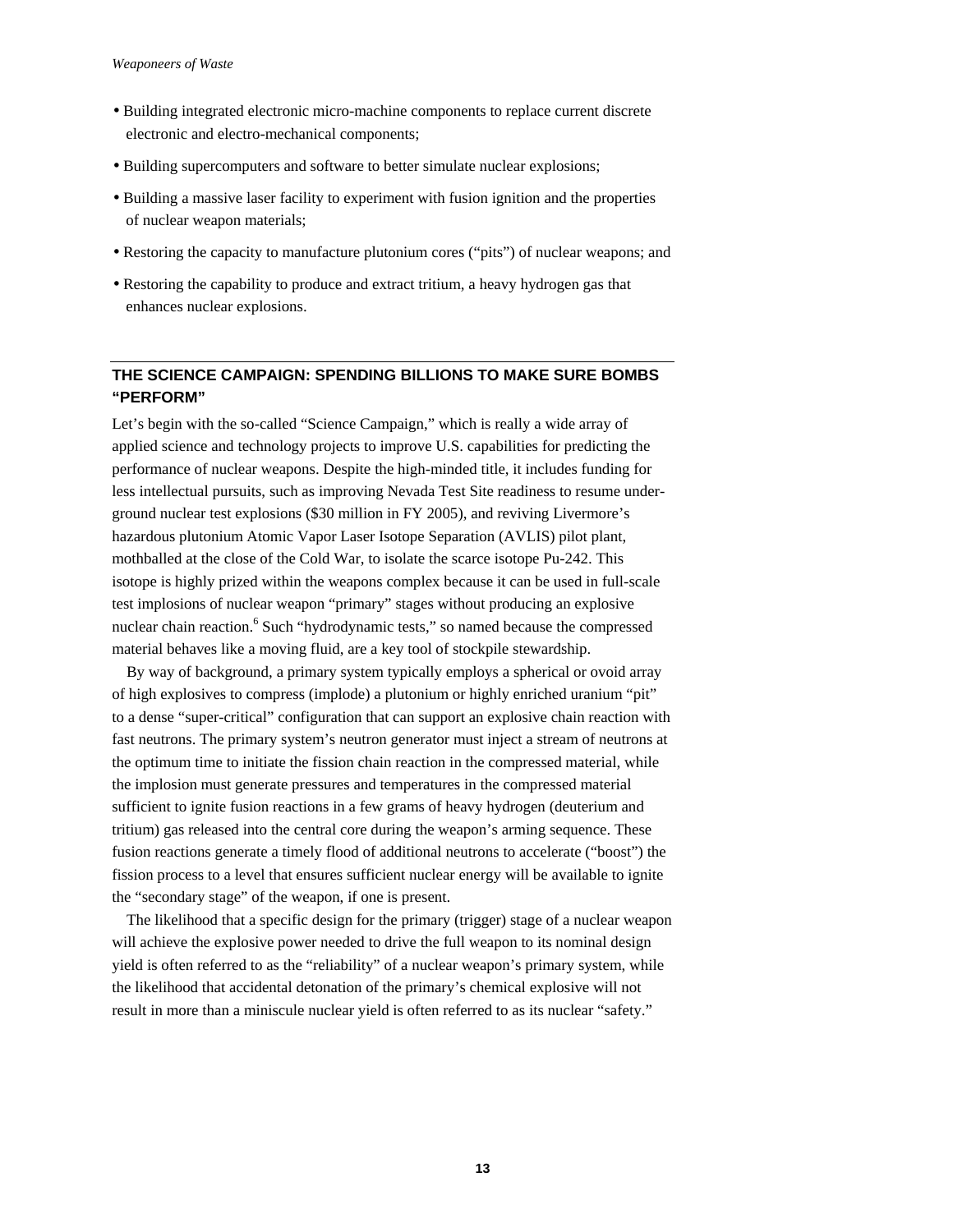- Building integrated electronic micro-machine components to replace current discrete electronic and electro-mechanical components;
- Building supercomputers and software to better simulate nuclear explosions;
- Building a massive laser facility to experiment with fusion ignition and the properties of nuclear weapon materials;
- Restoring the capacity to manufacture plutonium cores (“pits”) of nuclear weapons; and
- Restoring the capability to produce and extract tritium, a heavy hydrogen gas that enhances nuclear explosions.

## THE SCIENCE CAMPAIGN: SPENDING BILLIONS TO MAKE SURE BOMBS “PERFORM”

Let’s begin with the so-called “Science Campaign,” which is really a wide array of applied science and technology projects to improve U.S. capabilities for predicting the performance of nuclear weapons. Despite the high-minded title, it includes funding for less intellectual pursuits, such as improving Nevada Test Site readiness to resume underground nuclear test explosions ($30 million in FY 2005), and reviving Livermore’s hazardous plutonium Atomic Vapor Laser Isotope Separation (AVLIS) pilot plant, mothballed at the close of the Cold War, to isolate the scarce isotope Pu-242. This isotope is highly prized within the weapons complex because it can be used in full-scale test implosions of nuclear weapon “primary” stages without producing an explosive nuclear chain reaction.[6] Such “hydrodynamic tests,” so named because the compressed material behaves like a moving fluid, are a key tool of stockpile stewardship.

By way of background, a primary system typically employs a spherical or ovoid array of high explosives to compress (implode) a plutonium or highly enriched uranium “pit” to a dense “super-critical” configuration that can support an explosive chain reaction with fast neutrons. The primary system’s neutron generator must inject a stream of neutrons at the optimum time to initiate the fission chain reaction in the compressed material, while the implosion must generate pressures and temperatures in the compressed material sufficient to ignite fusion reactions in a few grams of heavy hydrogen (deuterium and tritium) gas released into the central core during the weapon’s arming sequence. These fusion reactions generate a timely flood of additional neutrons to accelerate (“boost”) the fission process to a level that ensures sufficient nuclear energy will be available to ignite the “secondary stage” of the weapon, if one is present.

The likelihood that a specific design for the primary (trigger) stage of a nuclear weapon will achieve the explosive power needed to drive the full weapon to its nominal design yield is often referred to as the “reliability” of a nuclear weapon’s primary system, while the likelihood that accidental detonation of the primary’s chemical explosive will not result in more than a miniscule nuclear yield is often referred to as its nuclear “safety.”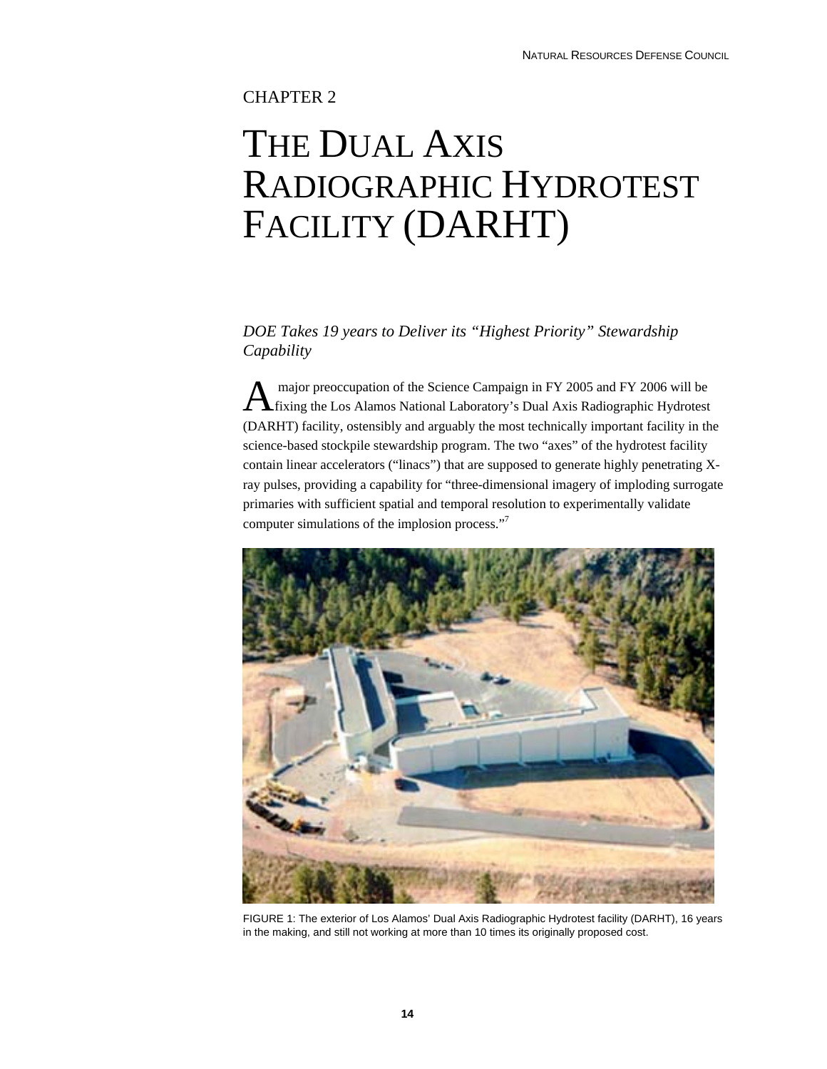CHAPTER 2

# THE DUAL AXIS RADIOGRAPHIC HYDROTEST FACILITY (DARHT)

## *DOE Takes 19 years to Deliver its "Highest Priority" Stewardship Capability*

A major preoccupation of the Science Campaign in FY 2005 and FY 2006 will be fixing the Los Alamos National Laboratory's Dual Axis Radiographic Hydrotest (DARHT) facility, ostensibly and arguably the most technically important facility in the science-based stockpile stewardship program. The two "axes" of the hydrotest facility contain linear accelerators ("linacs") that are supposed to generate highly penetrating X-ray pulses, providing a capability for "three-dimensional imagery of imploding surrogate primaries with sufficient spatial and temporal resolution to experimentally validate computer simulations of the implosion process."[7]

FIGURE 1: The exterior of Los Alamos' Dual Axis Radiographic Hydrotest facility (DARHT), 16 years in the making, and still not working at more than 10 times its originally proposed cost.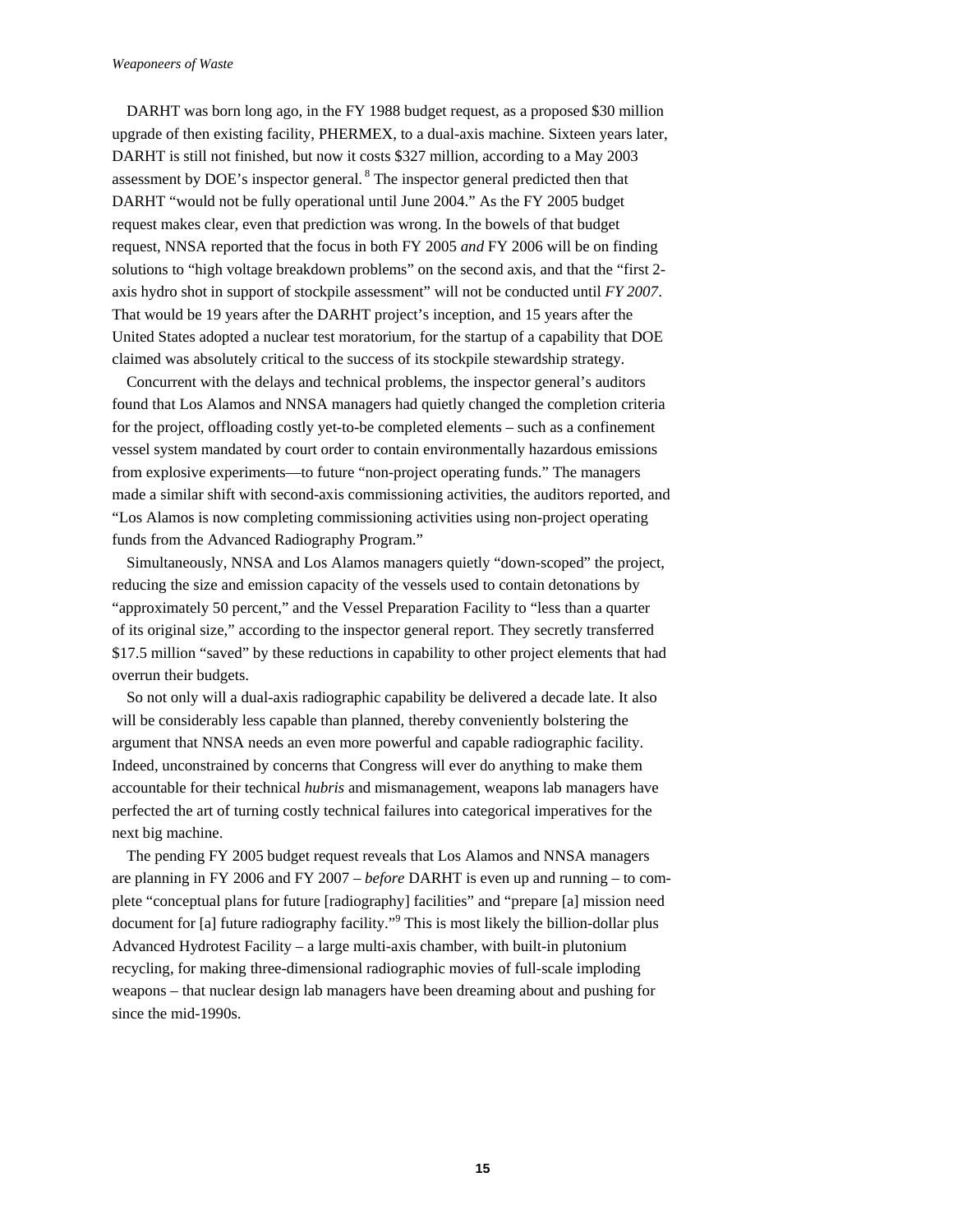DARHT was born long ago, in the FY 1988 budget request, as a proposed $30 million upgrade of then existing facility, PHERMEX, to a dual-axis machine. Sixteen years later, DARHT is still not finished, but now it costs $327 million, according to a May 2003 assessment by DOE's inspector general.[8] The inspector general predicted then that DARHT "would not be fully operational until June 2004." As the FY 2005 budget request makes clear, even that prediction was wrong. In the bowels of that budget request, NNSA reported that the focus in both FY 2005 *and* FY 2006 will be on finding solutions to "high voltage breakdown problems" on the second axis, and that the "first 2-axis hydro shot in support of stockpile assessment" will not be conducted until *FY 2007*. That would be 19 years after the DARHT project's inception, and 15 years after the United States adopted a nuclear test moratorium, for the startup of a capability that DOE claimed was absolutely critical to the success of its stockpile stewardship strategy.

Concurrent with the delays and technical problems, the inspector general's auditors found that Los Alamos and NNSA managers had quietly changed the completion criteria for the project, offloading costly yet-to-be completed elements – such as a confinement vessel system mandated by court order to contain environmentally hazardous emissions from explosive experiments—to future "non-project operating funds." The managers made a similar shift with second-axis commissioning activities, the auditors reported, and "Los Alamos is now completing commissioning activities using non-project operating funds from the Advanced Radiography Program."

Simultaneously, NNSA and Los Alamos managers quietly "down-scoped" the project, reducing the size and emission capacity of the vessels used to contain detonations by "approximately 50 percent," and the Vessel Preparation Facility to "less than a quarter of its original size," according to the inspector general report. They secretly transferred $17.5 million "saved" by these reductions in capability to other project elements that had overrun their budgets.

So not only will a dual-axis radiographic capability be delivered a decade late. It also will be considerably less capable than planned, thereby conveniently bolstering the argument that NNSA needs an even more powerful and capable radiographic facility. Indeed, unconstrained by concerns that Congress will ever do anything to make them accountable for their technical *hubris* and mismanagement, weapons lab managers have perfected the art of turning costly technical failures into categorical imperatives for the next big machine.

The pending FY 2005 budget request reveals that Los Alamos and NNSA managers are planning in FY 2006 and FY 2007 – *before* DARHT is even up and running – to complete "conceptual plans for future [radiography] facilities" and "prepare [a] mission need document for [a] future radiography facility."[9] This is most likely the billion-dollar plus Advanced Hydrotest Facility – a large multi-axis chamber, with built-in plutonium recycling, for making three-dimensional radiographic movies of full-scale imploding weapons – that nuclear design lab managers have been dreaming about and pushing for since the mid-1990s.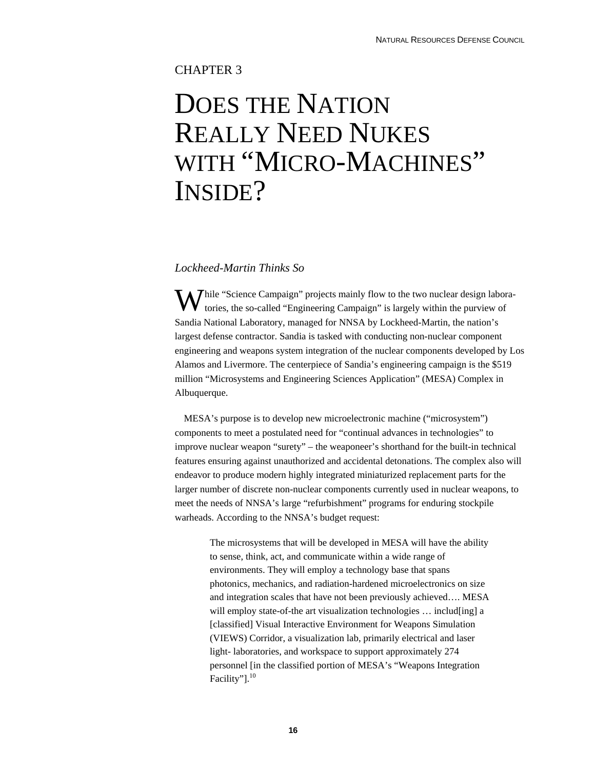CHAPTER 3

# DOES THE NATION REALLY NEED NUKES WITH "MICRO-MACHINES" INSIDE?

*Lockheed-Martin Thinks So*

While "Science Campaign" projects mainly flow to the two nuclear design laboratories, the so-called "Engineering Campaign" is largely within the purview of Sandia National Laboratory, managed for NNSA by Lockheed-Martin, the nation's largest defense contractor. Sandia is tasked with conducting non-nuclear component engineering and weapons system integration of the nuclear components developed by Los Alamos and Livermore. The centerpiece of Sandia's engineering campaign is the $519 million "Microsystems and Engineering Sciences Application" (MESA) Complex in Albuquerque.

MESA's purpose is to develop new microelectronic machine ("microsystem") components to meet a postulated need for "continual advances in technologies" to improve nuclear weapon "surety" – the weaponeer's shorthand for the built-in technical features ensuring against unauthorized and accidental detonations. The complex also will endeavor to produce modern highly integrated miniaturized replacement parts for the larger number of discrete non-nuclear components currently used in nuclear weapons, to meet the needs of NNSA's large "refurbishment" programs for enduring stockpile warheads. According to the NNSA's budget request:

> The microsystems that will be developed in MESA will have the ability to sense, think, act, and communicate within a wide range of environments. They will employ a technology base that spans photonics, mechanics, and radiation-hardened microelectronics on size and integration scales that have not been previously achieved…. MESA will employ state-of-the art visualization technologies … includ[ing] a [classified] Visual Interactive Environment for Weapons Simulation (VIEWS) Corridor, a visualization lab, primarily electrical and laser light- laboratories, and workspace to support approximately 274 personnel [in the classified portion of MESA's "Weapons Integration Facility"].[10]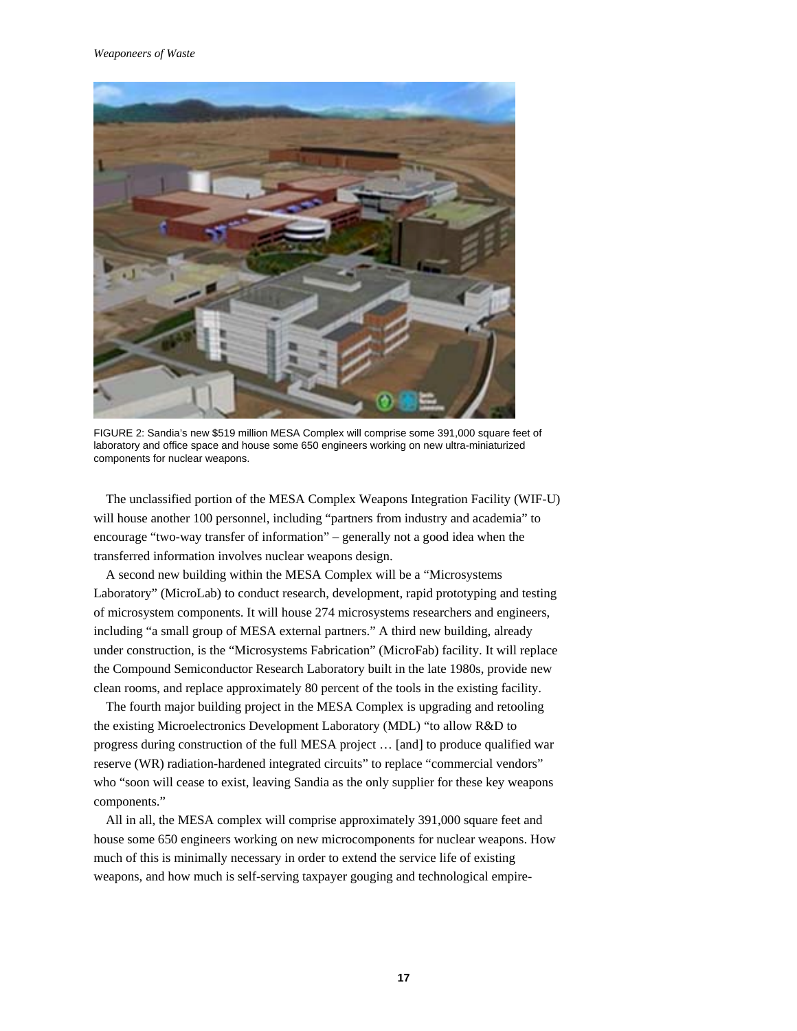FIGURE 2: Sandia's new $519 million MESA Complex will comprise some 391,000 square feet of laboratory and office space and house some 650 engineers working on new ultra-miniaturized components for nuclear weapons.

The unclassified portion of the MESA Complex Weapons Integration Facility (WIF-U) will house another 100 personnel, including "partners from industry and academia" to encourage "two-way transfer of information" – generally not a good idea when the transferred information involves nuclear weapons design.

A second new building within the MESA Complex will be a "Microsystems Laboratory" (MicroLab) to conduct research, development, rapid prototyping and testing of microsystem components. It will house 274 microsystems researchers and engineers, including "a small group of MESA external partners." A third new building, already under construction, is the "Microsystems Fabrication" (MicroFab) facility. It will replace the Compound Semiconductor Research Laboratory built in the late 1980s, provide new clean rooms, and replace approximately 80 percent of the tools in the existing facility.

The fourth major building project in the MESA Complex is upgrading and retooling the existing Microelectronics Development Laboratory (MDL) "to allow R&D to progress during construction of the full MESA project … [and] to produce qualified war reserve (WR) radiation-hardened integrated circuits" to replace "commercial vendors" who "soon will cease to exist, leaving Sandia as the only supplier for these key weapons components."

All in all, the MESA complex will comprise approximately 391,000 square feet and house some 650 engineers working on new microcomponents for nuclear weapons. How much of this is minimally necessary in order to extend the service life of existing weapons, and how much is self-serving taxpayer gouging and technological empire-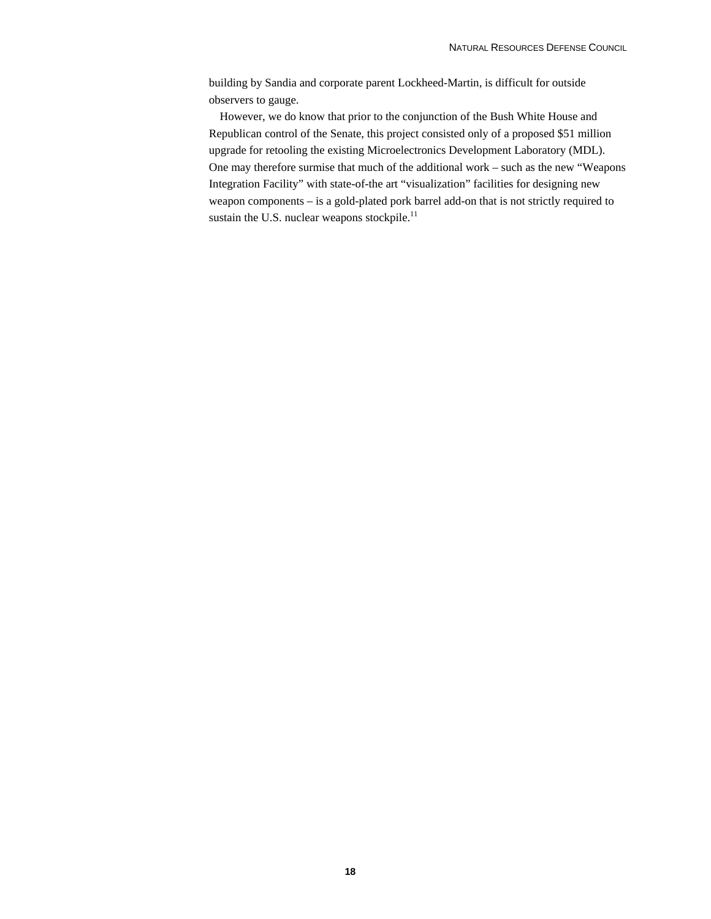building by Sandia and corporate parent Lockheed-Martin, is difficult for outside observers to gauge.

However, we do know that prior to the conjunction of the Bush White House and Republican control of the Senate, this project consisted only of a proposed $51 million upgrade for retooling the existing Microelectronics Development Laboratory (MDL). One may therefore surmise that much of the additional work – such as the new "Weapons Integration Facility" with state-of-the art "visualization" facilities for designing new weapon components – is a gold-plated pork barrel add-on that is not strictly required to sustain the U.S. nuclear weapons stockpile.[11]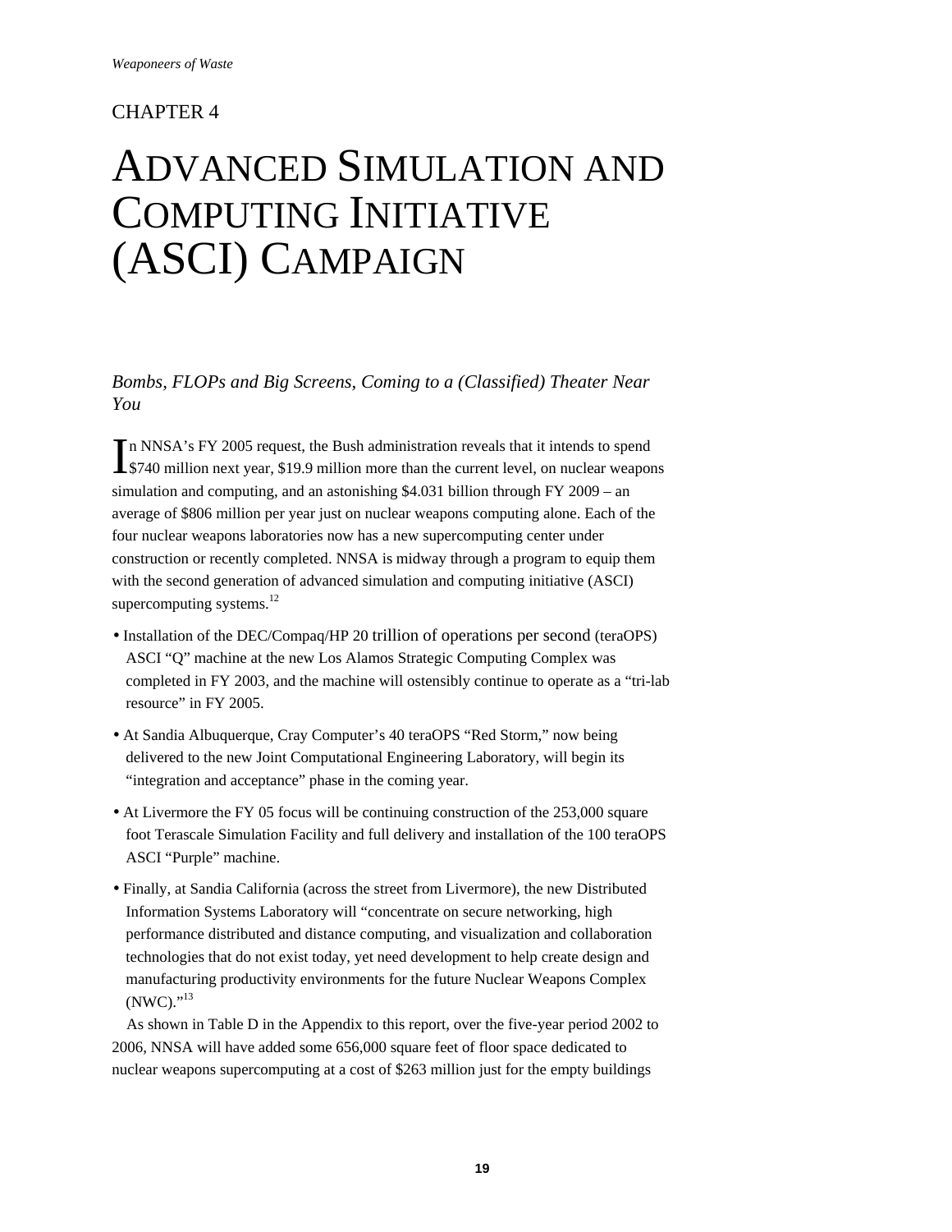CHAPTER 4

# Advanced Simulation and Computing Initiative (ASCI) Campaign

*Bombs, FLOPs and Big Screens, Coming to a (Classified) Theater Near You*

In NNSA's FY 2005 request, the Bush administration reveals that it intends to spend $740 million next year, $19.9 million more than the current level, on nuclear weapons simulation and computing, and an astonishing $4.031 billion through FY 2009 – an average of $806 million per year just on nuclear weapons computing alone. Each of the four nuclear weapons laboratories now has a new supercomputing center under construction or recently completed. NNSA is midway through a program to equip them with the second generation of advanced simulation and computing initiative (ASCI) supercomputing systems.[12]

- Installation of the DEC/Compaq/HP 20 trillion of operations per second (teraOPS) ASCI "Q" machine at the new Los Alamos Strategic Computing Complex was completed in FY 2003, and the machine will ostensibly continue to operate as a "tri-lab resource" in FY 2005.
- At Sandia Albuquerque, Cray Computer's 40 teraOPS "Red Storm," now being delivered to the new Joint Computational Engineering Laboratory, will begin its "integration and acceptance" phase in the coming year.
- At Livermore the FY 05 focus will be continuing construction of the 253,000 square foot Terascale Simulation Facility and full delivery and installation of the 100 teraOPS ASCI "Purple" machine.
- Finally, at Sandia California (across the street from Livermore), the new Distributed Information Systems Laboratory will "concentrate on secure networking, high performance distributed and distance computing, and visualization and collaboration technologies that do not exist today, yet need development to help create design and manufacturing productivity environments for the future Nuclear Weapons Complex (NWC)."[13]

As shown in Table D in the Appendix to this report, over the five-year period 2002 to 2006, NNSA will have added some 656,000 square feet of floor space dedicated to nuclear weapons supercomputing at a cost of $263 million just for the empty buildings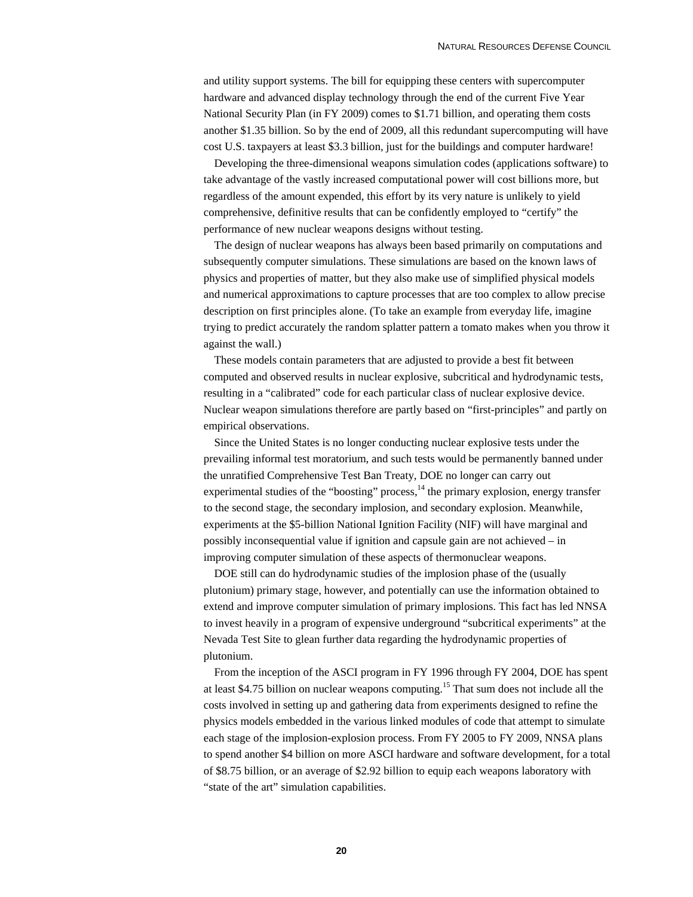and utility support systems. The bill for equipping these centers with supercomputer hardware and advanced display technology through the end of the current Five Year National Security Plan (in FY 2009) comes to $1.71 billion, and operating them costs another $1.35 billion. So by the end of 2009, all this redundant supercomputing will have cost U.S. taxpayers at least $3.3 billion, just for the buildings and computer hardware!

Developing the three-dimensional weapons simulation codes (applications software) to take advantage of the vastly increased computational power will cost billions more, but regardless of the amount expended, this effort by its very nature is unlikely to yield comprehensive, definitive results that can be confidently employed to "certify" the performance of new nuclear weapons designs without testing.

The design of nuclear weapons has always been based primarily on computations and subsequently computer simulations. These simulations are based on the known laws of physics and properties of matter, but they also make use of simplified physical models and numerical approximations to capture processes that are too complex to allow precise description on first principles alone. (To take an example from everyday life, imagine trying to predict accurately the random splatter pattern a tomato makes when you throw it against the wall.)

These models contain parameters that are adjusted to provide a best fit between computed and observed results in nuclear explosive, subcritical and hydrodynamic tests, resulting in a "calibrated" code for each particular class of nuclear explosive device. Nuclear weapon simulations therefore are partly based on "first-principles" and partly on empirical observations.

Since the United States is no longer conducting nuclear explosive tests under the prevailing informal test moratorium, and such tests would be permanently banned under the unratified Comprehensive Test Ban Treaty, DOE no longer can carry out experimental studies of the "boosting" process,[14] the primary explosion, energy transfer to the second stage, the secondary implosion, and secondary explosion. Meanwhile, experiments at the $5-billion National Ignition Facility (NIF) will have marginal and possibly inconsequential value if ignition and capsule gain are not achieved – in improving computer simulation of these aspects of thermonuclear weapons.

DOE still can do hydrodynamic studies of the implosion phase of the (usually plutonium) primary stage, however, and potentially can use the information obtained to extend and improve computer simulation of primary implosions. This fact has led NNSA to invest heavily in a program of expensive underground "subcritical experiments" at the Nevada Test Site to glean further data regarding the hydrodynamic properties of plutonium.

From the inception of the ASCI program in FY 1996 through FY 2004, DOE has spent at least $4.75 billion on nuclear weapons computing.[15] That sum does not include all the costs involved in setting up and gathering data from experiments designed to refine the physics models embedded in the various linked modules of code that attempt to simulate each stage of the implosion-explosion process. From FY 2005 to FY 2009, NNSA plans to spend another $4 billion on more ASCI hardware and software development, for a total of $8.75 billion, or an average of $2.92 billion to equip each weapons laboratory with "state of the art" simulation capabilities.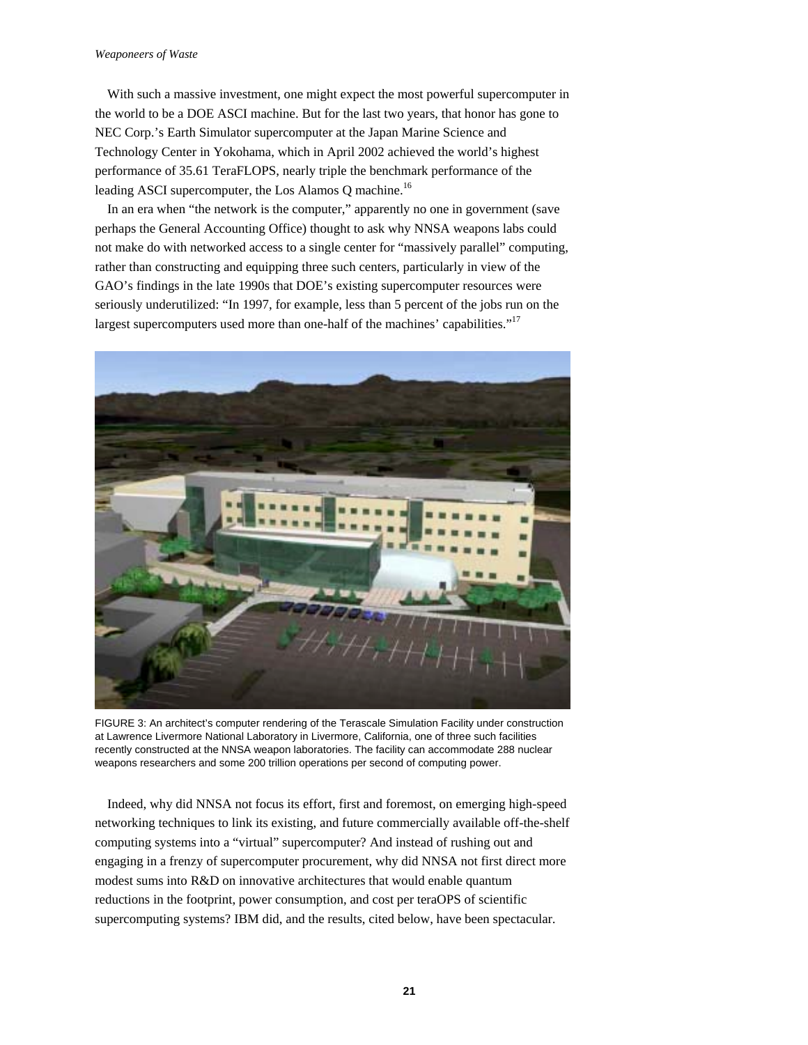With such a massive investment, one might expect the most powerful supercomputer in the world to be a DOE ASCI machine. But for the last two years, that honor has gone to NEC Corp.'s Earth Simulator supercomputer at the Japan Marine Science and Technology Center in Yokohama, which in April 2002 achieved the world's highest performance of 35.61 TeraFLOPS, nearly triple the benchmark performance of the leading ASCI supercomputer, the Los Alamos Q machine.[16]

In an era when "the network is the computer," apparently no one in government (save perhaps the General Accounting Office) thought to ask why NNSA weapons labs could not make do with networked access to a single center for "massively parallel" computing, rather than constructing and equipping three such centers, particularly in view of the GAO's findings in the late 1990s that DOE's existing supercomputer resources were seriously underutilized: "In 1997, for example, less than 5 percent of the jobs run on the largest supercomputers used more than one-half of the machines' capabilities."[17]

FIGURE 3: An architect's computer rendering of the Terascale Simulation Facility under construction at Lawrence Livermore National Laboratory in Livermore, California, one of three such facilities recently constructed at the NNSA weapon laboratories. The facility can accommodate 288 nuclear weapons researchers and some 200 trillion operations per second of computing power.

Indeed, why did NNSA not focus its effort, first and foremost, on emerging high-speed networking techniques to link its existing, and future commercially available off-the-shelf computing systems into a "virtual" supercomputer? And instead of rushing out and engaging in a frenzy of supercomputer procurement, why did NNSA not first direct more modest sums into R&D on innovative architectures that would enable quantum reductions in the footprint, power consumption, and cost per teraOPS of scientific supercomputing systems? IBM did, and the results, cited below, have been spectacular.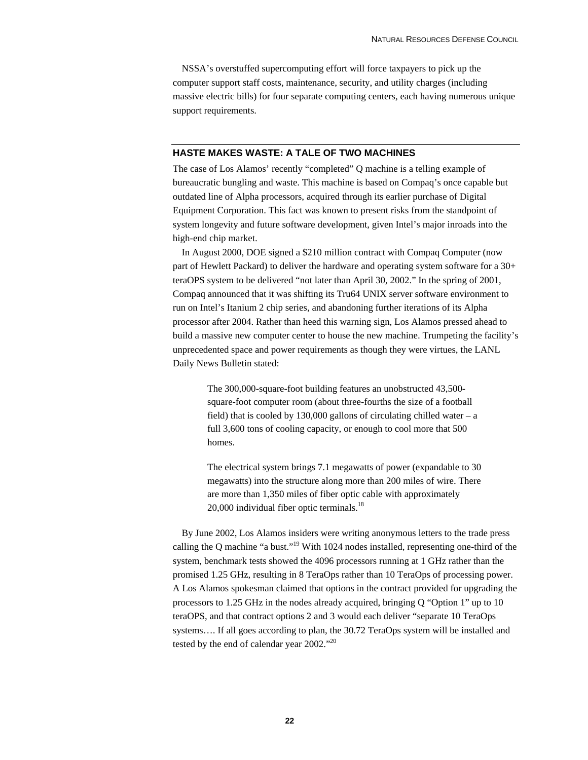NSSA's overstuffed supercomputing effort will force taxpayers to pick up the computer support staff costs, maintenance, security, and utility charges (including massive electric bills) for four separate computing centers, each having numerous unique support requirements.

## HASTE MAKES WASTE: A TALE OF TWO MACHINES

The case of Los Alamos' recently "completed" Q machine is a telling example of bureaucratic bungling and waste. This machine is based on Compaq's once capable but outdated line of Alpha processors, acquired through its earlier purchase of Digital Equipment Corporation. This fact was known to present risks from the standpoint of system longevity and future software development, given Intel's major inroads into the high-end chip market.

In August 2000, DOE signed a $210 million contract with Compaq Computer (now part of Hewlett Packard) to deliver the hardware and operating system software for a 30+ teraOPS system to be delivered "not later than April 30, 2002." In the spring of 2001, Compaq announced that it was shifting its Tru64 UNIX server software environment to run on Intel's Itanium 2 chip series, and abandoning further iterations of its Alpha processor after 2004. Rather than heed this warning sign, Los Alamos pressed ahead to build a massive new computer center to house the new machine. Trumpeting the facility's unprecedented space and power requirements as though they were virtues, the LANL Daily News Bulletin stated:

> The 300,000-square-foot building features an unobstructed 43,500-square-foot computer room (about three-fourths the size of a football field) that is cooled by 130,000 gallons of circulating chilled water – a full 3,600 tons of cooling capacity, or enough to cool more that 500 homes.
>
> The electrical system brings 7.1 megawatts of power (expandable to 30 megawatts) into the structure along more than 200 miles of wire. There are more than 1,350 miles of fiber optic cable with approximately 20,000 individual fiber optic terminals.[18]

By June 2002, Los Alamos insiders were writing anonymous letters to the trade press calling the Q machine "a bust."[19] With 1024 nodes installed, representing one-third of the system, benchmark tests showed the 4096 processors running at 1 GHz rather than the promised 1.25 GHz, resulting in 8 TeraOps rather than 10 TeraOps of processing power. A Los Alamos spokesman claimed that options in the contract provided for upgrading the processors to 1.25 GHz in the nodes already acquired, bringing Q "Option 1" up to 10 teraOPS, and that contract options 2 and 3 would each deliver "separate 10 TeraOps systems…. If all goes according to plan, the 30.72 TeraOps system will be installed and tested by the end of calendar year 2002."[20]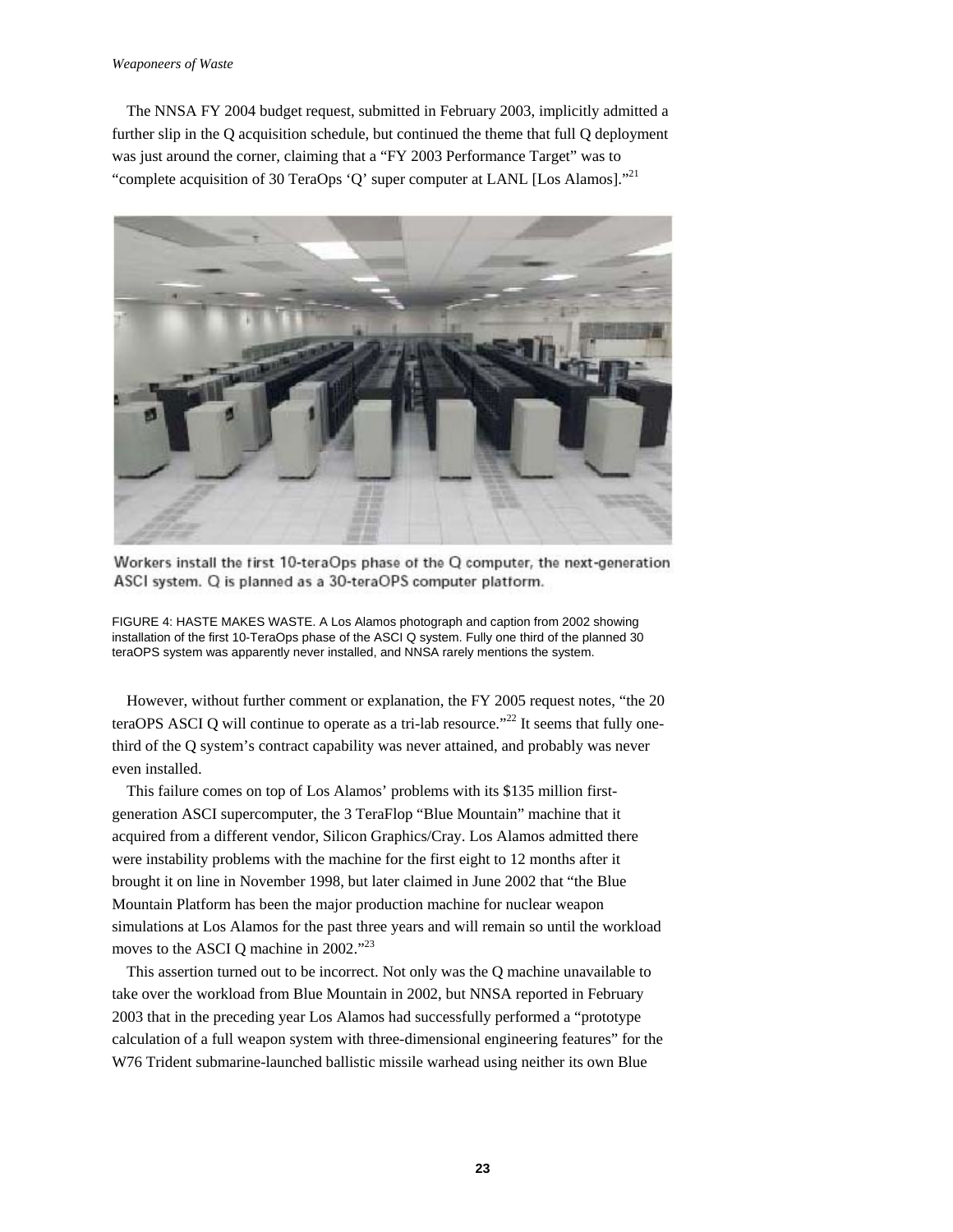The NNSA FY 2004 budget request, submitted in February 2003, implicitly admitted a further slip in the Q acquisition schedule, but continued the theme that full Q deployment was just around the corner, claiming that a "FY 2003 Performance Target" was to "complete acquisition of 30 TeraOps 'Q' super computer at LANL [Los Alamos]."[21]

Workers install the first 10-teraOps phase of the Q computer, the next-generation ASCI system. Q is planned as a 30-teraOPS computer platform.

FIGURE 4: HASTE MAKES WASTE. A Los Alamos photograph and caption from 2002 showing installation of the first 10-TeraOps phase of the ASCI Q system. Fully one third of the planned 30 teraOPS system was apparently never installed, and NNSA rarely mentions the system.

However, without further comment or explanation, the FY 2005 request notes, "the 20 teraOPS ASCI Q will continue to operate as a tri-lab resource."[22] It seems that fully one-third of the Q system's contract capability was never attained, and probably was never even installed.

This failure comes on top of Los Alamos' problems with its $135 million first-generation ASCI supercomputer, the 3 TeraFlop "Blue Mountain" machine that it acquired from a different vendor, Silicon Graphics/Cray. Los Alamos admitted there were instability problems with the machine for the first eight to 12 months after it brought it on line in November 1998, but later claimed in June 2002 that "the Blue Mountain Platform has been the major production machine for nuclear weapon simulations at Los Alamos for the past three years and will remain so until the workload moves to the ASCI Q machine in 2002."[23]

This assertion turned out to be incorrect. Not only was the Q machine unavailable to take over the workload from Blue Mountain in 2002, but NNSA reported in February 2003 that in the preceding year Los Alamos had successfully performed a "prototype calculation of a full weapon system with three-dimensional engineering features" for the W76 Trident submarine-launched ballistic missile warhead using neither its own Blue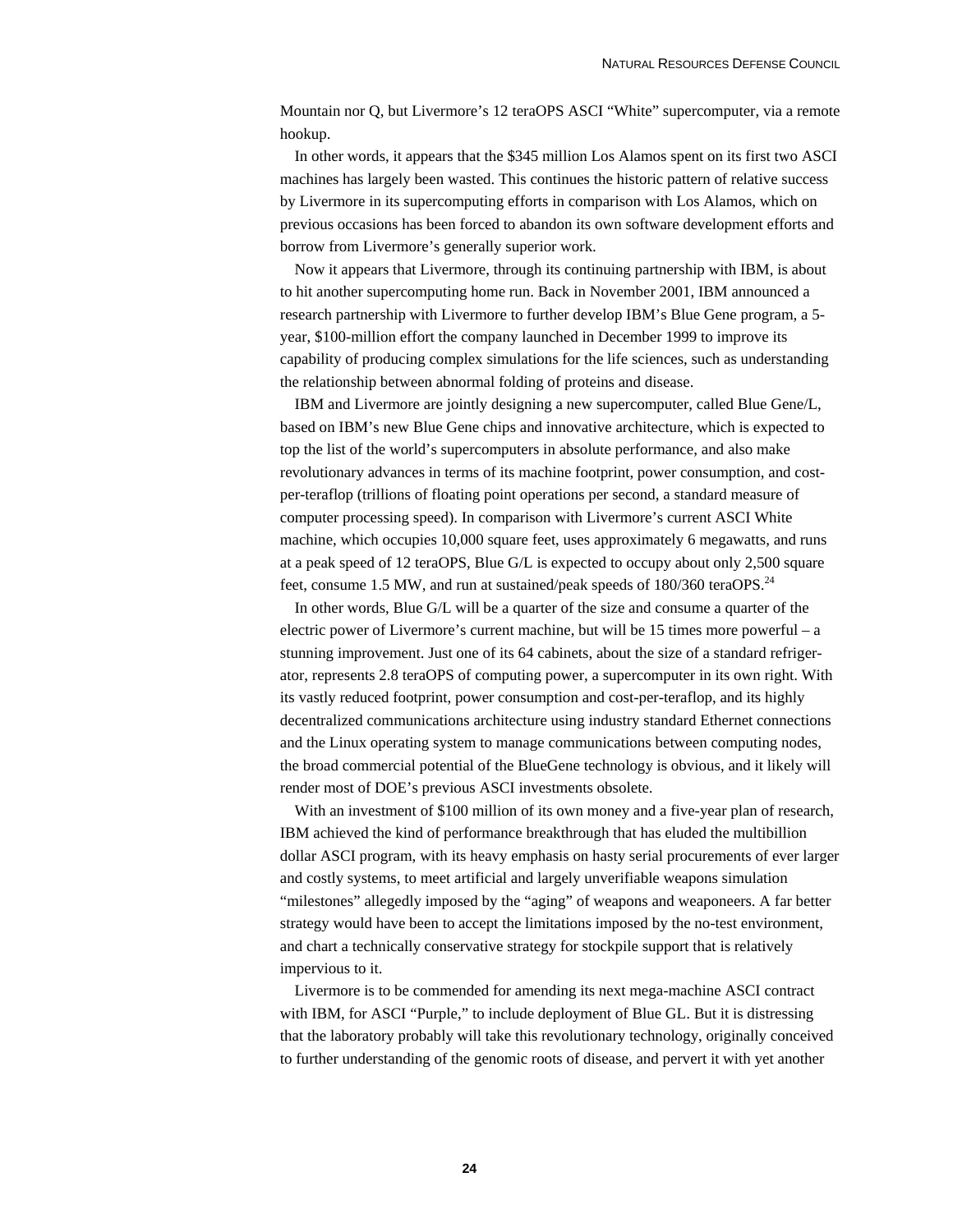Mountain nor Q, but Livermore's 12 teraOPS ASCI "White" supercomputer, via a remote hookup.

In other words, it appears that the $345 million Los Alamos spent on its first two ASCI machines has largely been wasted. This continues the historic pattern of relative success by Livermore in its supercomputing efforts in comparison with Los Alamos, which on previous occasions has been forced to abandon its own software development efforts and borrow from Livermore's generally superior work.

Now it appears that Livermore, through its continuing partnership with IBM, is about to hit another supercomputing home run. Back in November 2001, IBM announced a research partnership with Livermore to further develop IBM's Blue Gene program, a 5-year, $100-million effort the company launched in December 1999 to improve its capability of producing complex simulations for the life sciences, such as understanding the relationship between abnormal folding of proteins and disease.

IBM and Livermore are jointly designing a new supercomputer, called Blue Gene/L, based on IBM's new Blue Gene chips and innovative architecture, which is expected to top the list of the world's supercomputers in absolute performance, and also make revolutionary advances in terms of its machine footprint, power consumption, and cost-per-teraflop (trillions of floating point operations per second, a standard measure of computer processing speed). In comparison with Livermore's current ASCI White machine, which occupies 10,000 square feet, uses approximately 6 megawatts, and runs at a peak speed of 12 teraOPS, Blue G/L is expected to occupy about only 2,500 square feet, consume 1.5 MW, and run at sustained/peak speeds of 180/360 teraOPS.[24]

In other words, Blue G/L will be a quarter of the size and consume a quarter of the electric power of Livermore's current machine, but will be 15 times more powerful – a stunning improvement. Just one of its 64 cabinets, about the size of a standard refrigerator, represents 2.8 teraOPS of computing power, a supercomputer in its own right. With its vastly reduced footprint, power consumption and cost-per-teraflop, and its highly decentralized communications architecture using industry standard Ethernet connections and the Linux operating system to manage communications between computing nodes, the broad commercial potential of the BlueGene technology is obvious, and it likely will render most of DOE's previous ASCI investments obsolete.

With an investment of $100 million of its own money and a five-year plan of research, IBM achieved the kind of performance breakthrough that has eluded the multibillion dollar ASCI program, with its heavy emphasis on hasty serial procurements of ever larger and costly systems, to meet artificial and largely unverifiable weapons simulation "milestones" allegedly imposed by the "aging" of weapons and weaponeers. A far better strategy would have been to accept the limitations imposed by the no-test environment, and chart a technically conservative strategy for stockpile support that is relatively impervious to it.

Livermore is to be commended for amending its next mega-machine ASCI contract with IBM, for ASCI "Purple," to include deployment of Blue GL. But it is distressing that the laboratory probably will take this revolutionary technology, originally conceived to further understanding of the genomic roots of disease, and pervert it with yet another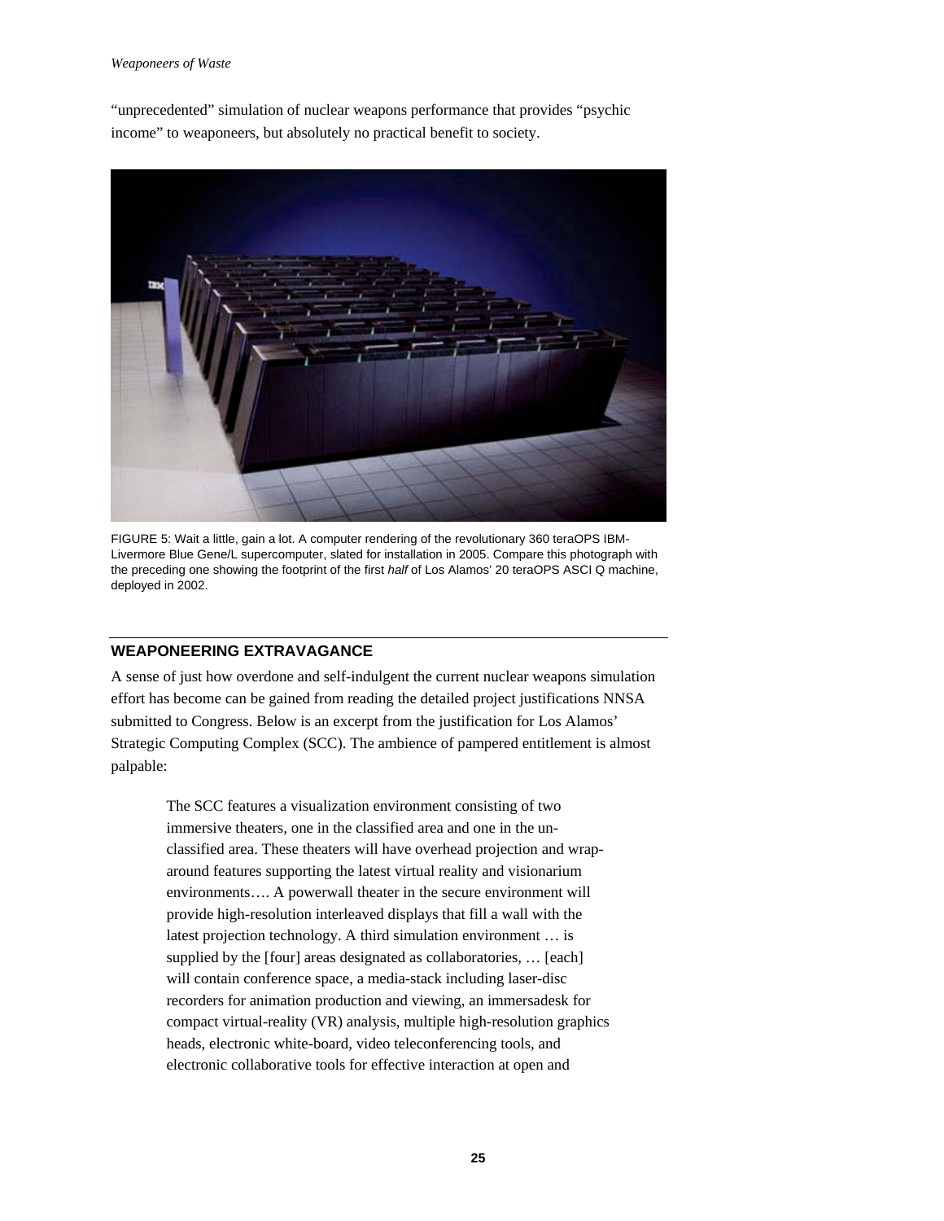"unprecedented" simulation of nuclear weapons performance that provides "psychic income" to weaponeers, but absolutely no practical benefit to society.

FIGURE 5: Wait a little, gain a lot. A computer rendering of the revolutionary 360 teraOPS IBM-Livermore Blue Gene/L supercomputer, slated for installation in 2005. Compare this photograph with the preceding one showing the footprint of the first *half* of Los Alamos' 20 teraOPS ASCI Q machine, deployed in 2002.

## WEAPONEERING EXTRAVAGANCE

A sense of just how overdone and self-indulgent the current nuclear weapons simulation effort has become can be gained from reading the detailed project justifications NNSA submitted to Congress. Below is an excerpt from the justification for Los Alamos' Strategic Computing Complex (SCC). The ambience of pampered entitlement is almost palpable:

> The SCC features a visualization environment consisting of two immersive theaters, one in the classified area and one in the unclassified area. These theaters will have overhead projection and wrap-around features supporting the latest virtual reality and visionarium environments…. A powerwall theater in the secure environment will provide high-resolution interleaved displays that fill a wall with the latest projection technology. A third simulation environment … is supplied by the [four] areas designated as collaboratories, … [each] will contain conference space, a media-stack including laser-disc recorders for animation production and viewing, an immersadesk for compact virtual-reality (VR) analysis, multiple high-resolution graphics heads, electronic white-board, video teleconferencing tools, and electronic collaborative tools for effective interaction at open and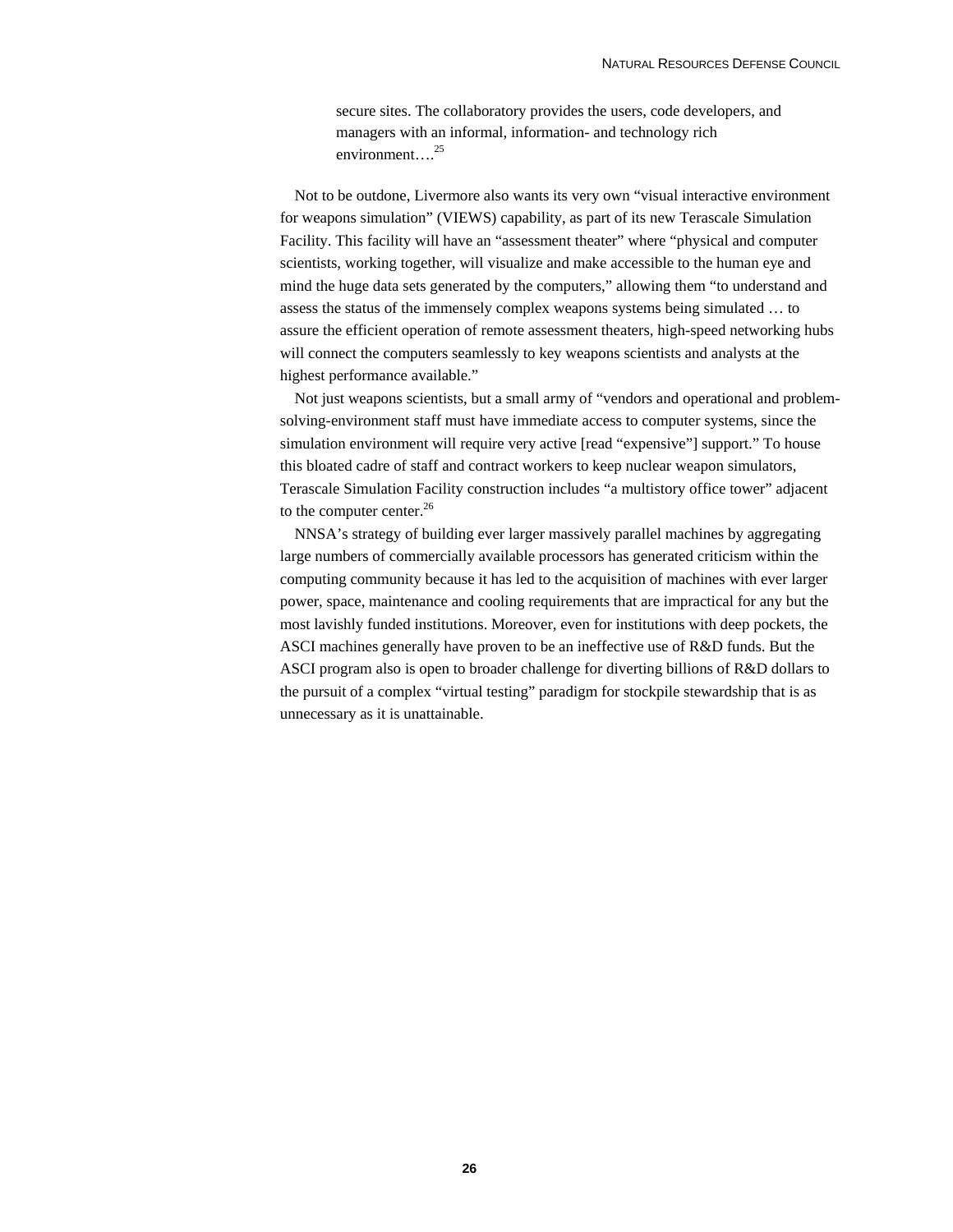> secure sites. The collaboratory provides the users, code developers, and managers with an informal, information- and technology rich environment….[25]

Not to be outdone, Livermore also wants its very own “visual interactive environment for weapons simulation” (VIEWS) capability, as part of its new Terascale Simulation Facility. This facility will have an “assessment theater” where “physical and computer scientists, working together, will visualize and make accessible to the human eye and mind the huge data sets generated by the computers,” allowing them “to understand and assess the status of the immensely complex weapons systems being simulated … to assure the efficient operation of remote assessment theaters, high-speed networking hubs will connect the computers seamlessly to key weapons scientists and analysts at the highest performance available.”

Not just weapons scientists, but a small army of “vendors and operational and problem-solving-environment staff must have immediate access to computer systems, since the simulation environment will require very active [read “expensive”] support.” To house this bloated cadre of staff and contract workers to keep nuclear weapon simulators, Terascale Simulation Facility construction includes “a multistory office tower” adjacent to the computer center.[26]

NNSA’s strategy of building ever larger massively parallel machines by aggregating large numbers of commercially available processors has generated criticism within the computing community because it has led to the acquisition of machines with ever larger power, space, maintenance and cooling requirements that are impractical for any but the most lavishly funded institutions. Moreover, even for institutions with deep pockets, the ASCI machines generally have proven to be an ineffective use of R&D funds. But the ASCI program also is open to broader challenge for diverting billions of R&D dollars to the pursuit of a complex “virtual testing” paradigm for stockpile stewardship that is as unnecessary as it is unattainable.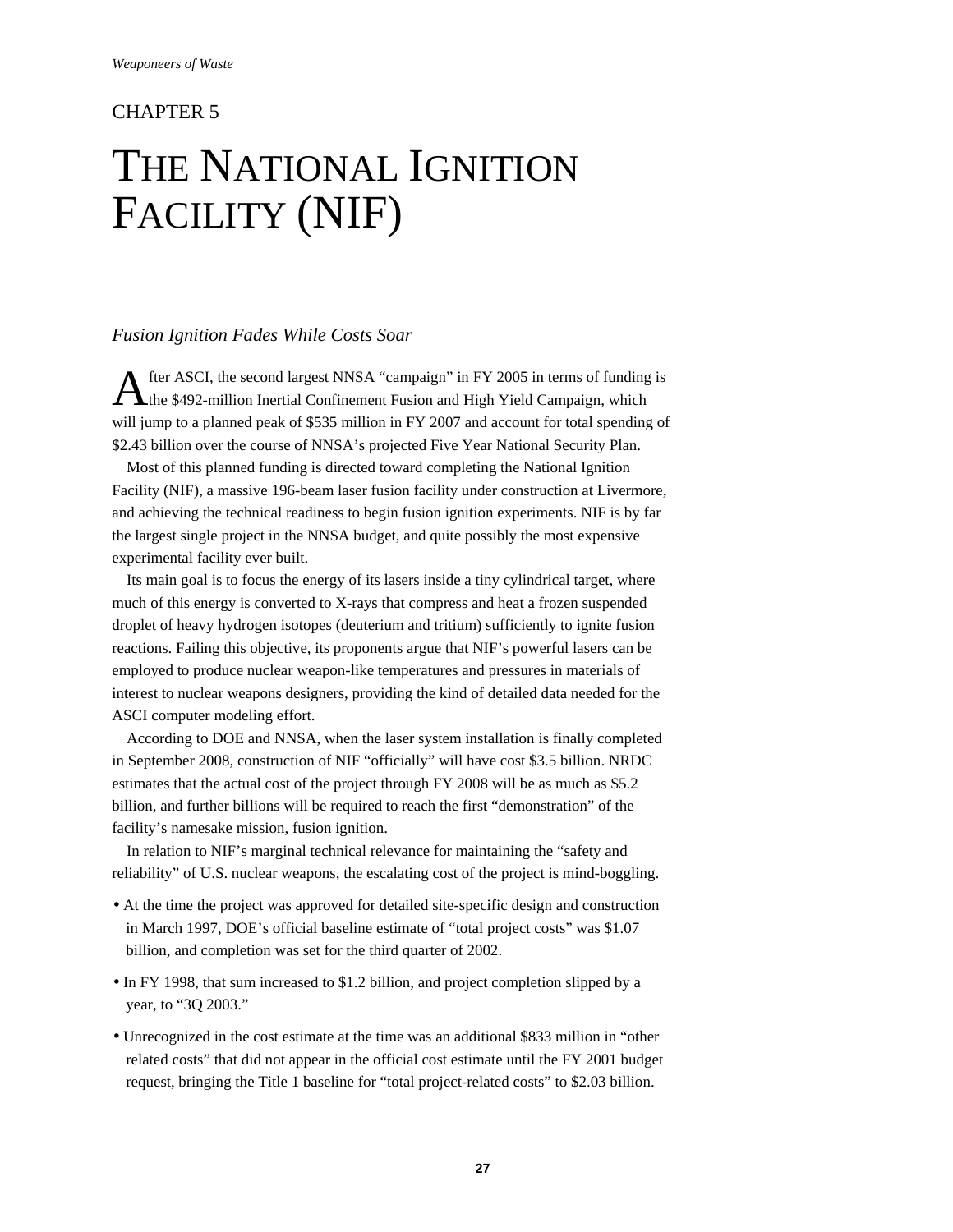CHAPTER 5

# THE NATIONAL IGNITION FACILITY (NIF)

### *Fusion Ignition Fades While Costs Soar*

After ASCI, the second largest NNSA "campaign" in FY 2005 in terms of funding is the $492-million Inertial Confinement Fusion and High Yield Campaign, which will jump to a planned peak of $535 million in FY 2007 and account for total spending of $2.43 billion over the course of NNSA's projected Five Year National Security Plan.

Most of this planned funding is directed toward completing the National Ignition Facility (NIF), a massive 196-beam laser fusion facility under construction at Livermore, and achieving the technical readiness to begin fusion ignition experiments. NIF is by far the largest single project in the NNSA budget, and quite possibly the most expensive experimental facility ever built.

Its main goal is to focus the energy of its lasers inside a tiny cylindrical target, where much of this energy is converted to X-rays that compress and heat a frozen suspended droplet of heavy hydrogen isotopes (deuterium and tritium) sufficiently to ignite fusion reactions. Failing this objective, its proponents argue that NIF's powerful lasers can be employed to produce nuclear weapon-like temperatures and pressures in materials of interest to nuclear weapons designers, providing the kind of detailed data needed for the ASCI computer modeling effort.

According to DOE and NNSA, when the laser system installation is finally completed in September 2008, construction of NIF "officially" will have cost $3.5 billion. NRDC estimates that the actual cost of the project through FY 2008 will be as much as $5.2 billion, and further billions will be required to reach the first "demonstration" of the facility's namesake mission, fusion ignition.

In relation to NIF's marginal technical relevance for maintaining the "safety and reliability" of U.S. nuclear weapons, the escalating cost of the project is mind-boggling.

- At the time the project was approved for detailed site-specific design and construction in March 1997, DOE's official baseline estimate of "total project costs" was $1.07 billion, and completion was set for the third quarter of 2002.
- In FY 1998, that sum increased to $1.2 billion, and project completion slipped by a year, to "3Q 2003."
- Unrecognized in the cost estimate at the time was an additional $833 million in "other related costs" that did not appear in the official cost estimate until the FY 2001 budget request, bringing the Title 1 baseline for "total project-related costs" to $2.03 billion.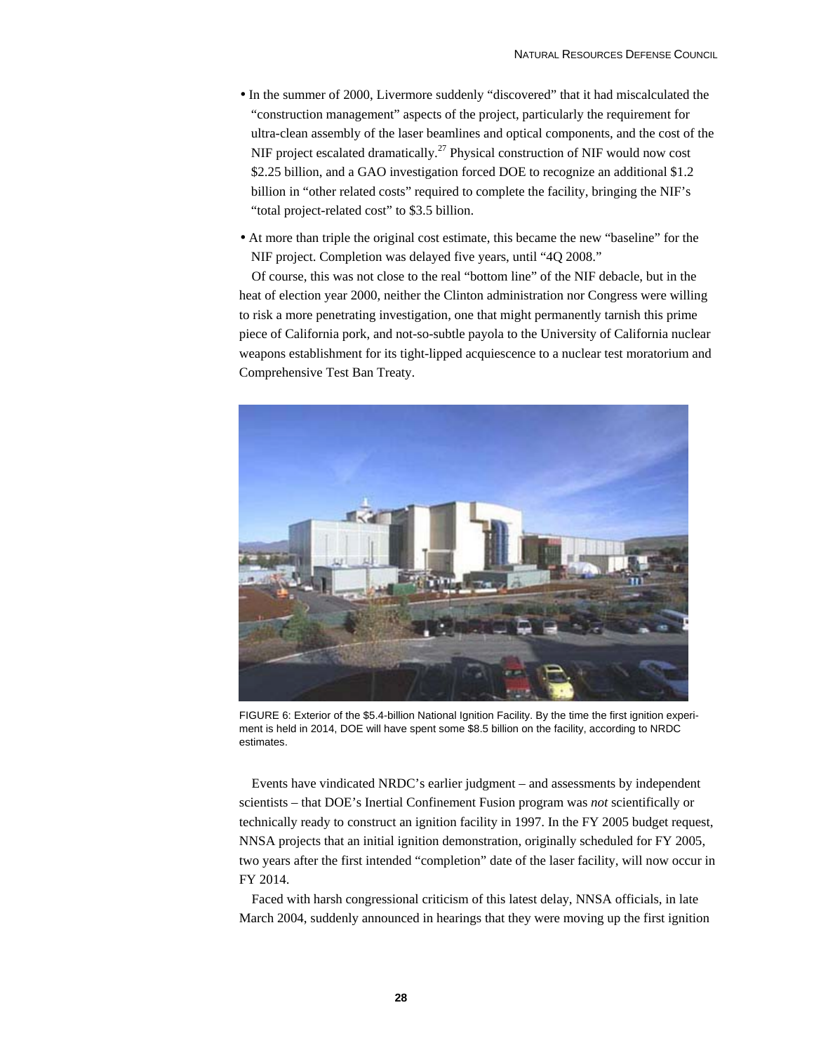- In the summer of 2000, Livermore suddenly “discovered” that it had miscalculated the “construction management” aspects of the project, particularly the requirement for ultra-clean assembly of the laser beamlines and optical components, and the cost of the NIF project escalated dramatically.[27] Physical construction of NIF would now cost $2.25 billion, and a GAO investigation forced DOE to recognize an additional $1.2 billion in “other related costs” required to complete the facility, bringing the NIF’s “total project-related cost” to $3.5 billion.
- At more than triple the original cost estimate, this became the new “baseline” for the NIF project. Completion was delayed five years, until “4Q 2008.”

Of course, this was not close to the real “bottom line” of the NIF debacle, but in the heat of election year 2000, neither the Clinton administration nor Congress were willing to risk a more penetrating investigation, one that might permanently tarnish this prime piece of California pork, and not-so-subtle payola to the University of California nuclear weapons establishment for its tight-lipped acquiescence to a nuclear test moratorium and Comprehensive Test Ban Treaty.

FIGURE 6: Exterior of the $5.4-billion National Ignition Facility. By the time the first ignition experiment is held in 2014, DOE will have spent some $8.5 billion on the facility, according to NRDC estimates.

Events have vindicated NRDC’s earlier judgment – and assessments by independent scientists – that DOE’s Inertial Confinement Fusion program was *not* scientifically or technically ready to construct an ignition facility in 1997. In the FY 2005 budget request, NNSA projects that an initial ignition demonstration, originally scheduled for FY 2005, two years after the first intended “completion” date of the laser facility, will now occur in FY 2014.

Faced with harsh congressional criticism of this latest delay, NNSA officials, in late March 2004, suddenly announced in hearings that they were moving up the first ignition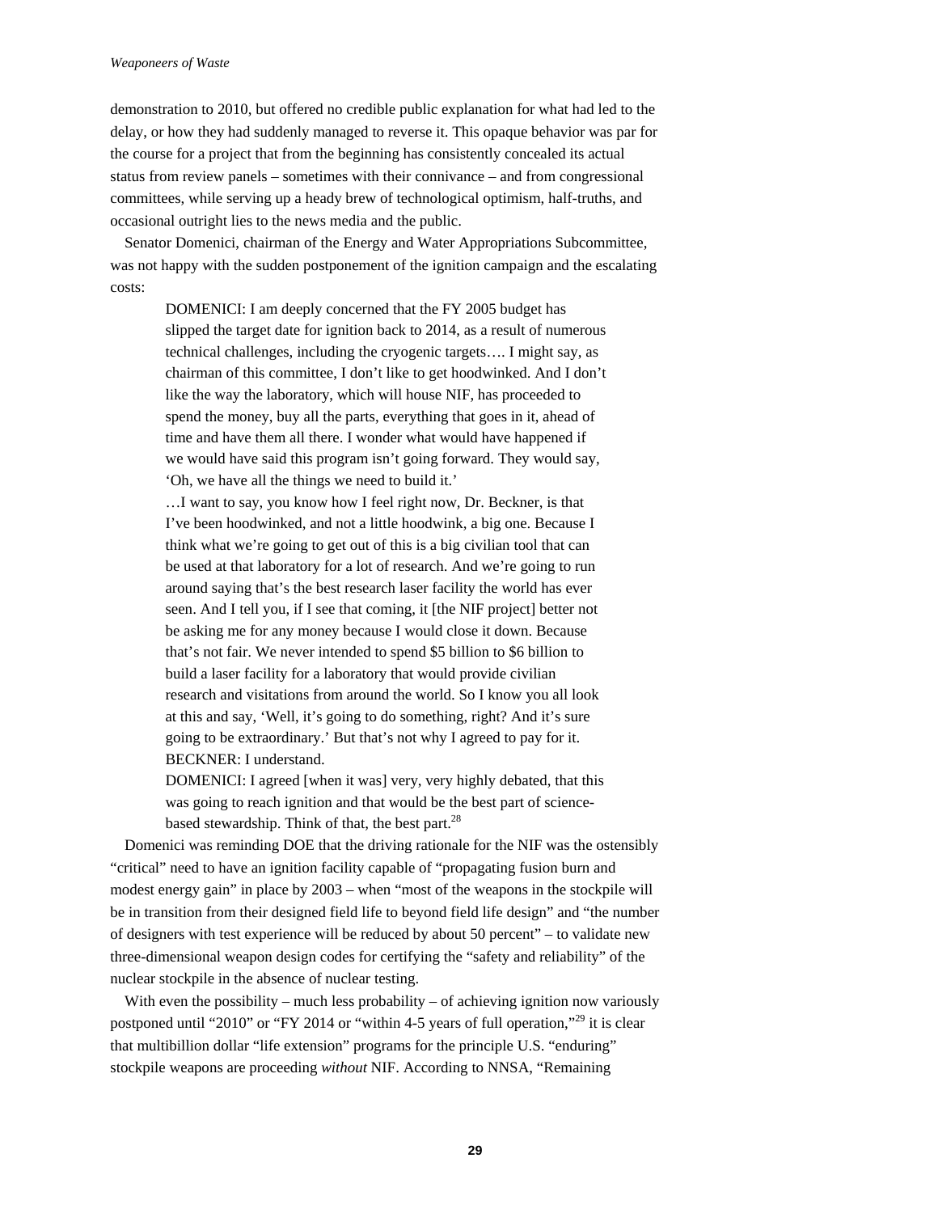demonstration to 2010, but offered no credible public explanation for what had led to the delay, or how they had suddenly managed to reverse it. This opaque behavior was par for the course for a project that from the beginning has consistently concealed its actual status from review panels – sometimes with their connivance – and from congressional committees, while serving up a heady brew of technological optimism, half-truths, and occasional outright lies to the news media and the public.

Senator Domenici, chairman of the Energy and Water Appropriations Subcommittee, was not happy with the sudden postponement of the ignition campaign and the escalating costs:

> DOMENICI: I am deeply concerned that the FY 2005 budget has slipped the target date for ignition back to 2014, as a result of numerous technical challenges, including the cryogenic targets…. I might say, as chairman of this committee, I don't like to get hoodwinked. And I don't like the way the laboratory, which will house NIF, has proceeded to spend the money, buy all the parts, everything that goes in it, ahead of time and have them all there. I wonder what would have happened if we would have said this program isn't going forward. They would say, 'Oh, we have all the things we need to build it.'
>
> …I want to say, you know how I feel right now, Dr. Beckner, is that I've been hoodwinked, and not a little hoodwink, a big one. Because I think what we're going to get out of this is a big civilian tool that can be used at that laboratory for a lot of research. And we're going to run around saying that's the best research laser facility the world has ever seen. And I tell you, if I see that coming, it [the NIF project] better not be asking me for any money because I would close it down. Because that's not fair. We never intended to spend $5 billion to $6 billion to build a laser facility for a laboratory that would provide civilian research and visitations from around the world. So I know you all look at this and say, 'Well, it's going to do something, right? And it's sure going to be extraordinary.' But that's not why I agreed to pay for it.
>
> BECKNER: I understand.
>
> DOMENICI: I agreed [when it was] very, very highly debated, that this was going to reach ignition and that would be the best part of science-based stewardship. Think of that, the best part.[28]

Domenici was reminding DOE that the driving rationale for the NIF was the ostensibly "critical" need to have an ignition facility capable of "propagating fusion burn and modest energy gain" in place by 2003 – when "most of the weapons in the stockpile will be in transition from their designed field life to beyond field life design" and "the number of designers with test experience will be reduced by about 50 percent" – to validate new three-dimensional weapon design codes for certifying the "safety and reliability" of the nuclear stockpile in the absence of nuclear testing.

With even the possibility – much less probability – of achieving ignition now variously postponed until "2010" or "FY 2014 or "within 4-5 years of full operation,"[29] it is clear that multibillion dollar "life extension" programs for the principle U.S. "enduring" stockpile weapons are proceeding *without* NIF. According to NNSA, "Remaining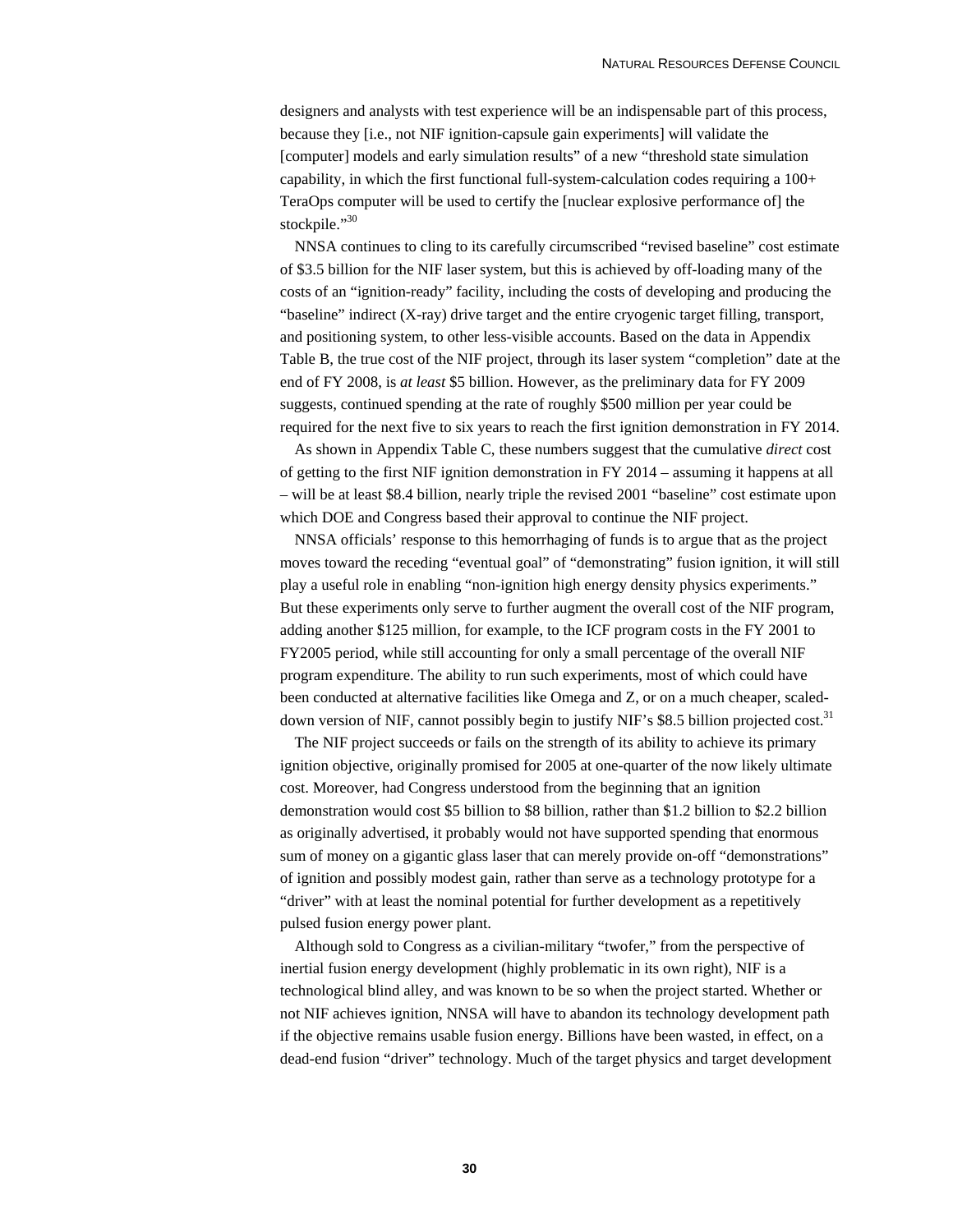designers and analysts with test experience will be an indispensable part of this process, because they [i.e., not NIF ignition-capsule gain experiments] will validate the [computer] models and early simulation results" of a new "threshold state simulation capability, in which the first functional full-system-calculation codes requiring a 100+ TeraOps computer will be used to certify the [nuclear explosive performance of] the stockpile."[30]

NNSA continues to cling to its carefully circumscribed "revised baseline" cost estimate of $3.5 billion for the NIF laser system, but this is achieved by off-loading many of the costs of an "ignition-ready" facility, including the costs of developing and producing the "baseline" indirect (X-ray) drive target and the entire cryogenic target filling, transport, and positioning system, to other less-visible accounts. Based on the data in Appendix Table B, the true cost of the NIF project, through its laser system "completion" date at the end of FY 2008, is *at least* $5 billion. However, as the preliminary data for FY 2009 suggests, continued spending at the rate of roughly $500 million per year could be required for the next five to six years to reach the first ignition demonstration in FY 2014.

As shown in Appendix Table C, these numbers suggest that the cumulative *direct* cost of getting to the first NIF ignition demonstration in FY 2014 – assuming it happens at all – will be at least $8.4 billion, nearly triple the revised 2001 "baseline" cost estimate upon which DOE and Congress based their approval to continue the NIF project.

NNSA officials' response to this hemorrhaging of funds is to argue that as the project moves toward the receding "eventual goal" of "demonstrating" fusion ignition, it will still play a useful role in enabling "non-ignition high energy density physics experiments." But these experiments only serve to further augment the overall cost of the NIF program, adding another $125 million, for example, to the ICF program costs in the FY 2001 to FY2005 period, while still accounting for only a small percentage of the overall NIF program expenditure. The ability to run such experiments, most of which could have been conducted at alternative facilities like Omega and Z, or on a much cheaper, scaled-down version of NIF, cannot possibly begin to justify NIF's $8.5 billion projected cost.[31]

The NIF project succeeds or fails on the strength of its ability to achieve its primary ignition objective, originally promised for 2005 at one-quarter of the now likely ultimate cost. Moreover, had Congress understood from the beginning that an ignition demonstration would cost $5 billion to $8 billion, rather than $1.2 billion to $2.2 billion as originally advertised, it probably would not have supported spending that enormous sum of money on a gigantic glass laser that can merely provide on-off "demonstrations" of ignition and possibly modest gain, rather than serve as a technology prototype for a "driver" with at least the nominal potential for further development as a repetitively pulsed fusion energy power plant.

Although sold to Congress as a civilian-military "twofer," from the perspective of inertial fusion energy development (highly problematic in its own right), NIF is a technological blind alley, and was known to be so when the project started. Whether or not NIF achieves ignition, NNSA will have to abandon its technology development path if the objective remains usable fusion energy. Billions have been wasted, in effect, on a dead-end fusion "driver" technology. Much of the target physics and target development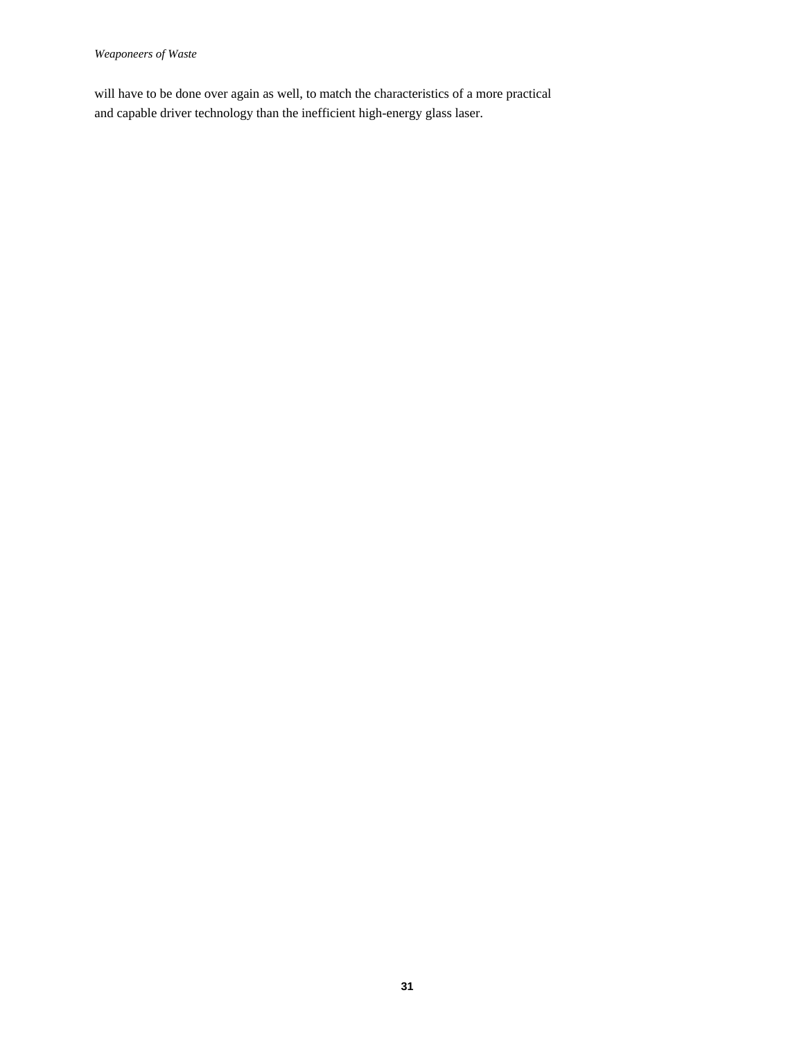will have to be done over again as well, to match the characteristics of a more practical and capable driver technology than the inefficient high-energy glass laser.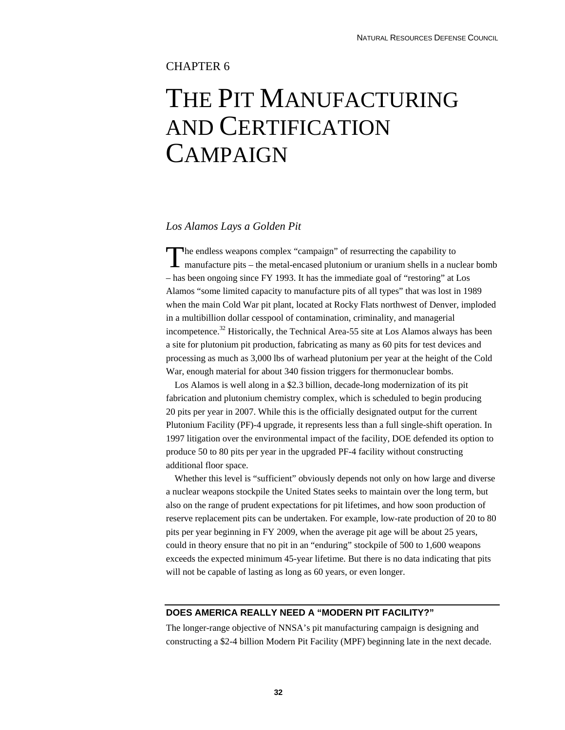CHAPTER 6

# THE PIT MANUFACTURING AND CERTIFICATION CAMPAIGN

*Los Alamos Lays a Golden Pit*

The endless weapons complex "campaign" of resurrecting the capability to manufacture pits – the metal-encased plutonium or uranium shells in a nuclear bomb – has been ongoing since FY 1993. It has the immediate goal of "restoring" at Los Alamos "some limited capacity to manufacture pits of all types" that was lost in 1989 when the main Cold War pit plant, located at Rocky Flats northwest of Denver, imploded in a multibillion dollar cesspool of contamination, criminality, and managerial incompetence.[32] Historically, the Technical Area-55 site at Los Alamos always has been a site for plutonium pit production, fabricating as many as 60 pits for test devices and processing as much as 3,000 lbs of warhead plutonium per year at the height of the Cold War, enough material for about 340 fission triggers for thermonuclear bombs.

Los Alamos is well along in a $2.3 billion, decade-long modernization of its pit fabrication and plutonium chemistry complex, which is scheduled to begin producing 20 pits per year in 2007. While this is the officially designated output for the current Plutonium Facility (PF)-4 upgrade, it represents less than a full single-shift operation. In 1997 litigation over the environmental impact of the facility, DOE defended its option to produce 50 to 80 pits per year in the upgraded PF-4 facility without constructing additional floor space.

Whether this level is "sufficient" obviously depends not only on how large and diverse a nuclear weapons stockpile the United States seeks to maintain over the long term, but also on the range of prudent expectations for pit lifetimes, and how soon production of reserve replacement pits can be undertaken. For example, low-rate production of 20 to 80 pits per year beginning in FY 2009, when the average pit age will be about 25 years, could in theory ensure that no pit in an "enduring" stockpile of 500 to 1,600 weapons exceeds the expected minimum 45-year lifetime. But there is no data indicating that pits will not be capable of lasting as long as 60 years, or even longer.

## DOES AMERICA REALLY NEED A "MODERN PIT FACILITY?"

The longer-range objective of NNSA's pit manufacturing campaign is designing and constructing a $2-4 billion Modern Pit Facility (MPF) beginning late in the next decade.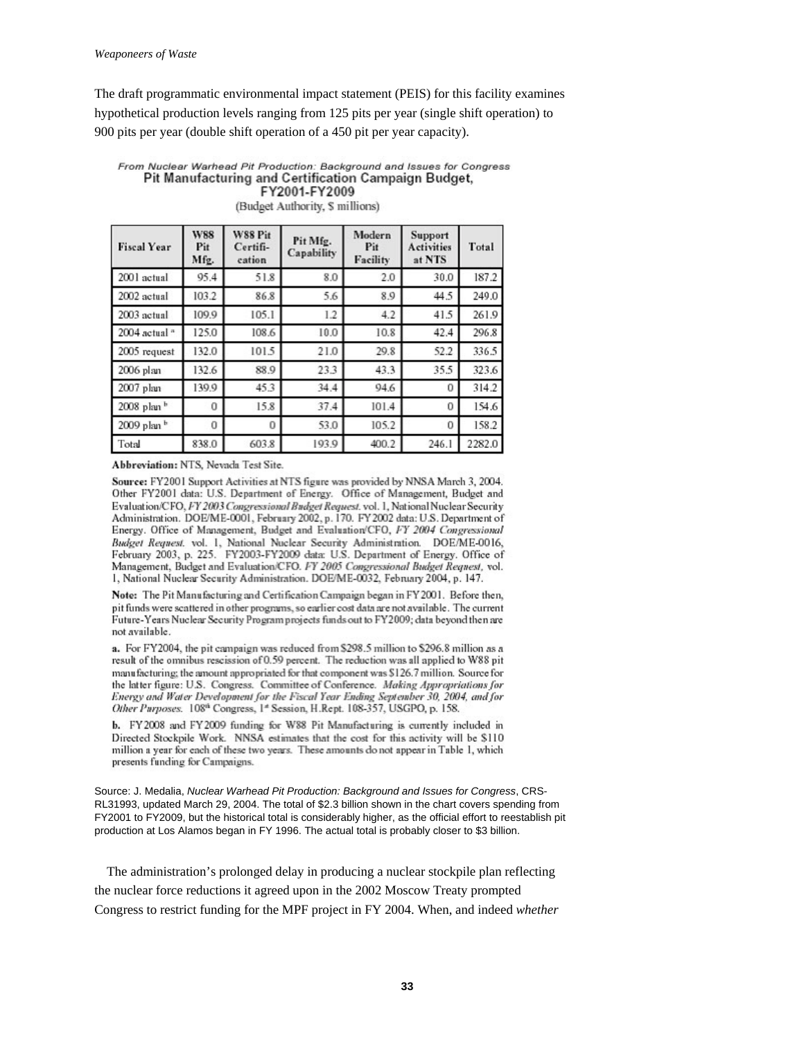The draft programmatic environmental impact statement (PEIS) for this facility examines hypothetical production levels ranging from 125 pits per year (single shift operation) to 900 pits per year (double shift operation of a 450 pit per year capacity).

*From Nuclear Warhead Pit Production: Background and Issues for Congress*

**Pit Manufacturing and Certification Campaign Budget, FY2001-FY2009**

(Budget Authority, $ millions)

| Fiscal Year | W88 Pit Mfg. | W88 Pit Certification | Pit Mfg. Capability | Modern Pit Facility | Support Activities at NTS | Total |
|---|---|---|---|---|---|---|
| 2001 actual | 95.4 | 51.8 | 8.0 | 2.0 | 30.0 | 187.2 |
| 2002 actual | 103.2 | 86.8 | 5.6 | 8.9 | 44.5 | 249.0 |
| 2003 actual | 109.9 | 105.1 | 1.2 | 4.2 | 41.5 | 261.9 |
| 2004 actual [a] | 125.0 | 108.6 | 10.0 | 10.8 | 42.4 | 296.8 |
| 2005 request | 132.0 | 101.5 | 21.0 | 29.8 | 52.2 | 336.5 |
| 2006 plan | 132.6 | 88.9 | 23.3 | 43.3 | 35.5 | 323.6 |
| 2007 plan | 139.9 | 45.3 | 34.4 | 94.6 | 0 | 314.2 |
| 2008 plan [b] | 0 | 15.8 | 37.4 | 101.4 | 0 | 154.6 |
| 2009 plan [b] | 0 | 0 | 53.0 | 105.2 | 0 | 158.2 |
| Total | 838.0 | 603.8 | 193.9 | 400.2 | 246.1 | 2282.0 |

**Abbreviation:** NTS, Nevada Test Site.

**Source:** FY2001 Support Activities at NTS figure was provided by NNSA March 3, 2004. Other FY2001 data: U.S. Department of Energy. Office of Management, Budget and Evaluation/CFO, *FY 2003 Congressional Budget Request*. vol. 1, National Nuclear Security Administration. DOE/ME-0001, February 2002, p. 170. FY2002 data: U.S. Department of Energy. Office of Management, Budget and Evaluation/CFO, *FY 2004 Congressional Budget Request*. vol. 1, National Nuclear Security Administration. DOE/ME-0016, February 2003, p. 225. FY2003-FY2009 data: U.S. Department of Energy. Office of Management, Budget and Evaluation/CFO. *FY 2005 Congressional Budget Request*, vol. 1, National Nuclear Security Administration. DOE/ME-0032, February 2004, p. 147.

**Note:** The Pit Manufacturing and Certification Campaign began in FY2001. Before then, pit funds were scattered in other programs, so earlier cost data are not available. The current Future-Years Nuclear Security Program projects funds out to FY2009; data beyond then are not available.

**a.** For FY2004, the pit campaign was reduced from $298.5 million to $296.8 million as a result of the omnibus rescission of 0.59 percent. The reduction was all applied to W88 pit manufacturing; the amount appropriated for that component was $126.7 million. Source for the latter figure: U.S. Congress. Committee of Conference. *Making Appropriations for Energy and Water Development for the Fiscal Year Ending September 30, 2004, and for Other Purposes*. 108th Congress, 1st Session, H.Rept. 108-357, USGPO, p. 158.

**b.** FY2008 and FY2009 funding for W88 Pit Manufacturing is currently included in Directed Stockpile Work. NNSA estimates that the cost for this activity will be $110 million a year for each of these two years. These amounts do not appear in Table 1, which presents funding for Campaigns.

Source: J. Medalia, *Nuclear Warhead Pit Production: Background and Issues for Congress*, CRS-RL31993, updated March 29, 2004. The total of $2.3 billion shown in the chart covers spending from FY2001 to FY2009, but the historical total is considerably higher, as the official effort to reestablish pit production at Los Alamos began in FY 1996. The actual total is probably closer to $3 billion.

The administration's prolonged delay in producing a nuclear stockpile plan reflecting the nuclear force reductions it agreed upon in the 2002 Moscow Treaty prompted Congress to restrict funding for the MPF project in FY 2004. When, and indeed *whether*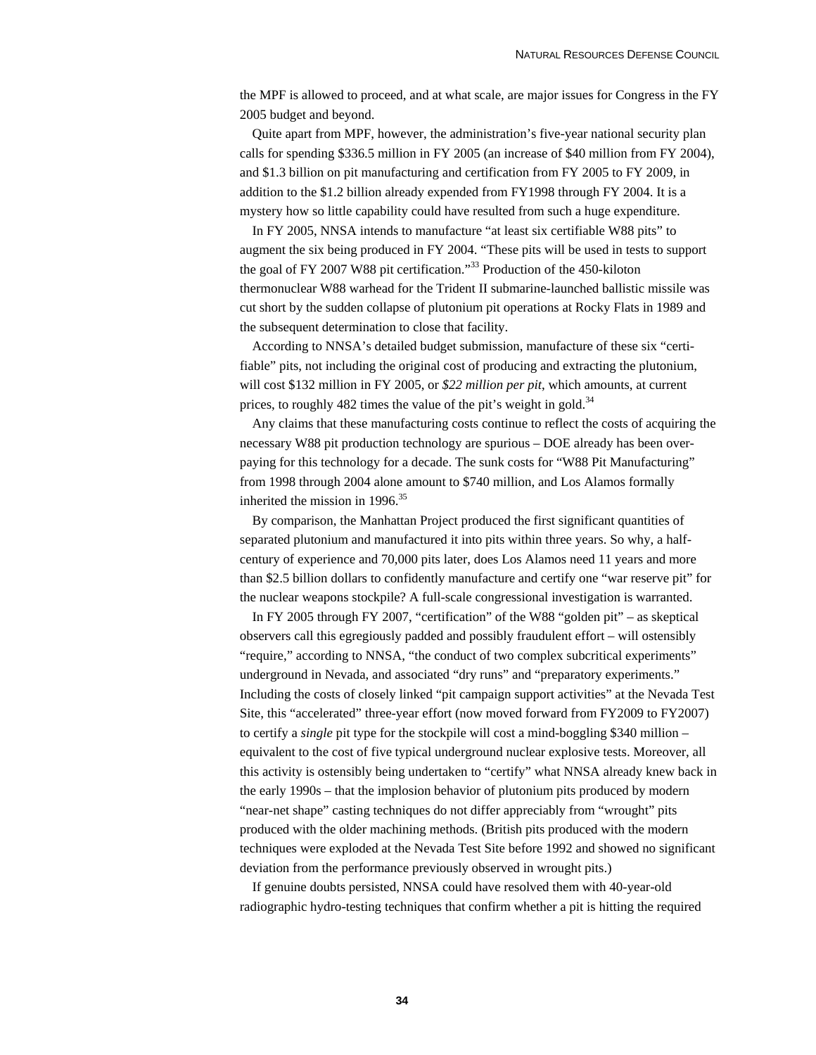the MPF is allowed to proceed, and at what scale, are major issues for Congress in the FY 2005 budget and beyond.

Quite apart from MPF, however, the administration's five-year national security plan calls for spending $336.5 million in FY 2005 (an increase of $40 million from FY 2004), and $1.3 billion on pit manufacturing and certification from FY 2005 to FY 2009, in addition to the $1.2 billion already expended from FY1998 through FY 2004. It is a mystery how so little capability could have resulted from such a huge expenditure.

In FY 2005, NNSA intends to manufacture "at least six certifiable W88 pits" to augment the six being produced in FY 2004. "These pits will be used in tests to support the goal of FY 2007 W88 pit certification."[33] Production of the 450-kiloton thermonuclear W88 warhead for the Trident II submarine-launched ballistic missile was cut short by the sudden collapse of plutonium pit operations at Rocky Flats in 1989 and the subsequent determination to close that facility.

According to NNSA's detailed budget submission, manufacture of these six "certifiable" pits, not including the original cost of producing and extracting the plutonium, will cost $132 million in FY 2005, or *$22 million per pit*, which amounts, at current prices, to roughly 482 times the value of the pit's weight in gold.[34]

Any claims that these manufacturing costs continue to reflect the costs of acquiring the necessary W88 pit production technology are spurious – DOE already has been overpaying for this technology for a decade. The sunk costs for "W88 Pit Manufacturing" from 1998 through 2004 alone amount to $740 million, and Los Alamos formally inherited the mission in 1996.[35]

By comparison, the Manhattan Project produced the first significant quantities of separated plutonium and manufactured it into pits within three years. So why, a half-century of experience and 70,000 pits later, does Los Alamos need 11 years and more than $2.5 billion dollars to confidently manufacture and certify one "war reserve pit" for the nuclear weapons stockpile? A full-scale congressional investigation is warranted.

In FY 2005 through FY 2007, "certification" of the W88 "golden pit" – as skeptical observers call this egregiously padded and possibly fraudulent effort – will ostensibly "require," according to NNSA, "the conduct of two complex subcritical experiments" underground in Nevada, and associated "dry runs" and "preparatory experiments." Including the costs of closely linked "pit campaign support activities" at the Nevada Test Site, this "accelerated" three-year effort (now moved forward from FY2009 to FY2007) to certify a *single* pit type for the stockpile will cost a mind-boggling $340 million – equivalent to the cost of five typical underground nuclear explosive tests. Moreover, all this activity is ostensibly being undertaken to "certify" what NNSA already knew back in the early 1990s – that the implosion behavior of plutonium pits produced by modern "near-net shape" casting techniques do not differ appreciably from "wrought" pits produced with the older machining methods. (British pits produced with the modern techniques were exploded at the Nevada Test Site before 1992 and showed no significant deviation from the performance previously observed in wrought pits.)

If genuine doubts persisted, NNSA could have resolved them with 40-year-old radiographic hydro-testing techniques that confirm whether a pit is hitting the required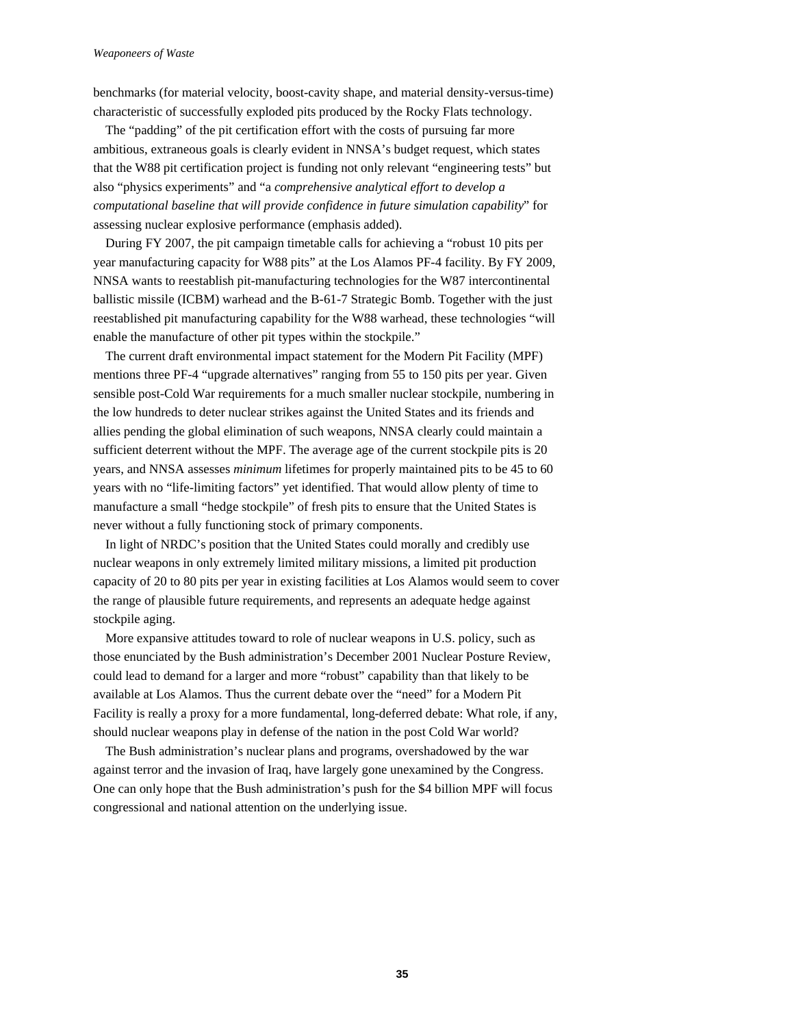benchmarks (for material velocity, boost-cavity shape, and material density-versus-time) characteristic of successfully exploded pits produced by the Rocky Flats technology.

The "padding" of the pit certification effort with the costs of pursuing far more ambitious, extraneous goals is clearly evident in NNSA's budget request, which states that the W88 pit certification project is funding not only relevant "engineering tests" but also "physics experiments" and "a *comprehensive analytical effort to develop a computational baseline that will provide confidence in future simulation capability*" for assessing nuclear explosive performance (emphasis added).

During FY 2007, the pit campaign timetable calls for achieving a "robust 10 pits per year manufacturing capacity for W88 pits" at the Los Alamos PF-4 facility. By FY 2009, NNSA wants to reestablish pit-manufacturing technologies for the W87 intercontinental ballistic missile (ICBM) warhead and the B-61-7 Strategic Bomb. Together with the just reestablished pit manufacturing capability for the W88 warhead, these technologies "will enable the manufacture of other pit types within the stockpile."

The current draft environmental impact statement for the Modern Pit Facility (MPF) mentions three PF-4 "upgrade alternatives" ranging from 55 to 150 pits per year. Given sensible post-Cold War requirements for a much smaller nuclear stockpile, numbering in the low hundreds to deter nuclear strikes against the United States and its friends and allies pending the global elimination of such weapons, NNSA clearly could maintain a sufficient deterrent without the MPF. The average age of the current stockpile pits is 20 years, and NNSA assesses *minimum* lifetimes for properly maintained pits to be 45 to 60 years with no "life-limiting factors" yet identified. That would allow plenty of time to manufacture a small "hedge stockpile" of fresh pits to ensure that the United States is never without a fully functioning stock of primary components.

In light of NRDC's position that the United States could morally and credibly use nuclear weapons in only extremely limited military missions, a limited pit production capacity of 20 to 80 pits per year in existing facilities at Los Alamos would seem to cover the range of plausible future requirements, and represents an adequate hedge against stockpile aging.

More expansive attitudes toward to role of nuclear weapons in U.S. policy, such as those enunciated by the Bush administration's December 2001 Nuclear Posture Review, could lead to demand for a larger and more "robust" capability than that likely to be available at Los Alamos. Thus the current debate over the "need" for a Modern Pit Facility is really a proxy for a more fundamental, long-deferred debate: What role, if any, should nuclear weapons play in defense of the nation in the post Cold War world?

The Bush administration's nuclear plans and programs, overshadowed by the war against terror and the invasion of Iraq, have largely gone unexamined by the Congress. One can only hope that the Bush administration's push for the $4 billion MPF will focus congressional and national attention on the underlying issue.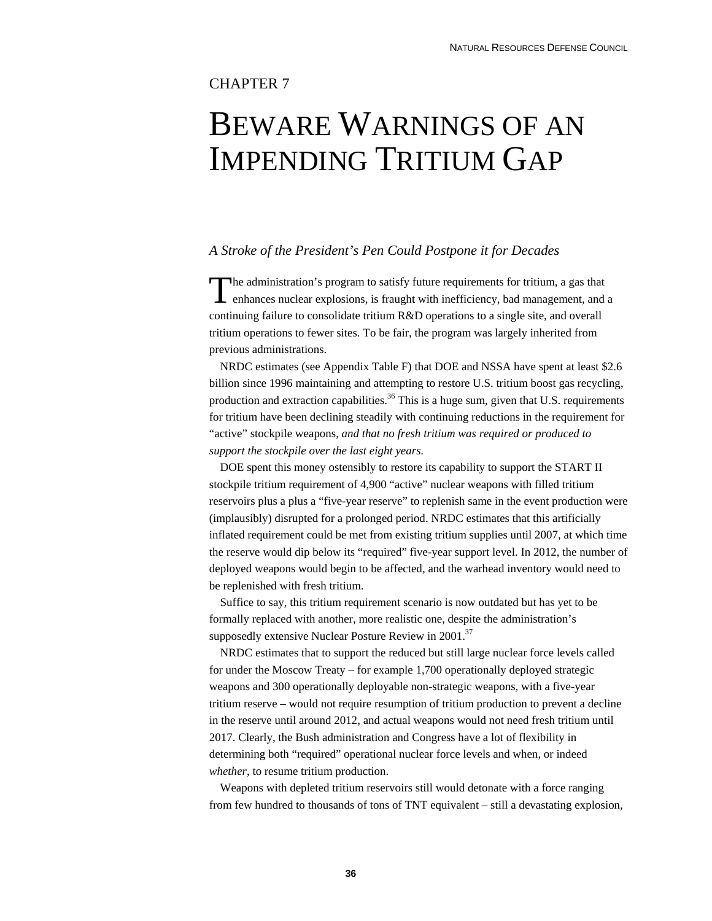CHAPTER 7

# BEWARE WARNINGS OF AN IMPENDING TRITIUM GAP

## *A Stroke of the President's Pen Could Postpone it for Decades*

The administration's program to satisfy future requirements for tritium, a gas that enhances nuclear explosions, is fraught with inefficiency, bad management, and a continuing failure to consolidate tritium R&D operations to a single site, and overall tritium operations to fewer sites. To be fair, the program was largely inherited from previous administrations.

NRDC estimates (see Appendix Table F) that DOE and NSSA have spent at least $2.6 billion since 1996 maintaining and attempting to restore U.S. tritium boost gas recycling, production and extraction capabilities.[36] This is a huge sum, given that U.S. requirements for tritium have been declining steadily with continuing reductions in the requirement for "active" stockpile weapons, *and that no fresh tritium was required or produced to support the stockpile over the last eight years.*

DOE spent this money ostensibly to restore its capability to support the START II stockpile tritium requirement of 4,900 "active" nuclear weapons with filled tritium reservoirs plus a plus a "five-year reserve" to replenish same in the event production were (implausibly) disrupted for a prolonged period. NRDC estimates that this artificially inflated requirement could be met from existing tritium supplies until 2007, at which time the reserve would dip below its "required" five-year support level. In 2012, the number of deployed weapons would begin to be affected, and the warhead inventory would need to be replenished with fresh tritium.

Suffice to say, this tritium requirement scenario is now outdated but has yet to be formally replaced with another, more realistic one, despite the administration's supposedly extensive Nuclear Posture Review in 2001.[37]

NRDC estimates that to support the reduced but still large nuclear force levels called for under the Moscow Treaty – for example 1,700 operationally deployed strategic weapons and 300 operationally deployable non-strategic weapons, with a five-year tritium reserve – would not require resumption of tritium production to prevent a decline in the reserve until around 2012, and actual weapons would not need fresh tritium until 2017. Clearly, the Bush administration and Congress have a lot of flexibility in determining both "required" operational nuclear force levels and when, or indeed *whether*, to resume tritium production.

Weapons with depleted tritium reservoirs still would detonate with a force ranging from few hundred to thousands of tons of TNT equivalent – still a devastating explosion,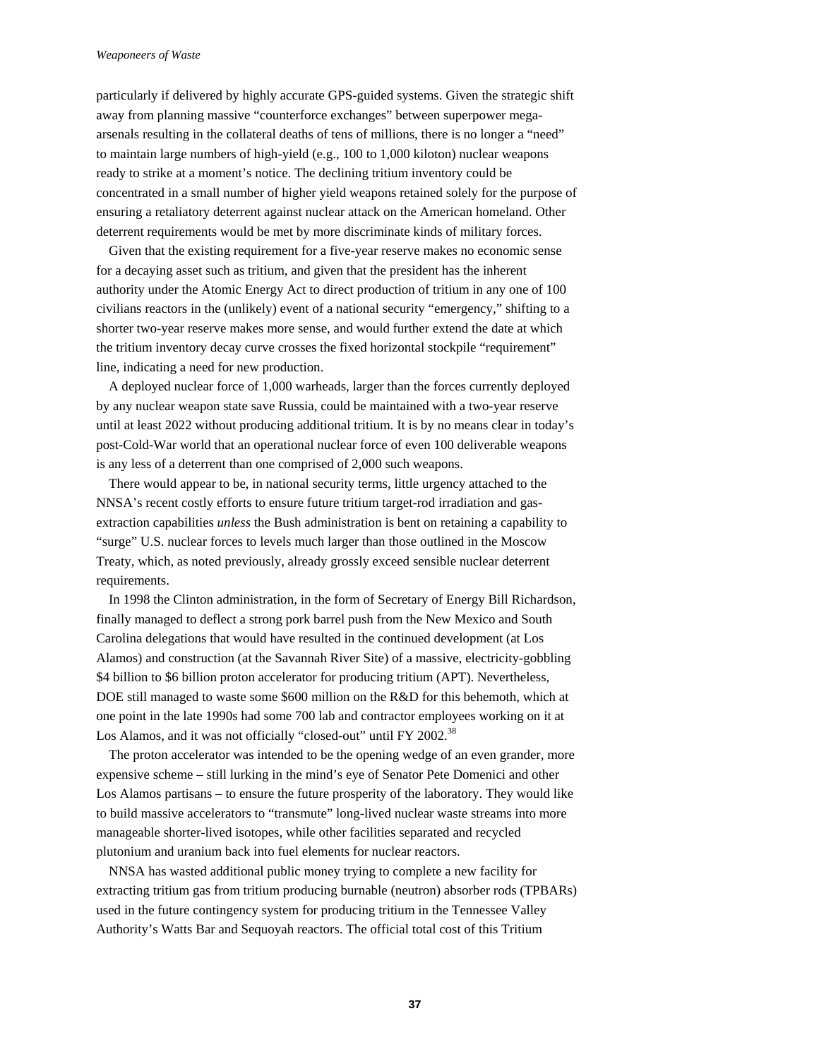particularly if delivered by highly accurate GPS-guided systems. Given the strategic shift away from planning massive "counterforce exchanges" between superpower mega-arsenals resulting in the collateral deaths of tens of millions, there is no longer a "need" to maintain large numbers of high-yield (e.g., 100 to 1,000 kiloton) nuclear weapons ready to strike at a moment's notice. The declining tritium inventory could be concentrated in a small number of higher yield weapons retained solely for the purpose of ensuring a retaliatory deterrent against nuclear attack on the American homeland. Other deterrent requirements would be met by more discriminate kinds of military forces.

Given that the existing requirement for a five-year reserve makes no economic sense for a decaying asset such as tritium, and given that the president has the inherent authority under the Atomic Energy Act to direct production of tritium in any one of 100 civilians reactors in the (unlikely) event of a national security "emergency," shifting to a shorter two-year reserve makes more sense, and would further extend the date at which the tritium inventory decay curve crosses the fixed horizontal stockpile "requirement" line, indicating a need for new production.

A deployed nuclear force of 1,000 warheads, larger than the forces currently deployed by any nuclear weapon state save Russia, could be maintained with a two-year reserve until at least 2022 without producing additional tritium. It is by no means clear in today's post-Cold-War world that an operational nuclear force of even 100 deliverable weapons is any less of a deterrent than one comprised of 2,000 such weapons.

There would appear to be, in national security terms, little urgency attached to the NNSA's recent costly efforts to ensure future tritium target-rod irradiation and gas-extraction capabilities *unless* the Bush administration is bent on retaining a capability to "surge" U.S. nuclear forces to levels much larger than those outlined in the Moscow Treaty, which, as noted previously, already grossly exceed sensible nuclear deterrent requirements.

In 1998 the Clinton administration, in the form of Secretary of Energy Bill Richardson, finally managed to deflect a strong pork barrel push from the New Mexico and South Carolina delegations that would have resulted in the continued development (at Los Alamos) and construction (at the Savannah River Site) of a massive, electricity-gobbling \$4 billion to \$6 billion proton accelerator for producing tritium (APT). Nevertheless, DOE still managed to waste some \$600 million on the R&D for this behemoth, which at one point in the late 1990s had some 700 lab and contractor employees working on it at Los Alamos, and it was not officially "closed-out" until FY 2002.[38]

The proton accelerator was intended to be the opening wedge of an even grander, more expensive scheme – still lurking in the mind's eye of Senator Pete Domenici and other Los Alamos partisans – to ensure the future prosperity of the laboratory. They would like to build massive accelerators to "transmute" long-lived nuclear waste streams into more manageable shorter-lived isotopes, while other facilities separated and recycled plutonium and uranium back into fuel elements for nuclear reactors.

NNSA has wasted additional public money trying to complete a new facility for extracting tritium gas from tritium producing burnable (neutron) absorber rods (TPBARs) used in the future contingency system for producing tritium in the Tennessee Valley Authority's Watts Bar and Sequoyah reactors. The official total cost of this Tritium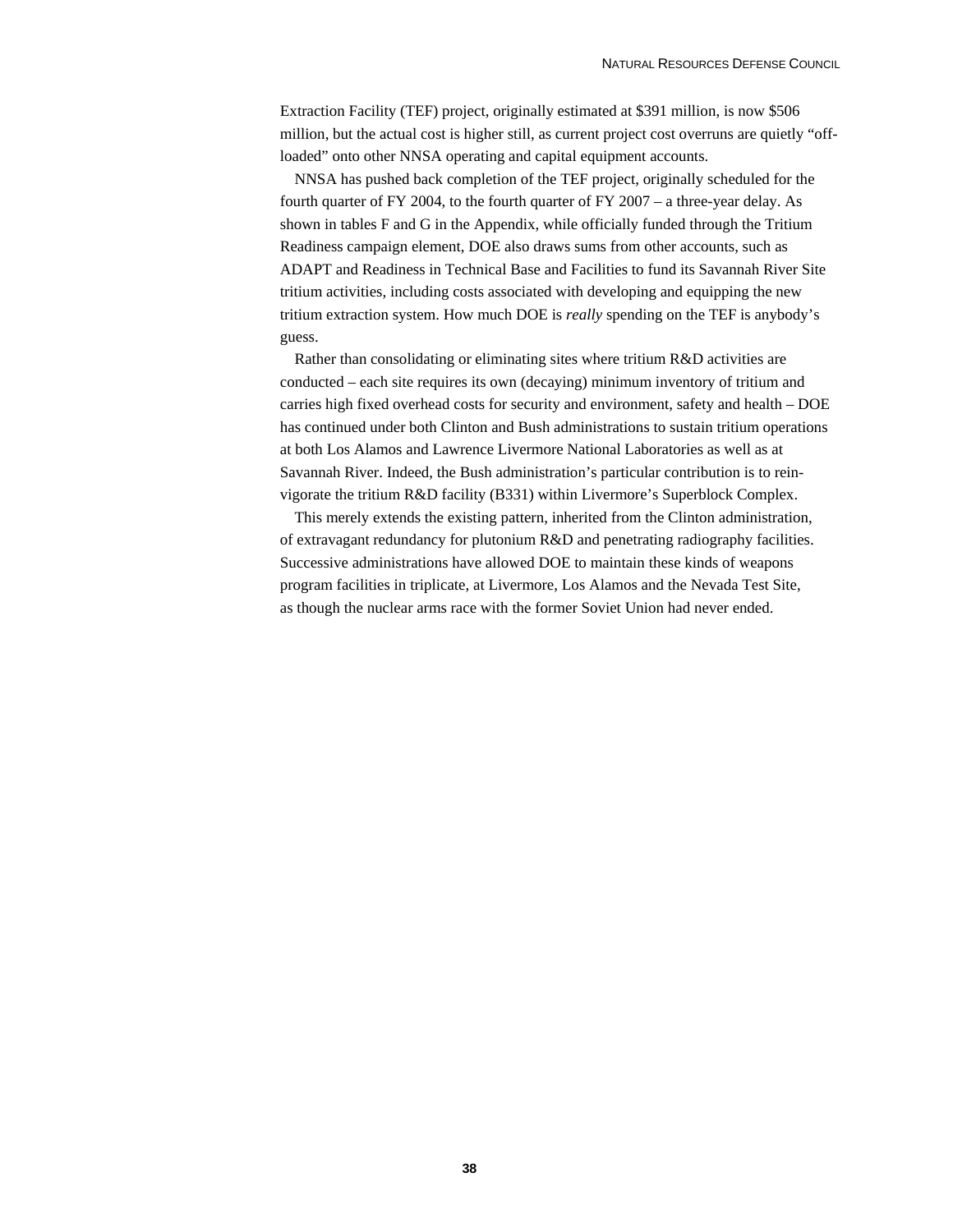Extraction Facility (TEF) project, originally estimated at $391 million, is now $506 million, but the actual cost is higher still, as current project cost overruns are quietly "off-loaded" onto other NNSA operating and capital equipment accounts.

NNSA has pushed back completion of the TEF project, originally scheduled for the fourth quarter of FY 2004, to the fourth quarter of FY 2007 – a three-year delay. As shown in tables F and G in the Appendix, while officially funded through the Tritium Readiness campaign element, DOE also draws sums from other accounts, such as ADAPT and Readiness in Technical Base and Facilities to fund its Savannah River Site tritium activities, including costs associated with developing and equipping the new tritium extraction system. How much DOE is *really* spending on the TEF is anybody's guess.

Rather than consolidating or eliminating sites where tritium R&D activities are conducted – each site requires its own (decaying) minimum inventory of tritium and carries high fixed overhead costs for security and environment, safety and health – DOE has continued under both Clinton and Bush administrations to sustain tritium operations at both Los Alamos and Lawrence Livermore National Laboratories as well as at Savannah River. Indeed, the Bush administration's particular contribution is to reinvigorate the tritium R&D facility (B331) within Livermore's Superblock Complex.

This merely extends the existing pattern, inherited from the Clinton administration, of extravagant redundancy for plutonium R&D and penetrating radiography facilities. Successive administrations have allowed DOE to maintain these kinds of weapons program facilities in triplicate, at Livermore, Los Alamos and the Nevada Test Site, as though the nuclear arms race with the former Soviet Union had never ended.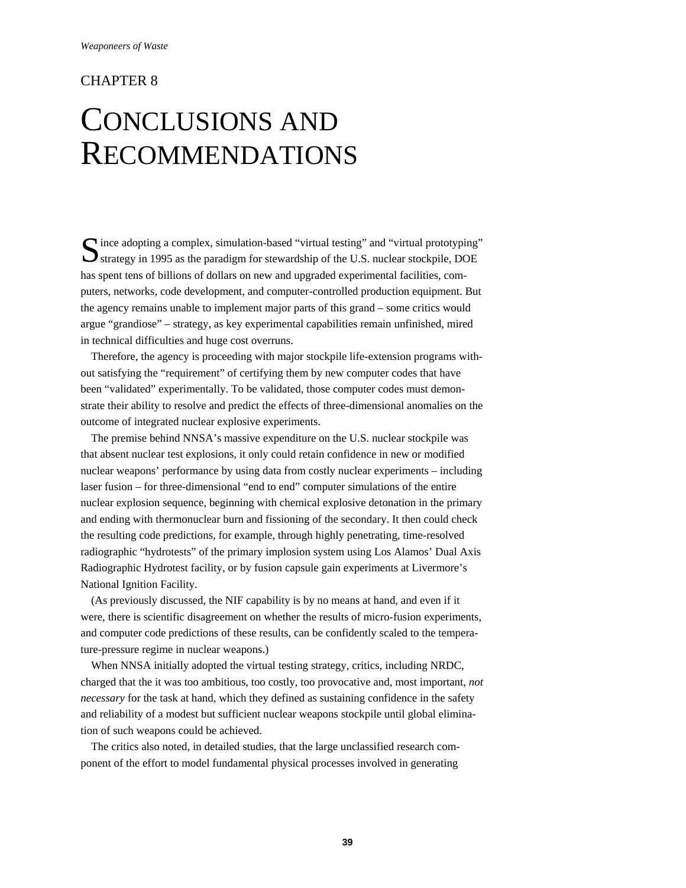CHAPTER 8

# CONCLUSIONS AND RECOMMENDATIONS

Since adopting a complex, simulation-based "virtual testing" and "virtual prototyping" strategy in 1995 as the paradigm for stewardship of the U.S. nuclear stockpile, DOE has spent tens of billions of dollars on new and upgraded experimental facilities, computers, networks, code development, and computer-controlled production equipment. But the agency remains unable to implement major parts of this grand – some critics would argue "grandiose" – strategy, as key experimental capabilities remain unfinished, mired in technical difficulties and huge cost overruns.

Therefore, the agency is proceeding with major stockpile life-extension programs without satisfying the "requirement" of certifying them by new computer codes that have been "validated" experimentally. To be validated, those computer codes must demonstrate their ability to resolve and predict the effects of three-dimensional anomalies on the outcome of integrated nuclear explosive experiments.

The premise behind NNSA's massive expenditure on the U.S. nuclear stockpile was that absent nuclear test explosions, it only could retain confidence in new or modified nuclear weapons' performance by using data from costly nuclear experiments – including laser fusion – for three-dimensional "end to end" computer simulations of the entire nuclear explosion sequence, beginning with chemical explosive detonation in the primary and ending with thermonuclear burn and fissioning of the secondary. It then could check the resulting code predictions, for example, through highly penetrating, time-resolved radiographic "hydrotests" of the primary implosion system using Los Alamos' Dual Axis Radiographic Hydrotest facility, or by fusion capsule gain experiments at Livermore's National Ignition Facility.

(As previously discussed, the NIF capability is by no means at hand, and even if it were, there is scientific disagreement on whether the results of micro-fusion experiments, and computer code predictions of these results, can be confidently scaled to the temperature-pressure regime in nuclear weapons.)

When NNSA initially adopted the virtual testing strategy, critics, including NRDC, charged that the it was too ambitious, too costly, too provocative and, most important, *not necessary* for the task at hand, which they defined as sustaining confidence in the safety and reliability of a modest but sufficient nuclear weapons stockpile until global elimination of such weapons could be achieved.

The critics also noted, in detailed studies, that the large unclassified research component of the effort to model fundamental physical processes involved in generating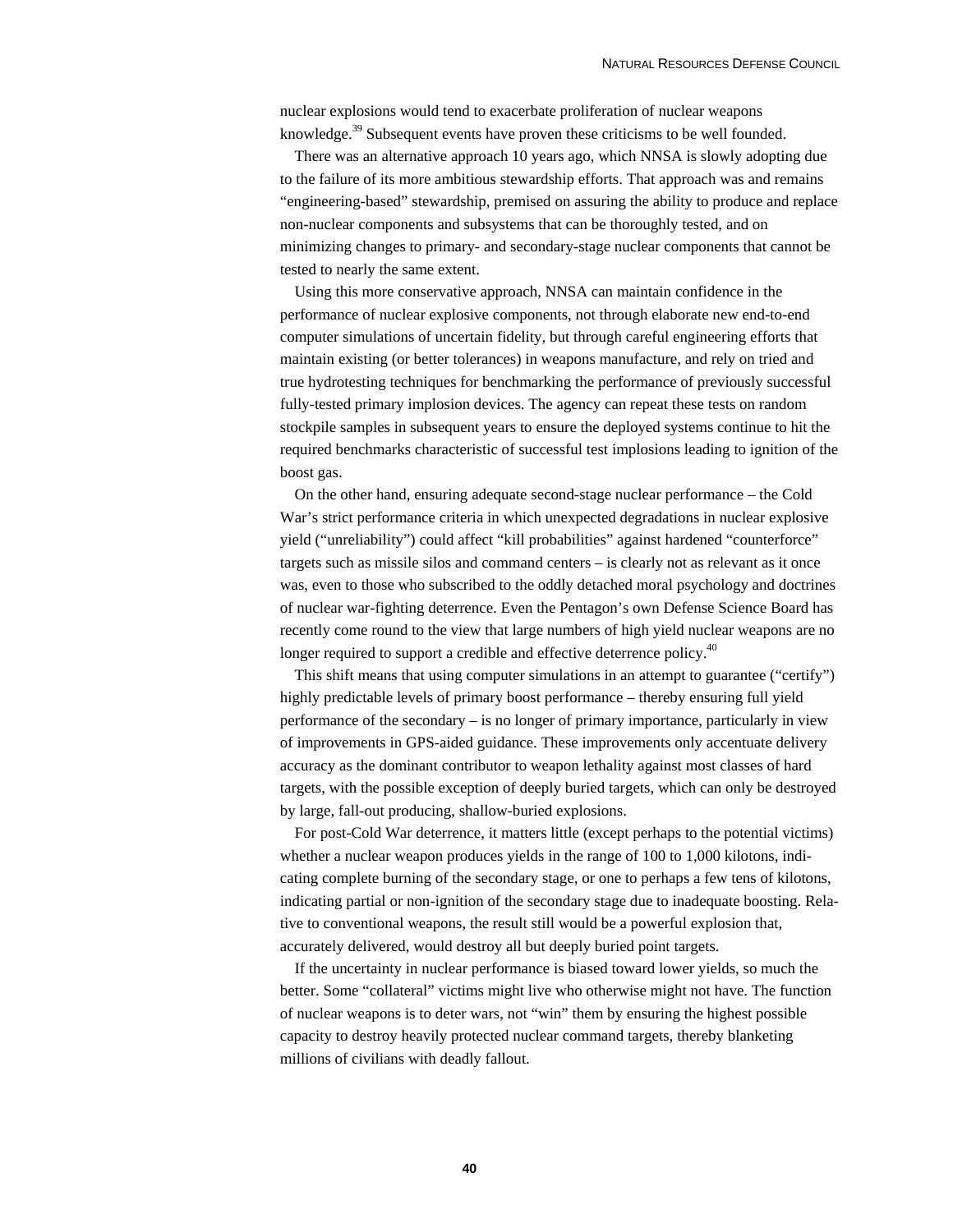nuclear explosions would tend to exacerbate proliferation of nuclear weapons knowledge.[39] Subsequent events have proven these criticisms to be well founded.

There was an alternative approach 10 years ago, which NNSA is slowly adopting due to the failure of its more ambitious stewardship efforts. That approach was and remains "engineering-based" stewardship, premised on assuring the ability to produce and replace non-nuclear components and subsystems that can be thoroughly tested, and on minimizing changes to primary- and secondary-stage nuclear components that cannot be tested to nearly the same extent.

Using this more conservative approach, NNSA can maintain confidence in the performance of nuclear explosive components, not through elaborate new end-to-end computer simulations of uncertain fidelity, but through careful engineering efforts that maintain existing (or better tolerances) in weapons manufacture, and rely on tried and true hydrotesting techniques for benchmarking the performance of previously successful fully-tested primary implosion devices. The agency can repeat these tests on random stockpile samples in subsequent years to ensure the deployed systems continue to hit the required benchmarks characteristic of successful test implosions leading to ignition of the boost gas.

On the other hand, ensuring adequate second-stage nuclear performance – the Cold War's strict performance criteria in which unexpected degradations in nuclear explosive yield ("unreliability") could affect "kill probabilities" against hardened "counterforce" targets such as missile silos and command centers – is clearly not as relevant as it once was, even to those who subscribed to the oddly detached moral psychology and doctrines of nuclear war-fighting deterrence. Even the Pentagon's own Defense Science Board has recently come round to the view that large numbers of high yield nuclear weapons are no longer required to support a credible and effective deterrence policy.[40]

This shift means that using computer simulations in an attempt to guarantee ("certify") highly predictable levels of primary boost performance – thereby ensuring full yield performance of the secondary – is no longer of primary importance, particularly in view of improvements in GPS-aided guidance. These improvements only accentuate delivery accuracy as the dominant contributor to weapon lethality against most classes of hard targets, with the possible exception of deeply buried targets, which can only be destroyed by large, fall-out producing, shallow-buried explosions.

For post-Cold War deterrence, it matters little (except perhaps to the potential victims) whether a nuclear weapon produces yields in the range of 100 to 1,000 kilotons, indicating complete burning of the secondary stage, or one to perhaps a few tens of kilotons, indicating partial or non-ignition of the secondary stage due to inadequate boosting. Relative to conventional weapons, the result still would be a powerful explosion that, accurately delivered, would destroy all but deeply buried point targets.

If the uncertainty in nuclear performance is biased toward lower yields, so much the better. Some "collateral" victims might live who otherwise might not have. The function of nuclear weapons is to deter wars, not "win" them by ensuring the highest possible capacity to destroy heavily protected nuclear command targets, thereby blanketing millions of civilians with deadly fallout.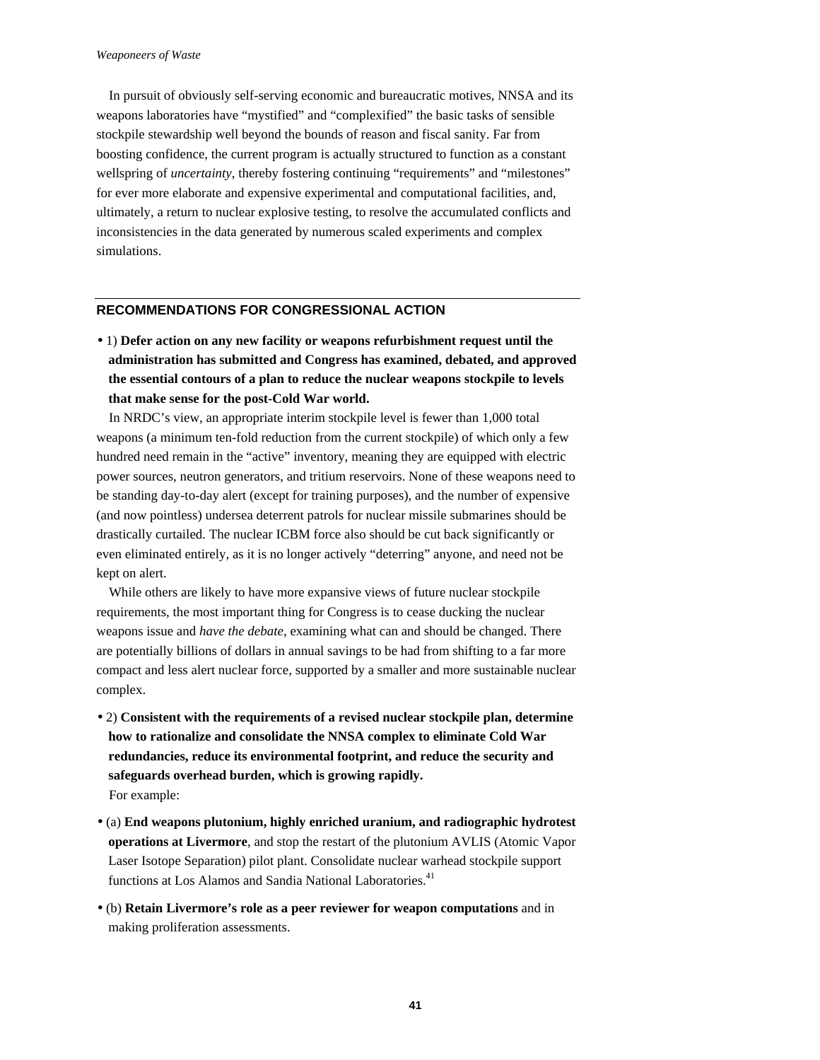In pursuit of obviously self-serving economic and bureaucratic motives, NNSA and its weapons laboratories have "mystified" and "complexified" the basic tasks of sensible stockpile stewardship well beyond the bounds of reason and fiscal sanity. Far from boosting confidence, the current program is actually structured to function as a constant wellspring of *uncertainty*, thereby fostering continuing "requirements" and "milestones" for ever more elaborate and expensive experimental and computational facilities, and, ultimately, a return to nuclear explosive testing, to resolve the accumulated conflicts and inconsistencies in the data generated by numerous scaled experiments and complex simulations.

## RECOMMENDATIONS FOR CONGRESSIONAL ACTION

- 1) **Defer action on any new facility or weapons refurbishment request until the administration has submitted and Congress has examined, debated, and approved the essential contours of a plan to reduce the nuclear weapons stockpile to levels that make sense for the post-Cold War world.**

  In NRDC's view, an appropriate interim stockpile level is fewer than 1,000 total weapons (a minimum ten-fold reduction from the current stockpile) of which only a few hundred need remain in the "active" inventory, meaning they are equipped with electric power sources, neutron generators, and tritium reservoirs. None of these weapons need to be standing day-to-day alert (except for training purposes), and the number of expensive (and now pointless) undersea deterrent patrols for nuclear missile submarines should be drastically curtailed. The nuclear ICBM force also should be cut back significantly or even eliminated entirely, as it is no longer actively "deterring" anyone, and need not be kept on alert.

  While others are likely to have more expansive views of future nuclear stockpile requirements, the most important thing for Congress is to cease ducking the nuclear weapons issue and *have the debate*, examining what can and should be changed. There are potentially billions of dollars in annual savings to be had from shifting to a far more compact and less alert nuclear force, supported by a smaller and more sustainable nuclear complex.

- 2) **Consistent with the requirements of a revised nuclear stockpile plan, determine how to rationalize and consolidate the NNSA complex to eliminate Cold War redundancies, reduce its environmental footprint, and reduce the security and safeguards overhead burden, which is growing rapidly.**

  For example:

- (a) **End weapons plutonium, highly enriched uranium, and radiographic hydrotest operations at Livermore**, and stop the restart of the plutonium AVLIS (Atomic Vapor Laser Isotope Separation) pilot plant. Consolidate nuclear warhead stockpile support functions at Los Alamos and Sandia National Laboratories.[41]

- (b) **Retain Livermore's role as a peer reviewer for weapon computations** and in making proliferation assessments.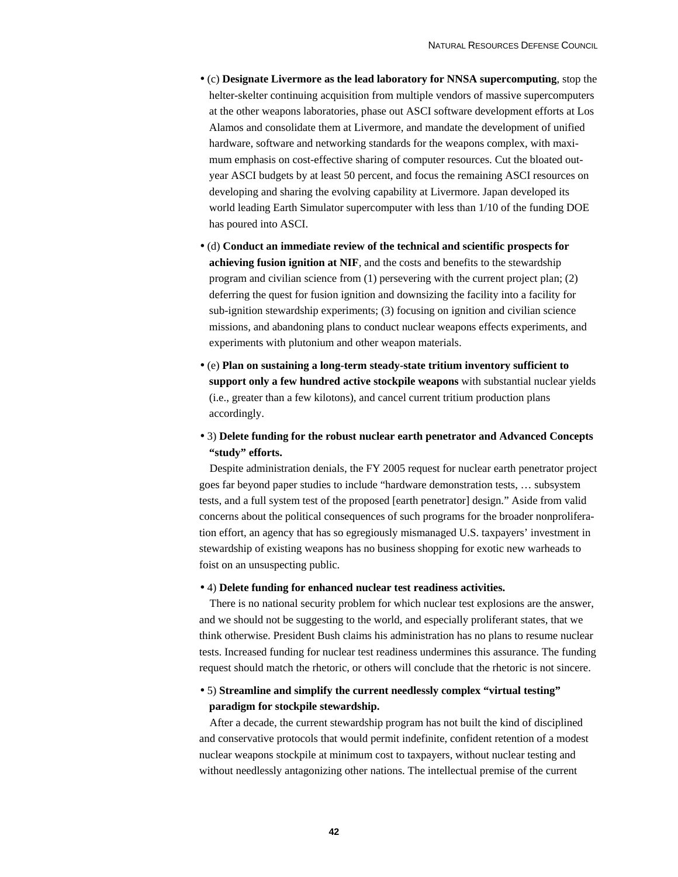- (c) **Designate Livermore as the lead laboratory for NNSA supercomputing**, stop the helter-skelter continuing acquisition from multiple vendors of massive supercomputers at the other weapons laboratories, phase out ASCI software development efforts at Los Alamos and consolidate them at Livermore, and mandate the development of unified hardware, software and networking standards for the weapons complex, with maximum emphasis on cost-effective sharing of computer resources. Cut the bloated out-year ASCI budgets by at least 50 percent, and focus the remaining ASCI resources on developing and sharing the evolving capability at Livermore. Japan developed its world leading Earth Simulator supercomputer with less than 1/10 of the funding DOE has poured into ASCI.

- (d) **Conduct an immediate review of the technical and scientific prospects for achieving fusion ignition at NIF**, and the costs and benefits to the stewardship program and civilian science from (1) persevering with the current project plan; (2) deferring the quest for fusion ignition and downsizing the facility into a facility for sub-ignition stewardship experiments; (3) focusing on ignition and civilian science missions, and abandoning plans to conduct nuclear weapons effects experiments, and experiments with plutonium and other weapon materials.

- (e) **Plan on sustaining a long-term steady-state tritium inventory sufficient to support only a few hundred active stockpile weapons** with substantial nuclear yields (i.e., greater than a few kilotons), and cancel current tritium production plans accordingly.

- 3) **Delete funding for the robust nuclear earth penetrator and Advanced Concepts "study" efforts.**

Despite administration denials, the FY 2005 request for nuclear earth penetrator project goes far beyond paper studies to include "hardware demonstration tests, … subsystem tests, and a full system test of the proposed [earth penetrator] design." Aside from valid concerns about the political consequences of such programs for the broader nonproliferation effort, an agency that has so egregiously mismanaged U.S. taxpayers' investment in stewardship of existing weapons has no business shopping for exotic new warheads to foist on an unsuspecting public.

- 4) **Delete funding for enhanced nuclear test readiness activities.**

There is no national security problem for which nuclear test explosions are the answer, and we should not be suggesting to the world, and especially proliferant states, that we think otherwise. President Bush claims his administration has no plans to resume nuclear tests. Increased funding for nuclear test readiness undermines this assurance. The funding request should match the rhetoric, or others will conclude that the rhetoric is not sincere.

- 5) **Streamline and simplify the current needlessly complex "virtual testing" paradigm for stockpile stewardship.**

After a decade, the current stewardship program has not built the kind of disciplined and conservative protocols that would permit indefinite, confident retention of a modest nuclear weapons stockpile at minimum cost to taxpayers, without nuclear testing and without needlessly antagonizing other nations. The intellectual premise of the current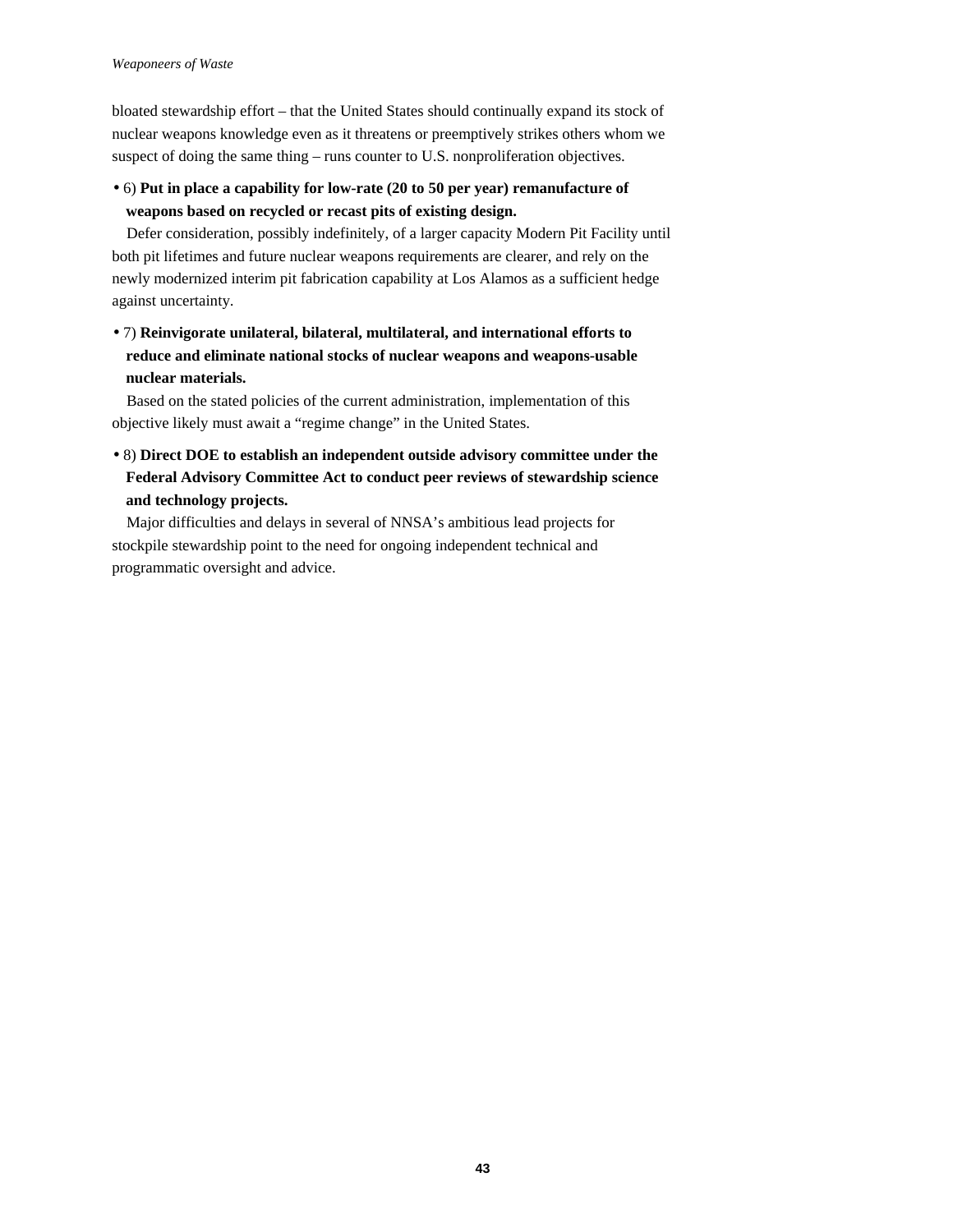bloated stewardship effort – that the United States should continually expand its stock of nuclear weapons knowledge even as it threatens or preemptively strikes others whom we suspect of doing the same thing – runs counter to U.S. nonproliferation objectives.

- 6) **Put in place a capability for low-rate (20 to 50 per year) remanufacture of weapons based on recycled or recast pits of existing design.**

Defer consideration, possibly indefinitely, of a larger capacity Modern Pit Facility until both pit lifetimes and future nuclear weapons requirements are clearer, and rely on the newly modernized interim pit fabrication capability at Los Alamos as a sufficient hedge against uncertainty.

- 7) **Reinvigorate unilateral, bilateral, multilateral, and international efforts to reduce and eliminate national stocks of nuclear weapons and weapons-usable nuclear materials.**

Based on the stated policies of the current administration, implementation of this objective likely must await a "regime change" in the United States.

- 8) **Direct DOE to establish an independent outside advisory committee under the Federal Advisory Committee Act to conduct peer reviews of stewardship science and technology projects.**

Major difficulties and delays in several of NNSA's ambitious lead projects for stockpile stewardship point to the need for ongoing independent technical and programmatic oversight and advice.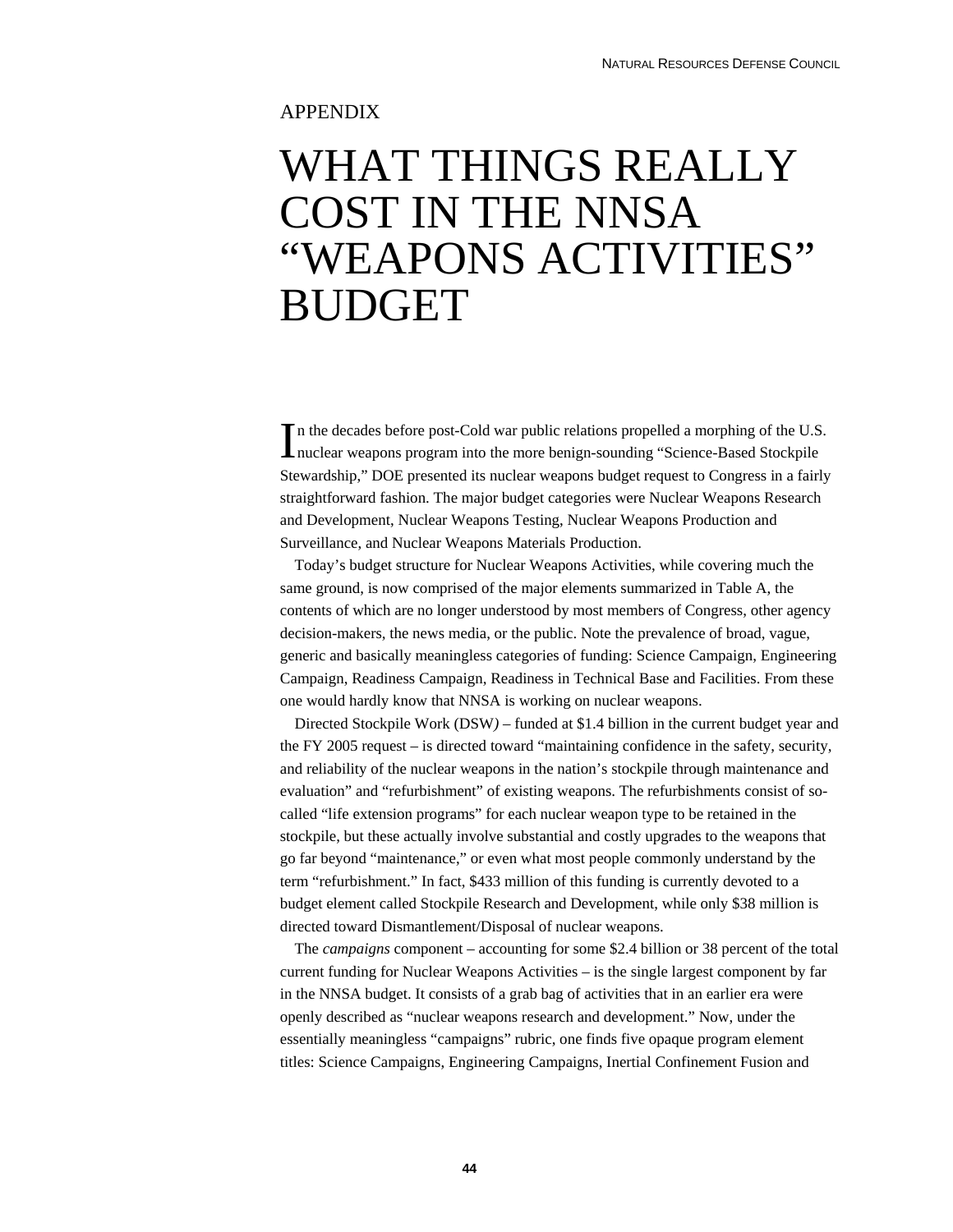APPENDIX

# WHAT THINGS REALLY COST IN THE NNSA "WEAPONS ACTIVITIES" BUDGET

In the decades before post-Cold war public relations propelled a morphing of the U.S. nuclear weapons program into the more benign-sounding "Science-Based Stockpile Stewardship," DOE presented its nuclear weapons budget request to Congress in a fairly straightforward fashion. The major budget categories were Nuclear Weapons Research and Development, Nuclear Weapons Testing, Nuclear Weapons Production and Surveillance, and Nuclear Weapons Materials Production.

Today's budget structure for Nuclear Weapons Activities, while covering much the same ground, is now comprised of the major elements summarized in Table A, the contents of which are no longer understood by most members of Congress, other agency decision-makers, the news media, or the public. Note the prevalence of broad, vague, generic and basically meaningless categories of funding: Science Campaign, Engineering Campaign, Readiness Campaign, Readiness in Technical Base and Facilities. From these one would hardly know that NNSA is working on nuclear weapons.

Directed Stockpile Work (DSW*)* – funded at $1.4 billion in the current budget year and the FY 2005 request – is directed toward "maintaining confidence in the safety, security, and reliability of the nuclear weapons in the nation's stockpile through maintenance and evaluation" and "refurbishment" of existing weapons. The refurbishments consist of so-called "life extension programs" for each nuclear weapon type to be retained in the stockpile, but these actually involve substantial and costly upgrades to the weapons that go far beyond "maintenance," or even what most people commonly understand by the term "refurbishment." In fact, $433 million of this funding is currently devoted to a budget element called Stockpile Research and Development, while only $38 million is directed toward Dismantlement/Disposal of nuclear weapons.

The *campaigns* component – accounting for some $2.4 billion or 38 percent of the total current funding for Nuclear Weapons Activities – is the single largest component by far in the NNSA budget. It consists of a grab bag of activities that in an earlier era were openly described as "nuclear weapons research and development." Now, under the essentially meaningless "campaigns" rubric, one finds five opaque program element titles: Science Campaigns, Engineering Campaigns, Inertial Confinement Fusion and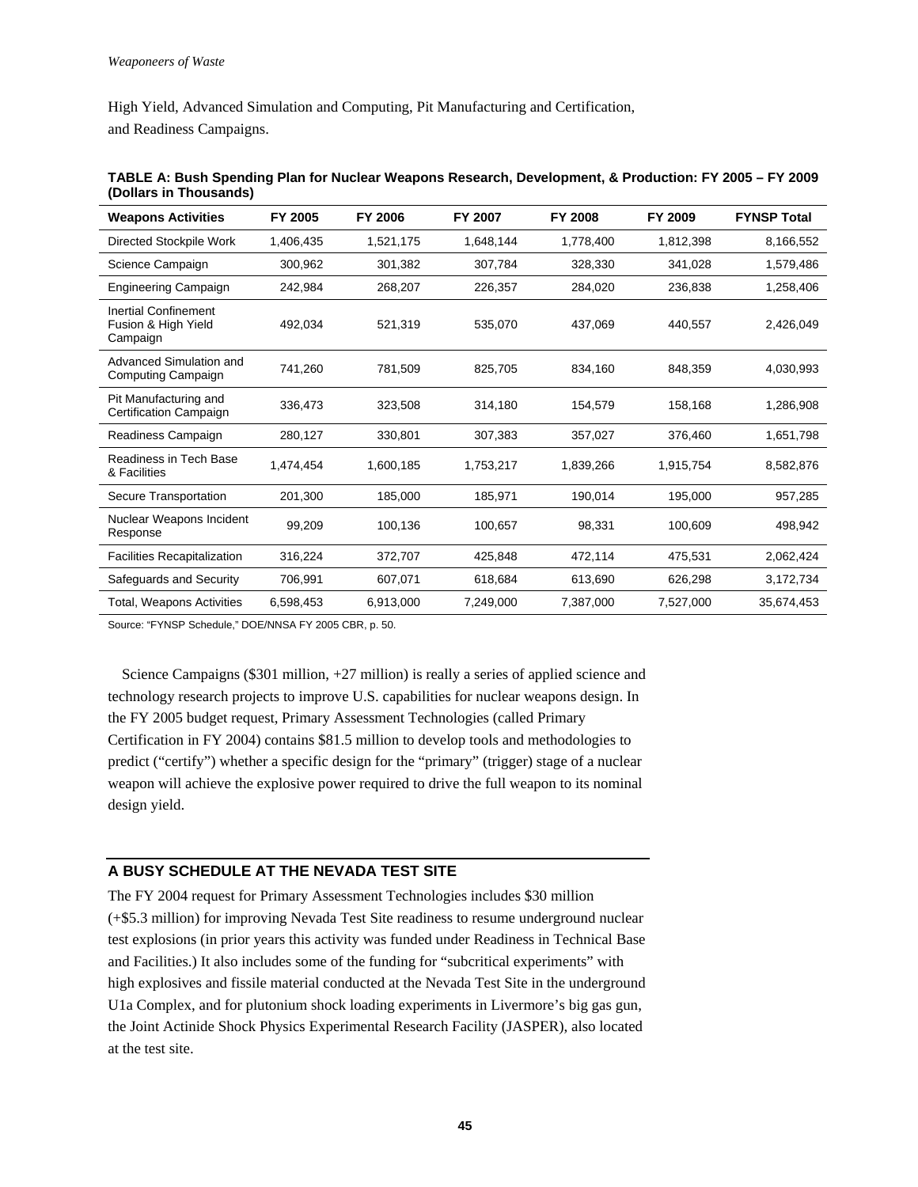High Yield, Advanced Simulation and Computing, Pit Manufacturing and Certification, and Readiness Campaigns.

**TABLE A: Bush Spending Plan for Nuclear Weapons Research, Development, & Production: FY 2005 – FY 2009 (Dollars in Thousands)**

| Weapons Activities | FY 2005 | FY 2006 | FY 2007 | FY 2008 | FY 2009 | FYNSP Total |
|---|---|---|---|---|---|---|
| Directed Stockpile Work | 1,406,435 | 1,521,175 | 1,648,144 | 1,778,400 | 1,812,398 | 8,166,552 |
| Science Campaign | 300,962 | 301,382 | 307,784 | 328,330 | 341,028 | 1,579,486 |
| Engineering Campaign | 242,984 | 268,207 | 226,357 | 284,020 | 236,838 | 1,258,406 |
| Inertial Confinement Fusion & High Yield Campaign | 492,034 | 521,319 | 535,070 | 437,069 | 440,557 | 2,426,049 |
| Advanced Simulation and Computing Campaign | 741,260 | 781,509 | 825,705 | 834,160 | 848,359 | 4,030,993 |
| Pit Manufacturing and Certification Campaign | 336,473 | 323,508 | 314,180 | 154,579 | 158,168 | 1,286,908 |
| Readiness Campaign | 280,127 | 330,801 | 307,383 | 357,027 | 376,460 | 1,651,798 |
| Readiness in Tech Base & Facilities | 1,474,454 | 1,600,185 | 1,753,217 | 1,839,266 | 1,915,754 | 8,582,876 |
| Secure Transportation | 201,300 | 185,000 | 185,971 | 190,014 | 195,000 | 957,285 |
| Nuclear Weapons Incident Response | 99,209 | 100,136 | 100,657 | 98,331 | 100,609 | 498,942 |
| Facilities Recapitalization | 316,224 | 372,707 | 425,848 | 472,114 | 475,531 | 2,062,424 |
| Safeguards and Security | 706,991 | 607,071 | 618,684 | 613,690 | 626,298 | 3,172,734 |
| Total, Weapons Activities | 6,598,453 | 6,913,000 | 7,249,000 | 7,387,000 | 7,527,000 | 35,674,453 |

Source: "FYNSP Schedule," DOE/NNSA FY 2005 CBR, p. 50.

Science Campaigns ($301 million, +27 million) is really a series of applied science and technology research projects to improve U.S. capabilities for nuclear weapons design. In the FY 2005 budget request, Primary Assessment Technologies (called Primary Certification in FY 2004) contains $81.5 million to develop tools and methodologies to predict ("certify") whether a specific design for the "primary" (trigger) stage of a nuclear weapon will achieve the explosive power required to drive the full weapon to its nominal design yield.

## A BUSY SCHEDULE AT THE NEVADA TEST SITE

The FY 2004 request for Primary Assessment Technologies includes $30 million (+$5.3 million) for improving Nevada Test Site readiness to resume underground nuclear test explosions (in prior years this activity was funded under Readiness in Technical Base and Facilities.) It also includes some of the funding for "subcritical experiments" with high explosives and fissile material conducted at the Nevada Test Site in the underground U1a Complex, and for plutonium shock loading experiments in Livermore's big gas gun, the Joint Actinide Shock Physics Experimental Research Facility (JASPER), also located at the test site.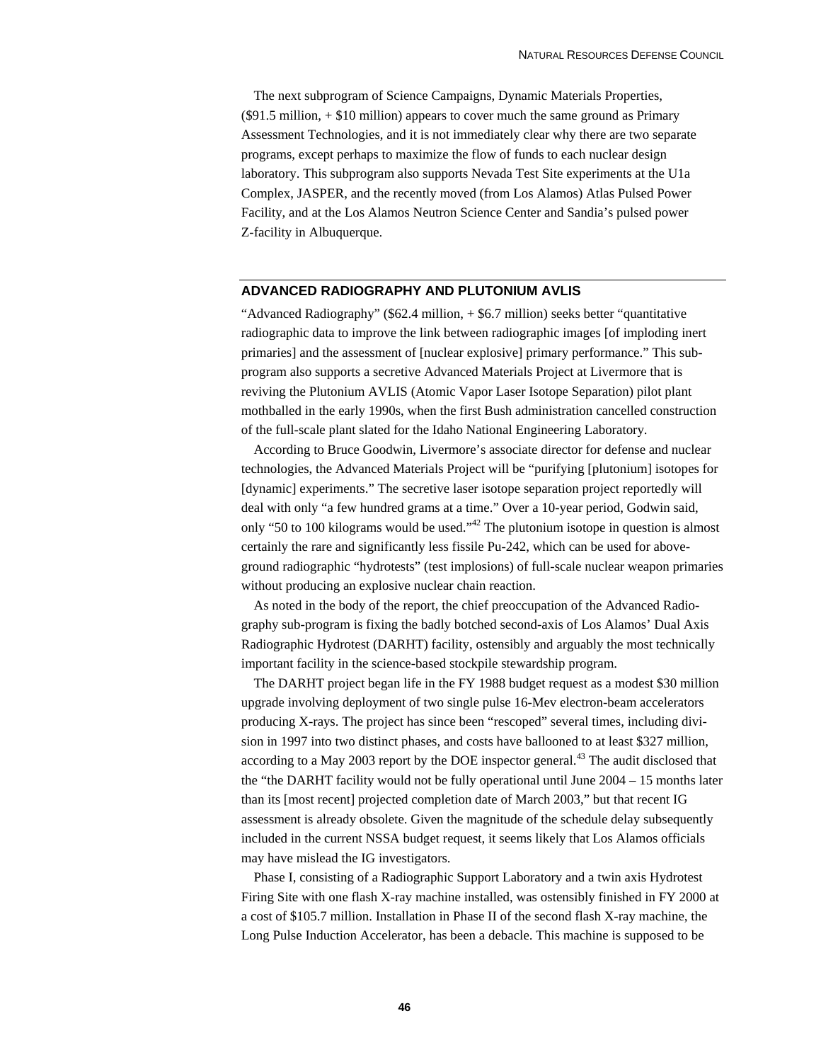The next subprogram of Science Campaigns, Dynamic Materials Properties, ($91.5 million, + $10 million) appears to cover much the same ground as Primary Assessment Technologies, and it is not immediately clear why there are two separate programs, except perhaps to maximize the flow of funds to each nuclear design laboratory. This subprogram also supports Nevada Test Site experiments at the U1a Complex, JASPER, and the recently moved (from Los Alamos) Atlas Pulsed Power Facility, and at the Los Alamos Neutron Science Center and Sandia's pulsed power Z-facility in Albuquerque.

## ADVANCED RADIOGRAPHY AND PLUTONIUM AVLIS

"Advanced Radiography" ($62.4 million, + $6.7 million) seeks better "quantitative radiographic data to improve the link between radiographic images [of imploding inert primaries] and the assessment of [nuclear explosive] primary performance." This sub-program also supports a secretive Advanced Materials Project at Livermore that is reviving the Plutonium AVLIS (Atomic Vapor Laser Isotope Separation) pilot plant mothballed in the early 1990s, when the first Bush administration cancelled construction of the full-scale plant slated for the Idaho National Engineering Laboratory.

According to Bruce Goodwin, Livermore's associate director for defense and nuclear technologies, the Advanced Materials Project will be "purifying [plutonium] isotopes for [dynamic] experiments." The secretive laser isotope separation project reportedly will deal with only "a few hundred grams at a time." Over a 10-year period, Godwin said, only "50 to 100 kilograms would be used."[42] The plutonium isotope in question is almost certainly the rare and significantly less fissile Pu-242, which can be used for above-ground radiographic "hydrotests" (test implosions) of full-scale nuclear weapon primaries without producing an explosive nuclear chain reaction.

As noted in the body of the report, the chief preoccupation of the Advanced Radiography sub-program is fixing the badly botched second-axis of Los Alamos' Dual Axis Radiographic Hydrotest (DARHT) facility, ostensibly and arguably the most technically important facility in the science-based stockpile stewardship program.

The DARHT project began life in the FY 1988 budget request as a modest $30 million upgrade involving deployment of two single pulse 16-Mev electron-beam accelerators producing X-rays. The project has since been "rescoped" several times, including division in 1997 into two distinct phases, and costs have ballooned to at least $327 million, according to a May 2003 report by the DOE inspector general.[43] The audit disclosed that the "the DARHT facility would not be fully operational until June 2004 – 15 months later than its [most recent] projected completion date of March 2003," but that recent IG assessment is already obsolete. Given the magnitude of the schedule delay subsequently included in the current NSSA budget request, it seems likely that Los Alamos officials may have mislead the IG investigators.

Phase I, consisting of a Radiographic Support Laboratory and a twin axis Hydrotest Firing Site with one flash X-ray machine installed, was ostensibly finished in FY 2000 at a cost of $105.7 million. Installation in Phase II of the second flash X-ray machine, the Long Pulse Induction Accelerator, has been a debacle. This machine is supposed to be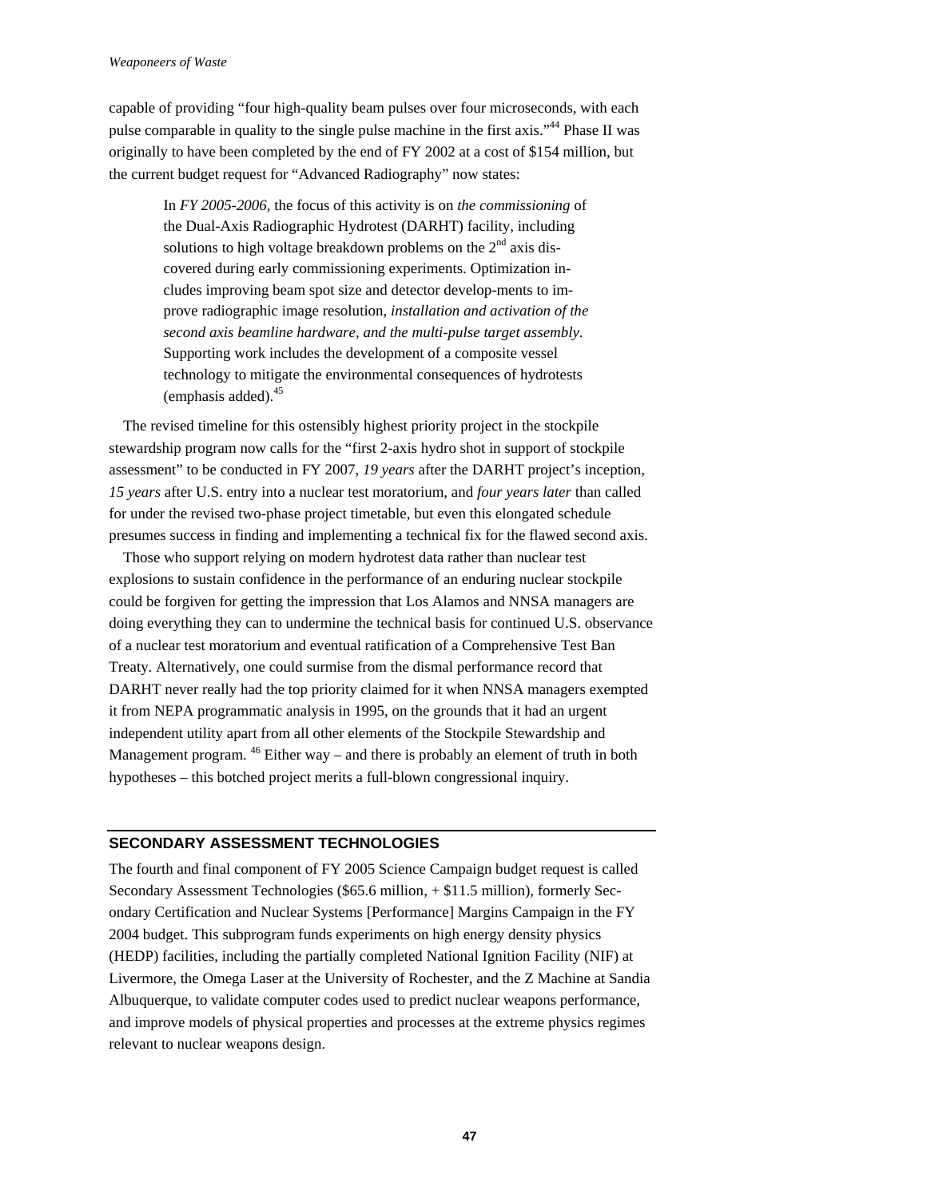capable of providing "four high-quality beam pulses over four microseconds, with each pulse comparable in quality to the single pulse machine in the first axis."[44] Phase II was originally to have been completed by the end of FY 2002 at a cost of $154 million, but the current budget request for "Advanced Radiography" now states:

> In *FY 2005-2006*, the focus of this activity is on *the commissioning* of the Dual-Axis Radiographic Hydrotest (DARHT) facility, including solutions to high voltage breakdown problems on the 2nd axis discovered during early commissioning experiments. Optimization includes improving beam spot size and detector develop-ments to improve radiographic image resolution, *installation and activation of the second axis beamline hardware, and the multi-pulse target assembly*. Supporting work includes the development of a composite vessel technology to mitigate the environmental consequences of hydrotests (emphasis added).[45]

The revised timeline for this ostensibly highest priority project in the stockpile stewardship program now calls for the "first 2-axis hydro shot in support of stockpile assessment" to be conducted in FY 2007, *19 years* after the DARHT project's inception, *15 years* after U.S. entry into a nuclear test moratorium, and *four years later* than called for under the revised two-phase project timetable, but even this elongated schedule presumes success in finding and implementing a technical fix for the flawed second axis.

Those who support relying on modern hydrotest data rather than nuclear test explosions to sustain confidence in the performance of an enduring nuclear stockpile could be forgiven for getting the impression that Los Alamos and NNSA managers are doing everything they can to undermine the technical basis for continued U.S. observance of a nuclear test moratorium and eventual ratification of a Comprehensive Test Ban Treaty. Alternatively, one could surmise from the dismal performance record that DARHT never really had the top priority claimed for it when NNSA managers exempted it from NEPA programmatic analysis in 1995, on the grounds that it had an urgent independent utility apart from all other elements of the Stockpile Stewardship and Management program.[46] Either way – and there is probably an element of truth in both hypotheses – this botched project merits a full-blown congressional inquiry.

## SECONDARY ASSESSMENT TECHNOLOGIES

The fourth and final component of FY 2005 Science Campaign budget request is called Secondary Assessment Technologies ($65.6 million, + $11.5 million), formerly Secondary Certification and Nuclear Systems [Performance] Margins Campaign in the FY 2004 budget. This subprogram funds experiments on high energy density physics (HEDP) facilities, including the partially completed National Ignition Facility (NIF) at Livermore, the Omega Laser at the University of Rochester, and the Z Machine at Sandia Albuquerque, to validate computer codes used to predict nuclear weapons performance, and improve models of physical properties and processes at the extreme physics regimes relevant to nuclear weapons design.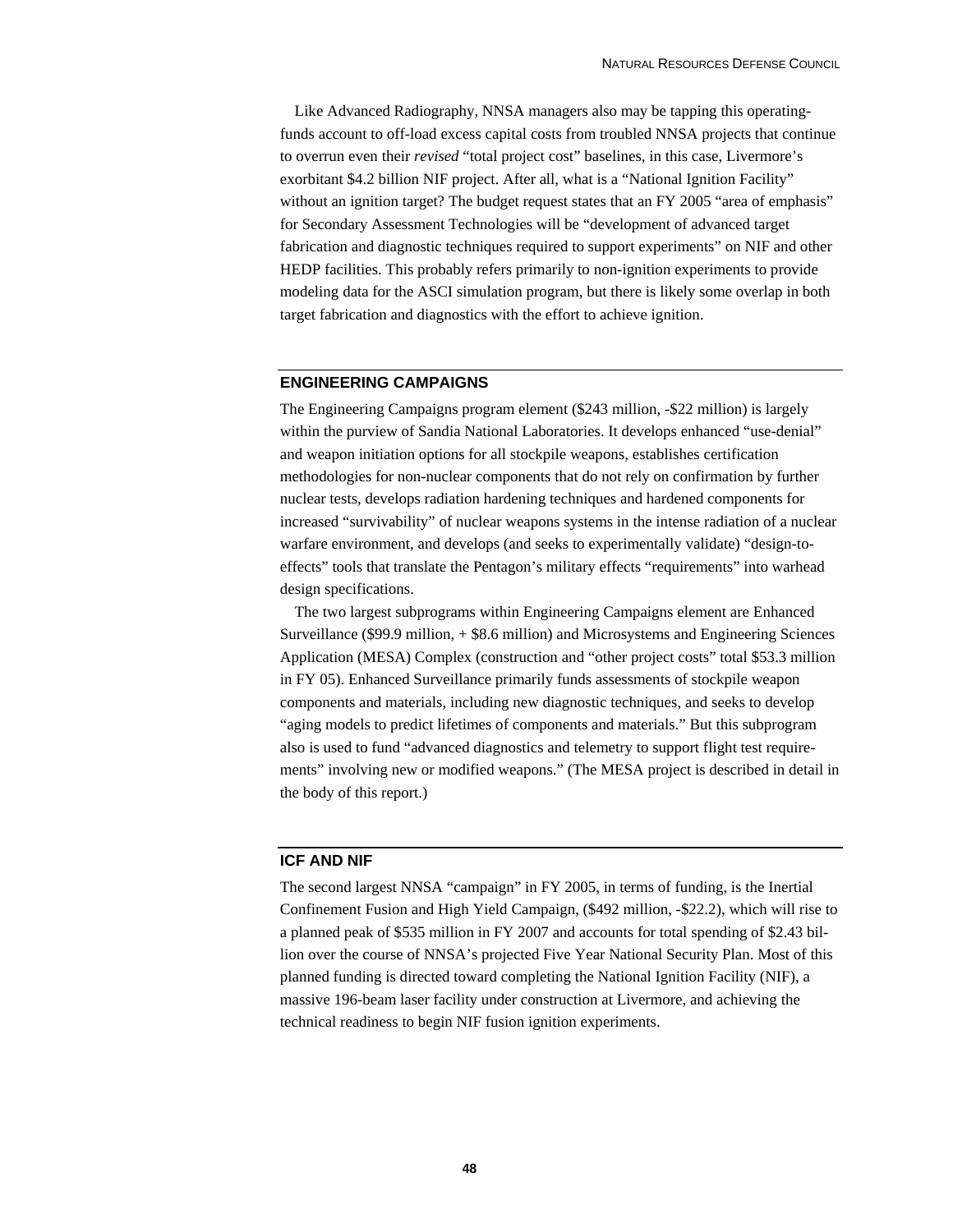Like Advanced Radiography, NNSA managers also may be tapping this operating-funds account to off-load excess capital costs from troubled NNSA projects that continue to overrun even their *revised* "total project cost" baselines, in this case, Livermore's exorbitant $4.2 billion NIF project. After all, what is a "National Ignition Facility" without an ignition target? The budget request states that an FY 2005 "area of emphasis" for Secondary Assessment Technologies will be "development of advanced target fabrication and diagnostic techniques required to support experiments" on NIF and other HEDP facilities. This probably refers primarily to non-ignition experiments to provide modeling data for the ASCI simulation program, but there is likely some overlap in both target fabrication and diagnostics with the effort to achieve ignition.

## ENGINEERING CAMPAIGNS

The Engineering Campaigns program element ($243 million, -$22 million) is largely within the purview of Sandia National Laboratories. It develops enhanced "use-denial" and weapon initiation options for all stockpile weapons, establishes certification methodologies for non-nuclear components that do not rely on confirmation by further nuclear tests, develops radiation hardening techniques and hardened components for increased "survivability" of nuclear weapons systems in the intense radiation of a nuclear warfare environment, and develops (and seeks to experimentally validate) "design-to-effects" tools that translate the Pentagon's military effects "requirements" into warhead design specifications.

The two largest subprograms within Engineering Campaigns element are Enhanced Surveillance ($99.9 million, + $8.6 million) and Microsystems and Engineering Sciences Application (MESA) Complex (construction and "other project costs" total $53.3 million in FY 05). Enhanced Surveillance primarily funds assessments of stockpile weapon components and materials, including new diagnostic techniques, and seeks to develop "aging models to predict lifetimes of components and materials." But this subprogram also is used to fund "advanced diagnostics and telemetry to support flight test requirements" involving new or modified weapons." (The MESA project is described in detail in the body of this report.)

## ICF AND NIF

The second largest NNSA "campaign" in FY 2005, in terms of funding, is the Inertial Confinement Fusion and High Yield Campaign, ($492 million, -$22.2), which will rise to a planned peak of $535 million in FY 2007 and accounts for total spending of $2.43 billion over the course of NNSA's projected Five Year National Security Plan. Most of this planned funding is directed toward completing the National Ignition Facility (NIF), a massive 196-beam laser facility under construction at Livermore, and achieving the technical readiness to begin NIF fusion ignition experiments.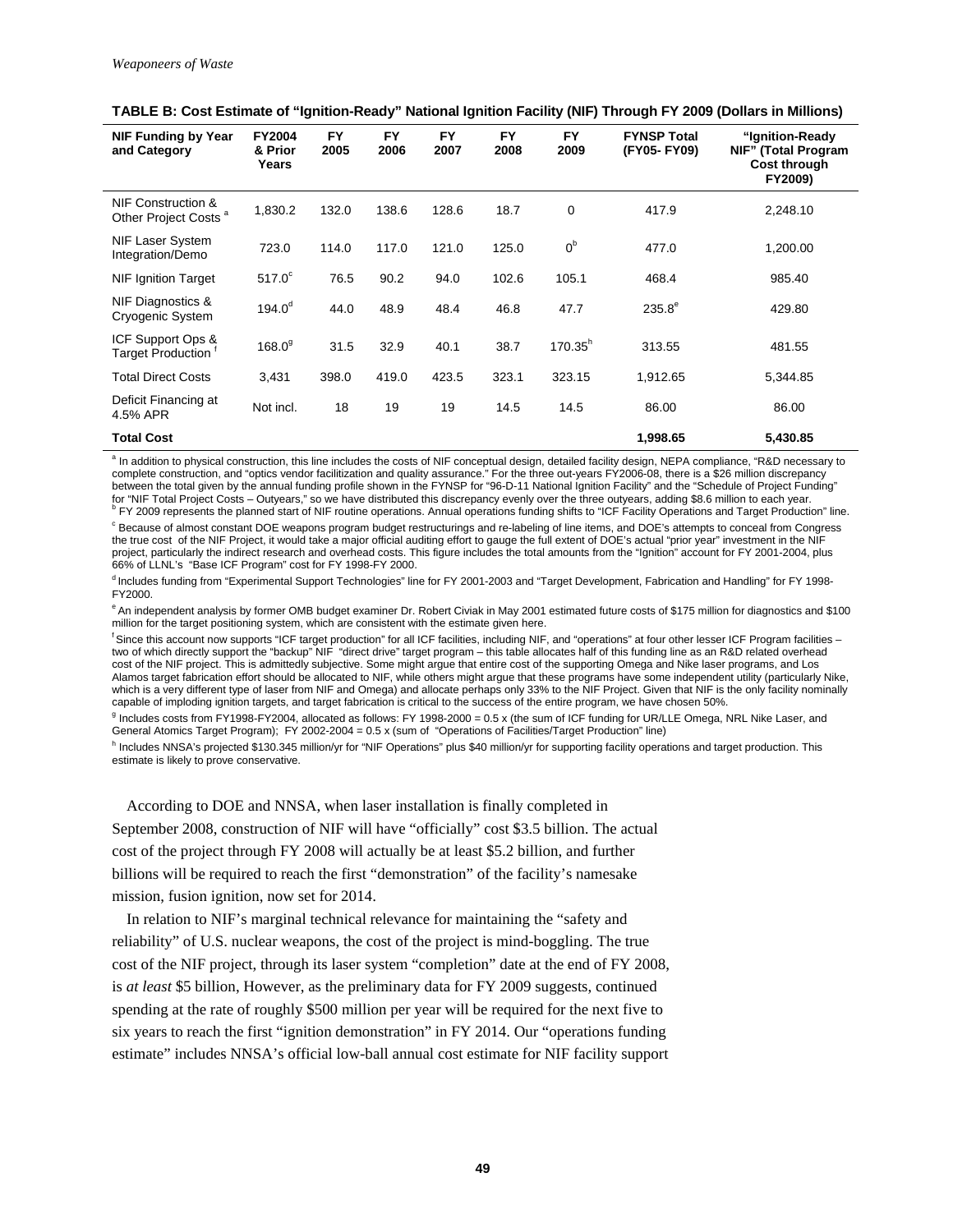**TABLE B: Cost Estimate of "Ignition-Ready" National Ignition Facility (NIF) Through FY 2009 (Dollars in Millions)**

| NIF Funding by Year and Category | FY2004 & Prior Years | FY 2005 | FY 2006 | FY 2007 | FY 2008 | FY 2009 | FYNSP Total (FY05- FY09) | "Ignition-Ready NIF" (Total Program Cost through FY2009) |
|---|---|---|---|---|---|---|---|---|
| NIF Construction & Other Project Costs [a] | 1,830.2 | 132.0 | 138.6 | 128.6 | 18.7 | 0 | 417.9 | 2,248.10 |
| NIF Laser System Integration/Demo | 723.0 | 114.0 | 117.0 | 121.0 | 125.0 | 0[b] | 477.0 | 1,200.00 |
| NIF Ignition Target | 517.0[c] | 76.5 | 90.2 | 94.0 | 102.6 | 105.1 | 468.4 | 985.40 |
| NIF Diagnostics & Cryogenic System | 194.0[d] | 44.0 | 48.9 | 48.4 | 46.8 | 47.7 | 235.8[e] | 429.80 |
| ICF Support Ops & Target Production [f] | 168.0[g] | 31.5 | 32.9 | 40.1 | 38.7 | 170.35[h] | 313.55 | 481.55 |
| Total Direct Costs | 3,431 | 398.0 | 419.0 | 423.5 | 323.1 | 323.15 | 1,912.65 | 5,344.85 |
| Deficit Financing at 4.5% APR | Not incl. | 18 | 19 | 19 | 14.5 | 14.5 | 86.00 | 86.00 |
| **Total Cost** | | | | | | | **1,998.65** | **5,430.85** |

[a] In addition to physical construction, this line includes the costs of NIF conceptual design, detailed facility design, NEPA compliance, "R&D necessary to complete construction, and "optics vendor facilitization and quality assurance." For the three out-years FY2006-08, there is a $26 million discrepancy between the total given by the annual funding profile shown in the FYNSP for "96-D-11 National Ignition Facility" and the "Schedule of Project Funding" for "NIF Total Project Costs – Outyears," so we have distributed this discrepancy evenly over the three outyears, adding $8.6 million to each year.

[b] FY 2009 represents the planned start of NIF routine operations. Annual operations funding shifts to "ICF Facility Operations and Target Production" line.

[c] Because of almost constant DOE weapons program budget restructurings and re-labeling of line items, and DOE's attempts to conceal from Congress the true cost of the NIF Project, it would take a major official auditing effort to gauge the full extent of DOE's actual "prior year" investment in the NIF project, particularly the indirect research and overhead costs. This figure includes the total amounts from the "Ignition" account for FY 2001-2004, plus 66% of LLNL's "Base ICF Program" cost for FY 1998-FY 2000.

[d] Includes funding from "Experimental Support Technologies" line for FY 2001-2003 and "Target Development, Fabrication and Handling" for FY 1998-FY2000.

[e] An independent analysis by former OMB budget examiner Dr. Robert Civiak in May 2001 estimated future costs of $175 million for diagnostics and $100 million for the target positioning system, which are consistent with the estimate given here.

[f] Since this account now supports "ICF target production" for all ICF facilities, including NIF, and "operations" at four other lesser ICF Program facilities – two of which directly support the "backup" NIF "direct drive" target program – this table allocates half of this funding line as an R&D related overhead cost of the NIF project. This is admittedly subjective. Some might argue that entire cost of the supporting Omega and Nike laser programs, and Los Alamos target fabrication effort should be allocated to NIF, while others might argue that these programs have some independent utility (particularly Nike, which is a very different type of laser from NIF and Omega) and allocate perhaps only 33% to the NIF Project. Given that NIF is the only facility nominally capable of imploding ignition targets, and target fabrication is critical to the success of the entire program, we have chosen 50%.

[g] Includes costs from FY1998-FY2004, allocated as follows: FY 1998-2000 = 0.5 x (the sum of ICF funding for UR/LLE Omega, NRL Nike Laser, and General Atomics Target Program); FY 2002-2004 = 0.5 x (sum of "Operations of Facilities/Target Production" line)

[h] Includes NNSA's projected $130.345 million/yr for "NIF Operations" plus $40 million/yr for supporting facility operations and target production. This estimate is likely to prove conservative.

According to DOE and NNSA, when laser installation is finally completed in September 2008, construction of NIF will have "officially" cost $3.5 billion. The actual cost of the project through FY 2008 will actually be at least $5.2 billion, and further billions will be required to reach the first "demonstration" of the facility's namesake mission, fusion ignition, now set for 2014.

In relation to NIF's marginal technical relevance for maintaining the "safety and reliability" of U.S. nuclear weapons, the cost of the project is mind-boggling. The true cost of the NIF project, through its laser system "completion" date at the end of FY 2008, is *at least* $5 billion, However, as the preliminary data for FY 2009 suggests, continued spending at the rate of roughly $500 million per year will be required for the next five to six years to reach the first "ignition demonstration" in FY 2014. Our "operations funding estimate" includes NNSA's official low-ball annual cost estimate for NIF facility support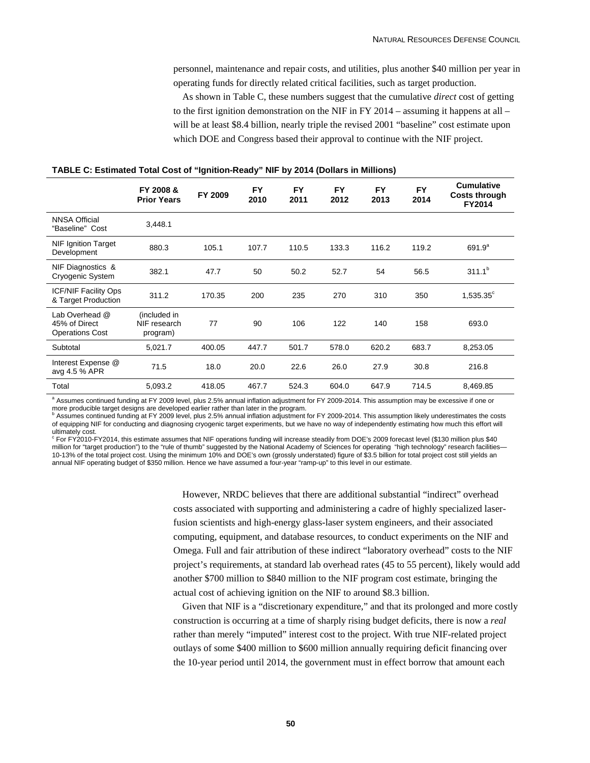personnel, maintenance and repair costs, and utilities, plus another $40 million per year in operating funds for directly related critical facilities, such as target production.

As shown in Table C, these numbers suggest that the cumulative *direct* cost of getting to the first ignition demonstration on the NIF in FY 2014 – assuming it happens at all – will be at least $8.4 billion, nearly triple the revised 2001 "baseline" cost estimate upon which DOE and Congress based their approval to continue with the NIF project.

**TABLE C: Estimated Total Cost of "Ignition-Ready" NIF by 2014 (Dollars in Millions)**

| | FY 2008 & Prior Years | FY 2009 | FY 2010 | FY 2011 | FY 2012 | FY 2013 | FY 2014 | Cumulative Costs through FY2014 |
|---|---|---|---|---|---|---|---|---|
| NNSA Official "Baseline" Cost | 3,448.1 | | | | | | | |
| NIF Ignition Target Development | 880.3 | 105.1 | 107.7 | 110.5 | 133.3 | 116.2 | 119.2 | 691.9[a] |
| NIF Diagnostics & Cryogenic System | 382.1 | 47.7 | 50 | 50.2 | 52.7 | 54 | 56.5 | 311.1[b] |
| ICF/NIF Facility Ops & Target Production | 311.2 | 170.35 | 200 | 235 | 270 | 310 | 350 | 1,535.35[c] |
| Lab Overhead @ 45% of Direct Operations Cost | (included in NIF research program) | 77 | 90 | 106 | 122 | 140 | 158 | 693.0 |
| Subtotal | 5,021.7 | 400.05 | 447.7 | 501.7 | 578.0 | 620.2 | 683.7 | 8,253.05 |
| Interest Expense @ avg 4.5 % APR | 71.5 | 18.0 | 20.0 | 22.6 | 26.0 | 27.9 | 30.8 | 216.8 |
| Total | 5,093.2 | 418.05 | 467.7 | 524.3 | 604.0 | 647.9 | 714.5 | 8,469.85 |

[a] Assumes continued funding at FY 2009 level, plus 2.5% annual inflation adjustment for FY 2009-2014. This assumption may be excessive if one or more producible target designs are developed earlier rather than later in the program.
[b] Assumes continued funding at FY 2009 level, plus 2.5% annual inflation adjustment for FY 2009-2014. This assumption likely underestimates the costs of equipping NIF for conducting and diagnosing cryogenic target experiments, but we have no way of independently estimating how much this effort will ultimately cost.
[c] For FY2010-FY2014, this estimate assumes that NIF operations funding will increase steadily from DOE's 2009 forecast level ($130 million plus $40 million for "target production") to the "rule of thumb" suggested by the National Academy of Sciences for operating "high technology" research facilities—10-13% of the total project cost. Using the minimum 10% and DOE's own (grossly understated) figure of $3.5 billion for total project cost still yields an annual NIF operating budget of $350 million. Hence we have assumed a four-year "ramp-up" to this level in our estimate.

However, NRDC believes that there are additional substantial "indirect" overhead costs associated with supporting and administering a cadre of highly specialized laser-fusion scientists and high-energy glass-laser system engineers, and their associated computing, equipment, and database resources, to conduct experiments on the NIF and Omega. Full and fair attribution of these indirect "laboratory overhead" costs to the NIF project's requirements, at standard lab overhead rates (45 to 55 percent), likely would add another $700 million to $840 million to the NIF program cost estimate, bringing the actual cost of achieving ignition on the NIF to around $8.3 billion.

Given that NIF is a "discretionary expenditure," and that its prolonged and more costly construction is occurring at a time of sharply rising budget deficits, there is now a *real* rather than merely "imputed" interest cost to the project. With true NIF-related project outlays of some $400 million to $600 million annually requiring deficit financing over the 10-year period until 2014, the government must in effect borrow that amount each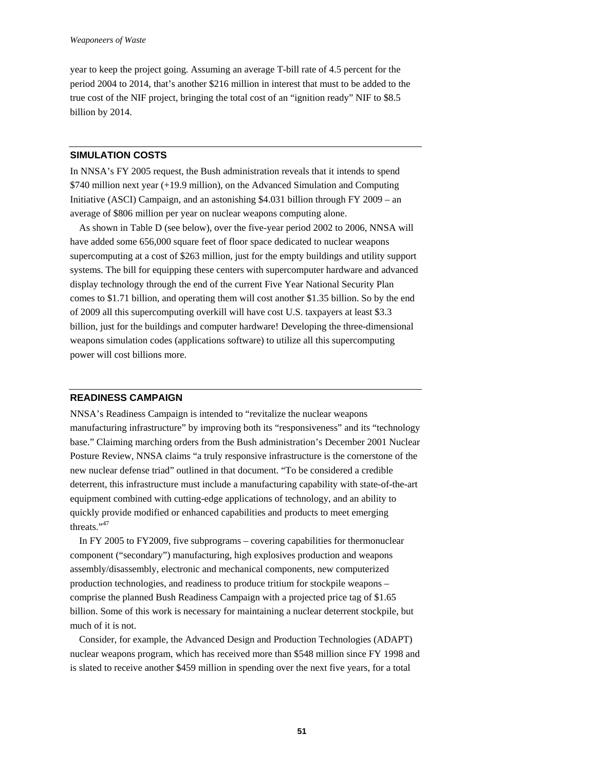year to keep the project going. Assuming an average T-bill rate of 4.5 percent for the period 2004 to 2014, that's another $216 million in interest that must to be added to the true cost of the NIF project, bringing the total cost of an "ignition ready" NIF to $8.5 billion by 2014.

## SIMULATION COSTS

In NNSA's FY 2005 request, the Bush administration reveals that it intends to spend $740 million next year (+19.9 million), on the Advanced Simulation and Computing Initiative (ASCI) Campaign, and an astonishing $4.031 billion through FY 2009 – an average of $806 million per year on nuclear weapons computing alone.

As shown in Table D (see below), over the five-year period 2002 to 2006, NNSA will have added some 656,000 square feet of floor space dedicated to nuclear weapons supercomputing at a cost of $263 million, just for the empty buildings and utility support systems. The bill for equipping these centers with supercomputer hardware and advanced display technology through the end of the current Five Year National Security Plan comes to $1.71 billion, and operating them will cost another $1.35 billion. So by the end of 2009 all this supercomputing overkill will have cost U.S. taxpayers at least $3.3 billion, just for the buildings and computer hardware! Developing the three-dimensional weapons simulation codes (applications software) to utilize all this supercomputing power will cost billions more.

## READINESS CAMPAIGN

NNSA's Readiness Campaign is intended to "revitalize the nuclear weapons manufacturing infrastructure" by improving both its "responsiveness" and its "technology base." Claiming marching orders from the Bush administration's December 2001 Nuclear Posture Review, NNSA claims "a truly responsive infrastructure is the cornerstone of the new nuclear defense triad" outlined in that document. "To be considered a credible deterrent, this infrastructure must include a manufacturing capability with state-of-the-art equipment combined with cutting-edge applications of technology, and an ability to quickly provide modified or enhanced capabilities and products to meet emerging threats."[47]

In FY 2005 to FY2009, five subprograms – covering capabilities for thermonuclear component ("secondary") manufacturing, high explosives production and weapons assembly/disassembly, electronic and mechanical components, new computerized production technologies, and readiness to produce tritium for stockpile weapons – comprise the planned Bush Readiness Campaign with a projected price tag of $1.65 billion. Some of this work is necessary for maintaining a nuclear deterrent stockpile, but much of it is not.

Consider, for example, the Advanced Design and Production Technologies (ADAPT) nuclear weapons program, which has received more than $548 million since FY 1998 and is slated to receive another $459 million in spending over the next five years, for a total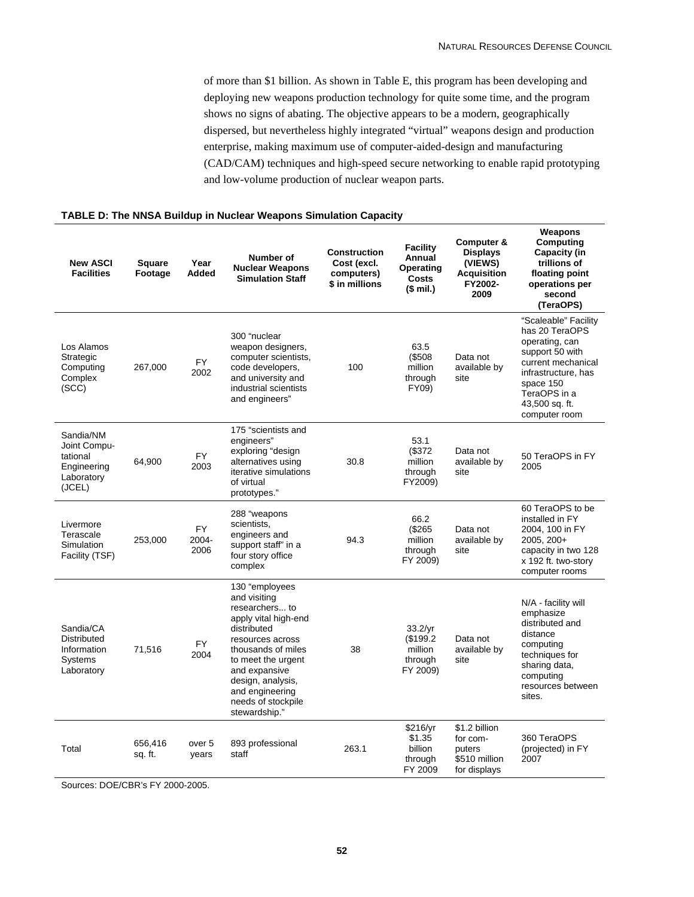of more than $1 billion. As shown in Table E, this program has been developing and deploying new weapons production technology for quite some time, and the program shows no signs of abating. The objective appears to be a modern, geographically dispersed, but nevertheless highly integrated "virtual" weapons design and production enterprise, making maximum use of computer-aided-design and manufacturing (CAD/CAM) techniques and high-speed secure networking to enable rapid prototyping and low-volume production of nuclear weapon parts.

**TABLE D: The NNSA Buildup in Nuclear Weapons Simulation Capacity**

| New ASCI Facilities | Square Footage | Year Added | Number of Nuclear Weapons Simulation Staff | Construction Cost (excl. computers) $ in millions | Facility Annual Operating Costs ($ mil.) | Computer & Displays (VIEWS) Acquisition FY2002-2009 | Weapons Computing Capacity (in trillions of floating point operations per second (TeraOPS) |
|---|---|---|---|---|---|---|---|
| Los Alamos Strategic Computing Complex (SCC) | 267,000 | FY 2002 | 300 "nuclear weapon designers, computer scientists, code developers, and university and industrial scientists and engineers" | 100 | 63.5 ($508 million through FY09) | Data not available by site | "Scaleable" Facility has 20 TeraOPS operating, can support 50 with current mechanical infrastructure, has space 150 TeraOPS in a 43,500 sq. ft. computer room |
| Sandia/NM Joint Computational Engineering Laboratory (JCEL) | 64,900 | FY 2003 | 175 "scientists and engineers" exploring "design alternatives using iterative simulations of virtual prototypes." | 30.8 | 53.1 ($372 million through FY2009) | Data not available by site | 50 TeraOPS in FY 2005 |
| Livermore Terascale Simulation Facility (TSF) | 253,000 | FY 2004-2006 | 288 "weapons scientists, engineers and support staff" in a four story office complex | 94.3 | 66.2 ($265 million through FY 2009) | Data not available by site | 60 TeraOPS to be installed in FY 2004, 100 in FY 2005, 200+ capacity in two 128 x 192 ft. two-story computer rooms |
| Sandia/CA Distributed Information Systems Laboratory | 71,516 | FY 2004 | 130 "employees and visiting researchers... to apply vital high-end distributed resources across thousands of miles to meet the urgent and expansive design, analysis, and engineering needs of stockpile stewardship." | 38 | 33.2/yr ($199.2 million through FY 2009) | Data not available by site | N/A - facility will emphasize distributed and distance computing techniques for sharing data, computing resources between sites. |
| Total | 656,416 sq. ft. | over 5 years | 893 professional staff | 263.1 | $216/yr $1.35 billion through FY 2009 | $1.2 billion for computers $510 million for displays | 360 TeraOPS (projected) in FY 2007 |

Sources: DOE/CBR's FY 2000-2005.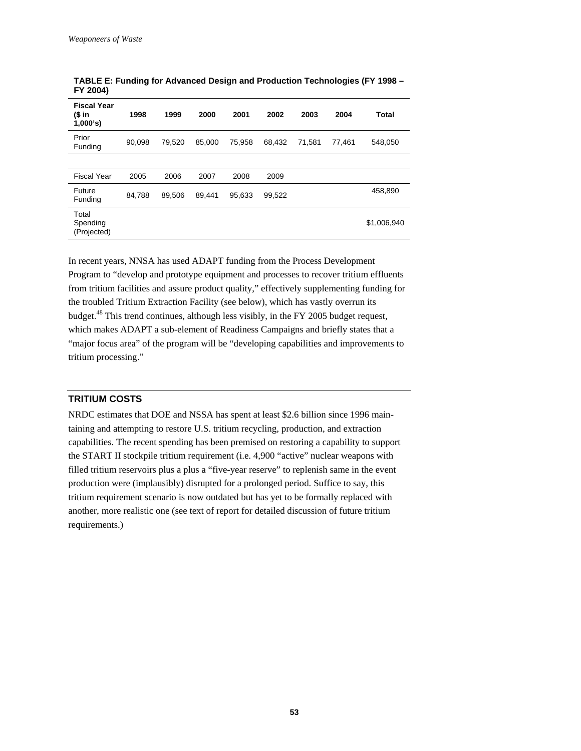**TABLE E: Funding for Advanced Design and Production Technologies (FY 1998 – FY 2004)**

| Fiscal Year ($ in 1,000's) | 1998 | 1999 | 2000 | 2001 | 2002 | 2003 | 2004 | Total |
|---|---|---|---|---|---|---|---|---|
| Prior Funding | 90,098 | 79,520 | 85,000 | 75,958 | 68,432 | 71,581 | 77,461 | 548,050 |
| | | | | | | | | |
| Fiscal Year | 2005 | 2006 | 2007 | 2008 | 2009 | | | |
| Future Funding | 84,788 | 89,506 | 89,441 | 95,633 | 99,522 | | | 458,890 |
| Total Spending (Projected) | | | | | | | | $1,006,940 |

In recent years, NNSA has used ADAPT funding from the Process Development Program to "develop and prototype equipment and processes to recover tritium effluents from tritium facilities and assure product quality," effectively supplementing funding for the troubled Tritium Extraction Facility (see below), which has vastly overrun its budget.[48] This trend continues, although less visibly, in the FY 2005 budget request, which makes ADAPT a sub-element of Readiness Campaigns and briefly states that a "major focus area" of the program will be "developing capabilities and improvements to tritium processing."

## TRITIUM COSTS

NRDC estimates that DOE and NSSA has spent at least $2.6 billion since 1996 maintaining and attempting to restore U.S. tritium recycling, production, and extraction capabilities. The recent spending has been premised on restoring a capability to support the START II stockpile tritium requirement (i.e. 4,900 "active" nuclear weapons with filled tritium reservoirs plus a plus a "five-year reserve" to replenish same in the event production were (implausibly) disrupted for a prolonged period. Suffice to say, this tritium requirement scenario is now outdated but has yet to be formally replaced with another, more realistic one (see text of report for detailed discussion of future tritium requirements.)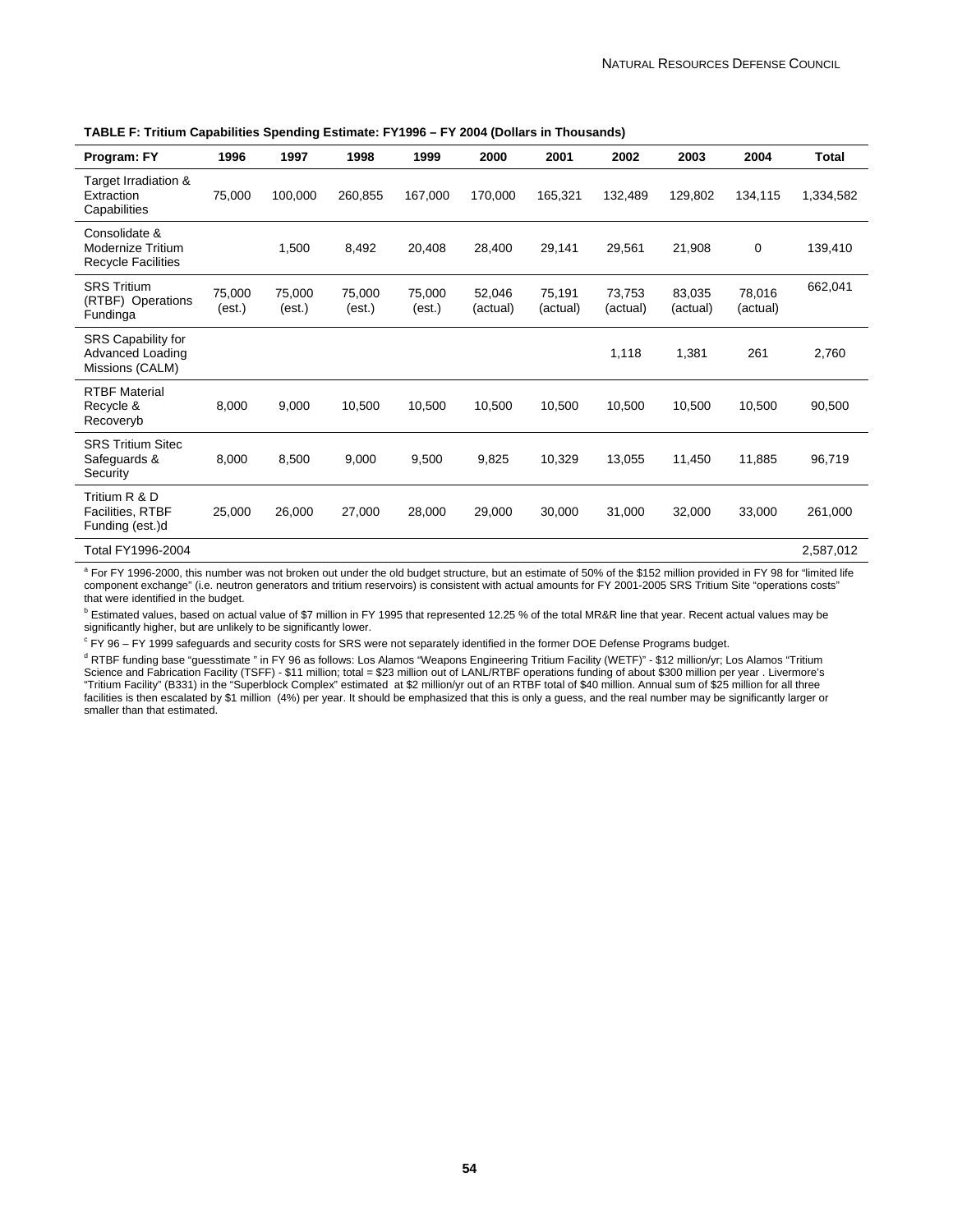**TABLE F: Tritium Capabilities Spending Estimate: FY1996 – FY 2004 (Dollars in Thousands)**

| Program: FY | 1996 | 1997 | 1998 | 1999 | 2000 | 2001 | 2002 | 2003 | 2004 | Total |
|---|---|---|---|---|---|---|---|---|---|---|
| Target Irradiation & Extraction Capabilities | 75,000 | 100,000 | 260,855 | 167,000 | 170,000 | 165,321 | 132,489 | 129,802 | 134,115 | 1,334,582 |
| Consolidate & Modernize Tritium Recycle Facilities | | 1,500 | 8,492 | 20,408 | 28,400 | 29,141 | 29,561 | 21,908 | 0 | 139,410 |
| SRS Tritium (RTBF) Operations Fundinga | 75,000 (est.) | 75,000 (est.) | 75,000 (est.) | 75,000 (est.) | 52,046 (actual) | 75,191 (actual) | 73,753 (actual) | 83,035 (actual) | 78,016 (actual) | 662,041 |
| SRS Capability for Advanced Loading Missions (CALM) | | | | | | | 1,118 | 1,381 | 261 | 2,760 |
| RTBF Material Recycle & Recoveryb | 8,000 | 9,000 | 10,500 | 10,500 | 10,500 | 10,500 | 10,500 | 10,500 | 10,500 | 90,500 |
| SRS Tritium Sitec Safeguards & Security | 8,000 | 8,500 | 9,000 | 9,500 | 9,825 | 10,329 | 13,055 | 11,450 | 11,885 | 96,719 |
| Tritium R & D Facilities, RTBF Funding (est.)d | 25,000 | 26,000 | 27,000 | 28,000 | 29,000 | 30,000 | 31,000 | 32,000 | 33,000 | 261,000 |
| Total FY1996-2004 | | | | | | | | | | 2,587,012 |

[a] For FY 1996-2000, this number was not broken out under the old budget structure, but an estimate of 50% of the $152 million provided in FY 98 for "limited life component exchange" (i.e. neutron generators and tritium reservoirs) is consistent with actual amounts for FY 2001-2005 SRS Tritium Site "operations costs" that were identified in the budget.

[b] Estimated values, based on actual value of $7 million in FY 1995 that represented 12.25 % of the total MR&R line that year. Recent actual values may be significantly higher, but are unlikely to be significantly lower.

[c] FY 96 – FY 1999 safeguards and security costs for SRS were not separately identified in the former DOE Defense Programs budget.

[d] RTBF funding base "guesstimate " in FY 96 as follows: Los Alamos "Weapons Engineering Tritium Facility (WETF)" - $12 million/yr; Los Alamos "Tritium Science and Fabrication Facility (TSFF) - $11 million; total = $23 million out of LANL/RTBF operations funding of about $300 million per year . Livermore's "Tritium Facility" (B331) in the "Superblock Complex" estimated at $2 million/yr out of an RTBF total of $40 million. Annual sum of $25 million for all three facilities is then escalated by $1 million (4%) per year. It should be emphasized that this is only a guess, and the real number may be significantly larger or smaller than that estimated.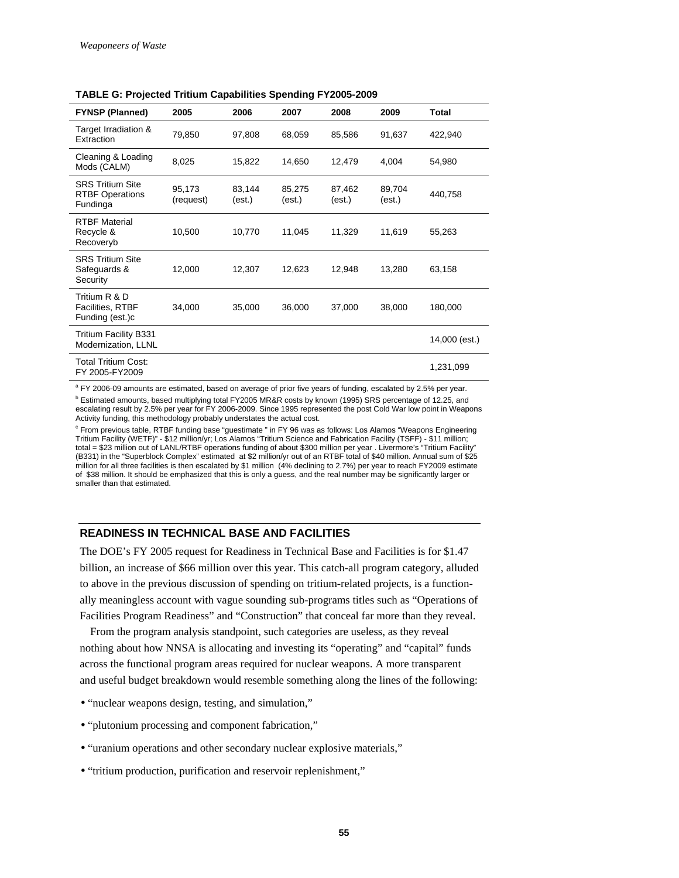**TABLE G: Projected Tritium Capabilities Spending FY2005-2009**

| FYNSP (Planned) | 2005 | 2006 | 2007 | 2008 | 2009 | Total |
|---|---|---|---|---|---|---|
| Target Irradiation & Extraction | 79,850 | 97,808 | 68,059 | 85,586 | 91,637 | 422,940 |
| Cleaning & Loading Mods (CALM) | 8,025 | 15,822 | 14,650 | 12,479 | 4,004 | 54,980 |
| SRS Tritium Site RTBF Operations Funding[a] | 95,173 (request) | 83,144 (est.) | 85,275 (est.) | 87,462 (est.) | 89,704 (est.) | 440,758 |
| RTBF Material Recycle & Recovery[b] | 10,500 | 10,770 | 11,045 | 11,329 | 11,619 | 55,263 |
| SRS Tritium Site Safeguards & Security | 12,000 | 12,307 | 12,623 | 12,948 | 13,280 | 63,158 |
| Tritium R & D Facilities, RTBF Funding (est.)[c] | 34,000 | 35,000 | 36,000 | 37,000 | 38,000 | 180,000 |
| Tritium Facility B331 Modernization, LLNL | | | | | | 14,000 (est.) |
| Total Tritium Cost: FY 2005-FY2009 | | | | | | 1,231,099 |

[a] FY 2006-09 amounts are estimated, based on average of prior five years of funding, escalated by 2.5% per year.

[b] Estimated amounts, based multiplying total FY2005 MR&R costs by known (1995) SRS percentage of 12.25, and escalating result by 2.5% per year for FY 2006-2009. Since 1995 represented the post Cold War low point in Weapons Activity funding, this methodology probably understates the actual cost.

[c] From previous table, RTBF funding base "guestimate " in FY 96 was as follows: Los Alamos "Weapons Engineering Tritium Facility (WETF)" - $12 million/yr; Los Alamos "Tritium Science and Fabrication Facility (TSFF) - $11 million; total = $23 million out of LANL/RTBF operations funding of about $300 million per year . Livermore's "Tritium Facility" (B331) in the "Superblock Complex" estimated at $2 million/yr out of an RTBF total of $40 million. Annual sum of $25 million for all three facilities is then escalated by $1 million (4% declining to 2.7%) per year to reach FY2009 estimate of $38 million. It should be emphasized that this is only a guess, and the real number may be significantly larger or smaller than that estimated.

## READINESS IN TECHNICAL BASE AND FACILITIES

The DOE's FY 2005 request for Readiness in Technical Base and Facilities is for $1.47 billion, an increase of $66 million over this year. This catch-all program category, alluded to above in the previous discussion of spending on tritium-related projects, is a functionally meaningless account with vague sounding sub-programs titles such as "Operations of Facilities Program Readiness" and "Construction" that conceal far more than they reveal.

From the program analysis standpoint, such categories are useless, as they reveal nothing about how NNSA is allocating and investing its "operating" and "capital" funds across the functional program areas required for nuclear weapons. A more transparent and useful budget breakdown would resemble something along the lines of the following:

- "nuclear weapons design, testing, and simulation,"
- "plutonium processing and component fabrication,"
- "uranium operations and other secondary nuclear explosive materials,"
- "tritium production, purification and reservoir replenishment,"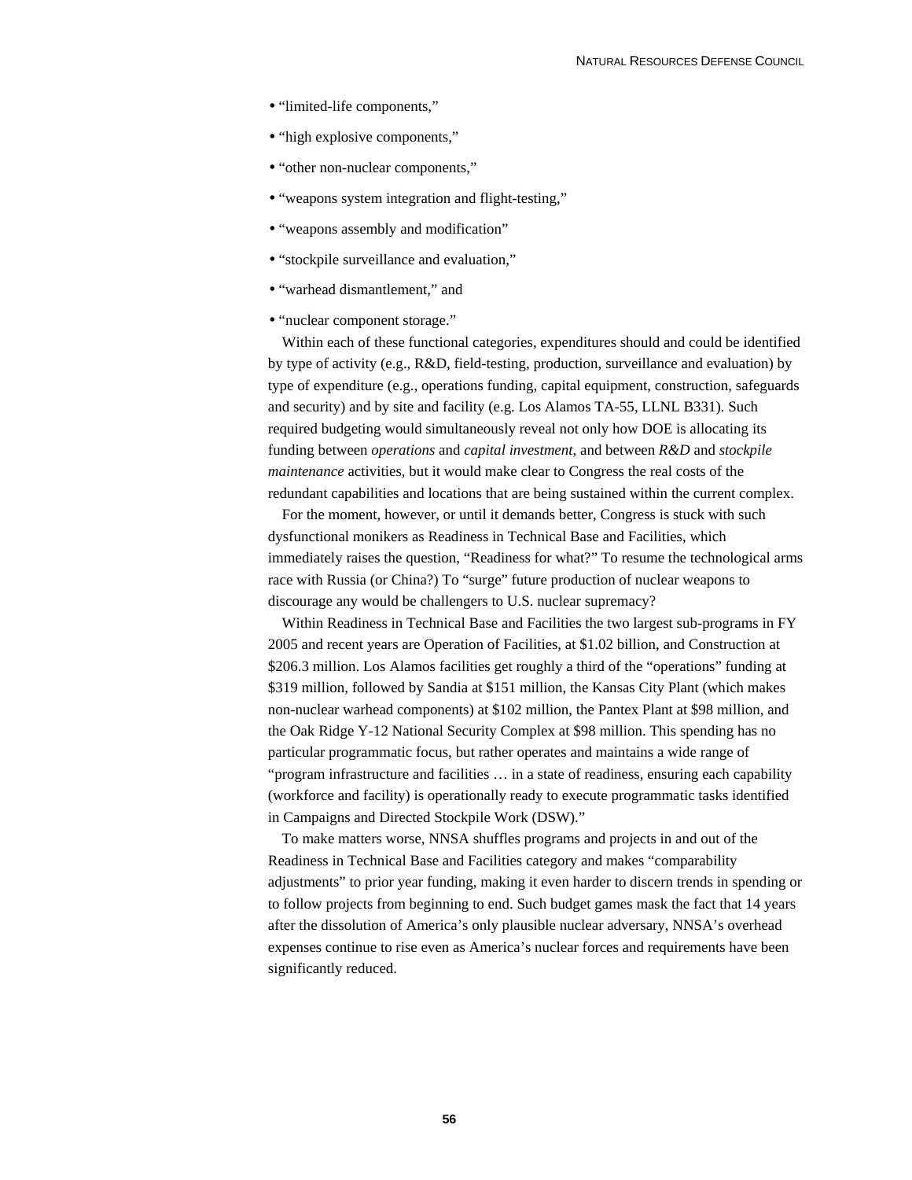- "limited-life components,"
- "high explosive components,"
- "other non-nuclear components,"
- "weapons system integration and flight-testing,"
- "weapons assembly and modification"
- "stockpile surveillance and evaluation,"
- "warhead dismantlement," and
- "nuclear component storage."

Within each of these functional categories, expenditures should and could be identified by type of activity (e.g., R&D, field-testing, production, surveillance and evaluation) by type of expenditure (e.g., operations funding, capital equipment, construction, safeguards and security) and by site and facility (e.g. Los Alamos TA-55, LLNL B331). Such required budgeting would simultaneously reveal not only how DOE is allocating its funding between *operations* and *capital investment*, and between *R&D* and *stockpile maintenance* activities, but it would make clear to Congress the real costs of the redundant capabilities and locations that are being sustained within the current complex.

For the moment, however, or until it demands better, Congress is stuck with such dysfunctional monikers as Readiness in Technical Base and Facilities, which immediately raises the question, "Readiness for what?" To resume the technological arms race with Russia (or China?) To "surge" future production of nuclear weapons to discourage any would be challengers to U.S. nuclear supremacy?

Within Readiness in Technical Base and Facilities the two largest sub-programs in FY 2005 and recent years are Operation of Facilities, at $1.02 billion, and Construction at $206.3 million. Los Alamos facilities get roughly a third of the "operations" funding at $319 million, followed by Sandia at $151 million, the Kansas City Plant (which makes non-nuclear warhead components) at $102 million, the Pantex Plant at $98 million, and the Oak Ridge Y-12 National Security Complex at $98 million. This spending has no particular programmatic focus, but rather operates and maintains a wide range of "program infrastructure and facilities … in a state of readiness, ensuring each capability (workforce and facility) is operationally ready to execute programmatic tasks identified in Campaigns and Directed Stockpile Work (DSW)."

To make matters worse, NNSA shuffles programs and projects in and out of the Readiness in Technical Base and Facilities category and makes "comparability adjustments" to prior year funding, making it even harder to discern trends in spending or to follow projects from beginning to end. Such budget games mask the fact that 14 years after the dissolution of America's only plausible nuclear adversary, NNSA's overhead expenses continue to rise even as America's nuclear forces and requirements have been significantly reduced.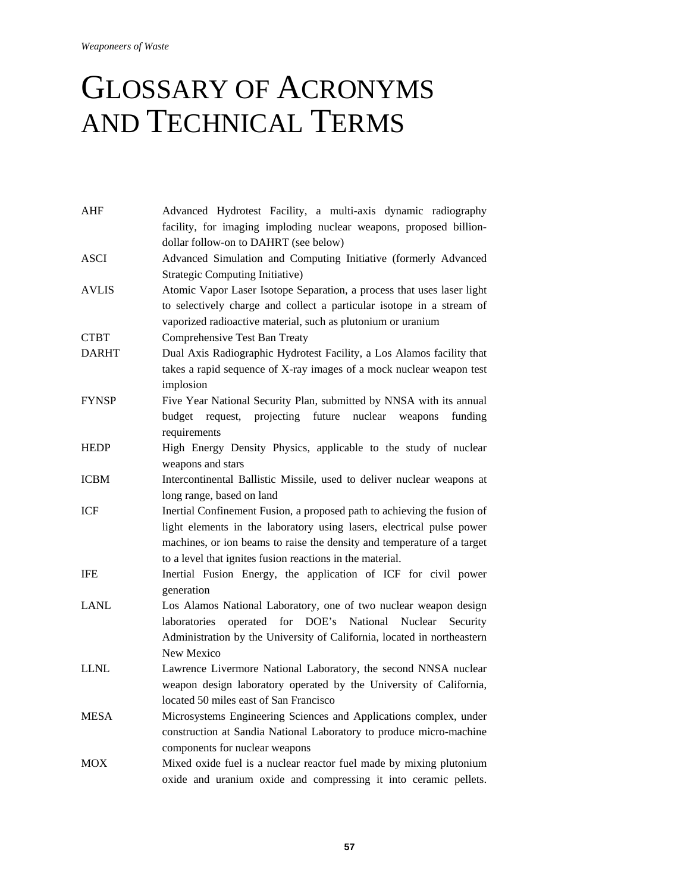# GLOSSARY OF ACRONYMS AND TECHNICAL TERMS

| | |
|---|---|
| AHF | Advanced Hydrotest Facility, a multi-axis dynamic radiography facility, for imaging imploding nuclear weapons, proposed billion-dollar follow-on to DAHRT (see below) |
| ASCI | Advanced Simulation and Computing Initiative (formerly Advanced Strategic Computing Initiative) |
| AVLIS | Atomic Vapor Laser Isotope Separation, a process that uses laser light to selectively charge and collect a particular isotope in a stream of vaporized radioactive material, such as plutonium or uranium |
| CTBT | Comprehensive Test Ban Treaty |
| DARHT | Dual Axis Radiographic Hydrotest Facility, a Los Alamos facility that takes a rapid sequence of X-ray images of a mock nuclear weapon test implosion |
| FYNSP | Five Year National Security Plan, submitted by NNSA with its annual budget request, projecting future nuclear weapons funding requirements |
| HEDP | High Energy Density Physics, applicable to the study of nuclear weapons and stars |
| ICBM | Intercontinental Ballistic Missile, used to deliver nuclear weapons at long range, based on land |
| ICF | Inertial Confinement Fusion, a proposed path to achieving the fusion of light elements in the laboratory using lasers, electrical pulse power machines, or ion beams to raise the density and temperature of a target to a level that ignites fusion reactions in the material. |
| IFE | Inertial Fusion Energy, the application of ICF for civil power generation |
| LANL | Los Alamos National Laboratory, one of two nuclear weapon design laboratories operated for DOE's National Nuclear Security Administration by the University of California, located in northeastern New Mexico |
| LLNL | Lawrence Livermore National Laboratory, the second NNSA nuclear weapon design laboratory operated by the University of California, located 50 miles east of San Francisco |
| MESA | Microsystems Engineering Sciences and Applications complex, under construction at Sandia National Laboratory to produce micro-machine components for nuclear weapons |
| MOX | Mixed oxide fuel is a nuclear reactor fuel made by mixing plutonium oxide and uranium oxide and compressing it into ceramic pellets. |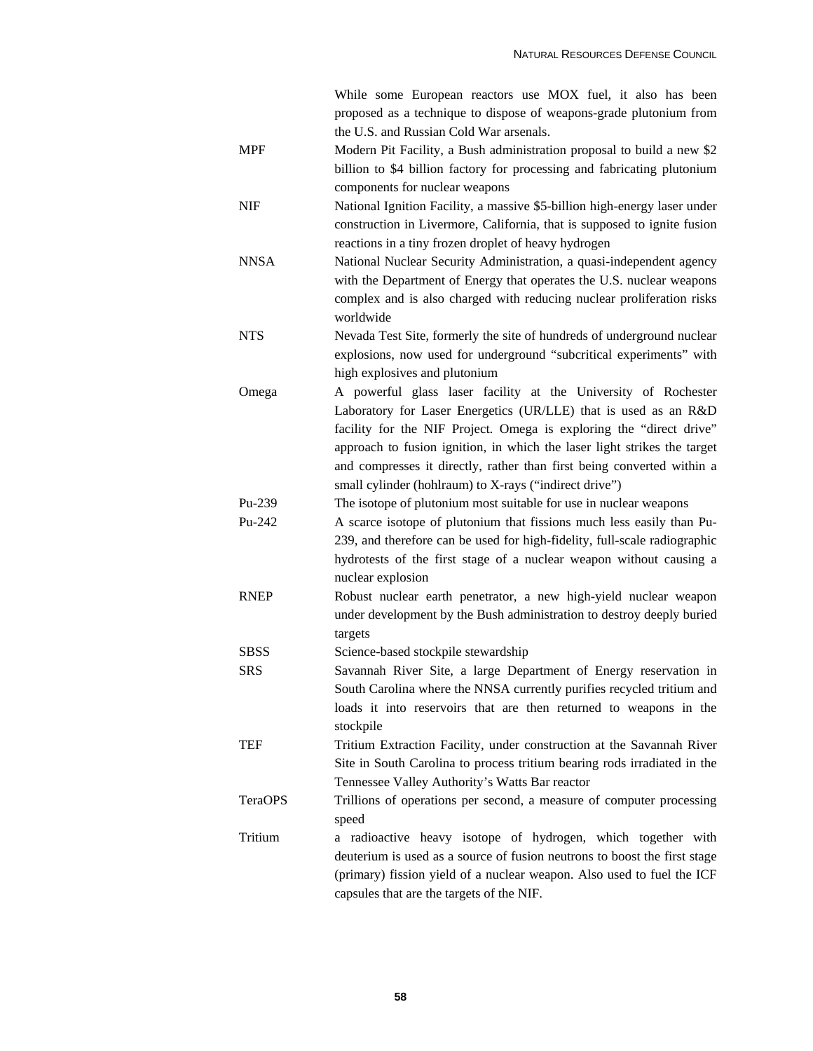While some European reactors use MOX fuel, it also has been proposed as a technique to dispose of weapons-grade plutonium from the U.S. and Russian Cold War arsenals.

| | |
|---|---|
| MPF | Modern Pit Facility, a Bush administration proposal to build a new $2 billion to $4 billion factory for processing and fabricating plutonium components for nuclear weapons |
| NIF | National Ignition Facility, a massive $5-billion high-energy laser under construction in Livermore, California, that is supposed to ignite fusion reactions in a tiny frozen droplet of heavy hydrogen |
| NNSA | National Nuclear Security Administration, a quasi-independent agency with the Department of Energy that operates the U.S. nuclear weapons complex and is also charged with reducing nuclear proliferation risks worldwide |
| NTS | Nevada Test Site, formerly the site of hundreds of underground nuclear explosions, now used for underground "subcritical experiments" with high explosives and plutonium |
| Omega | A powerful glass laser facility at the University of Rochester Laboratory for Laser Energetics (UR/LLE) that is used as an R&D facility for the NIF Project. Omega is exploring the "direct drive" approach to fusion ignition, in which the laser light strikes the target and compresses it directly, rather than first being converted within a small cylinder (hohlraum) to X-rays ("indirect drive") |
| Pu-239 | The isotope of plutonium most suitable for use in nuclear weapons |
| Pu-242 | A scarce isotope of plutonium that fissions much less easily than Pu-239, and therefore can be used for high-fidelity, full-scale radiographic hydrotests of the first stage of a nuclear weapon without causing a nuclear explosion |
| RNEP | Robust nuclear earth penetrator, a new high-yield nuclear weapon under development by the Bush administration to destroy deeply buried targets |
| SBSS | Science-based stockpile stewardship |
| SRS | Savannah River Site, a large Department of Energy reservation in South Carolina where the NNSA currently purifies recycled tritium and loads it into reservoirs that are then returned to weapons in the stockpile |
| TEF | Tritium Extraction Facility, under construction at the Savannah River Site in South Carolina to process tritium bearing rods irradiated in the Tennessee Valley Authority's Watts Bar reactor |
| TeraOPS | Trillions of operations per second, a measure of computer processing speed |
| Tritium | a radioactive heavy isotope of hydrogen, which together with deuterium is used as a source of fusion neutrons to boost the first stage (primary) fission yield of a nuclear weapon. Also used to fuel the ICF capsules that are the targets of the NIF. |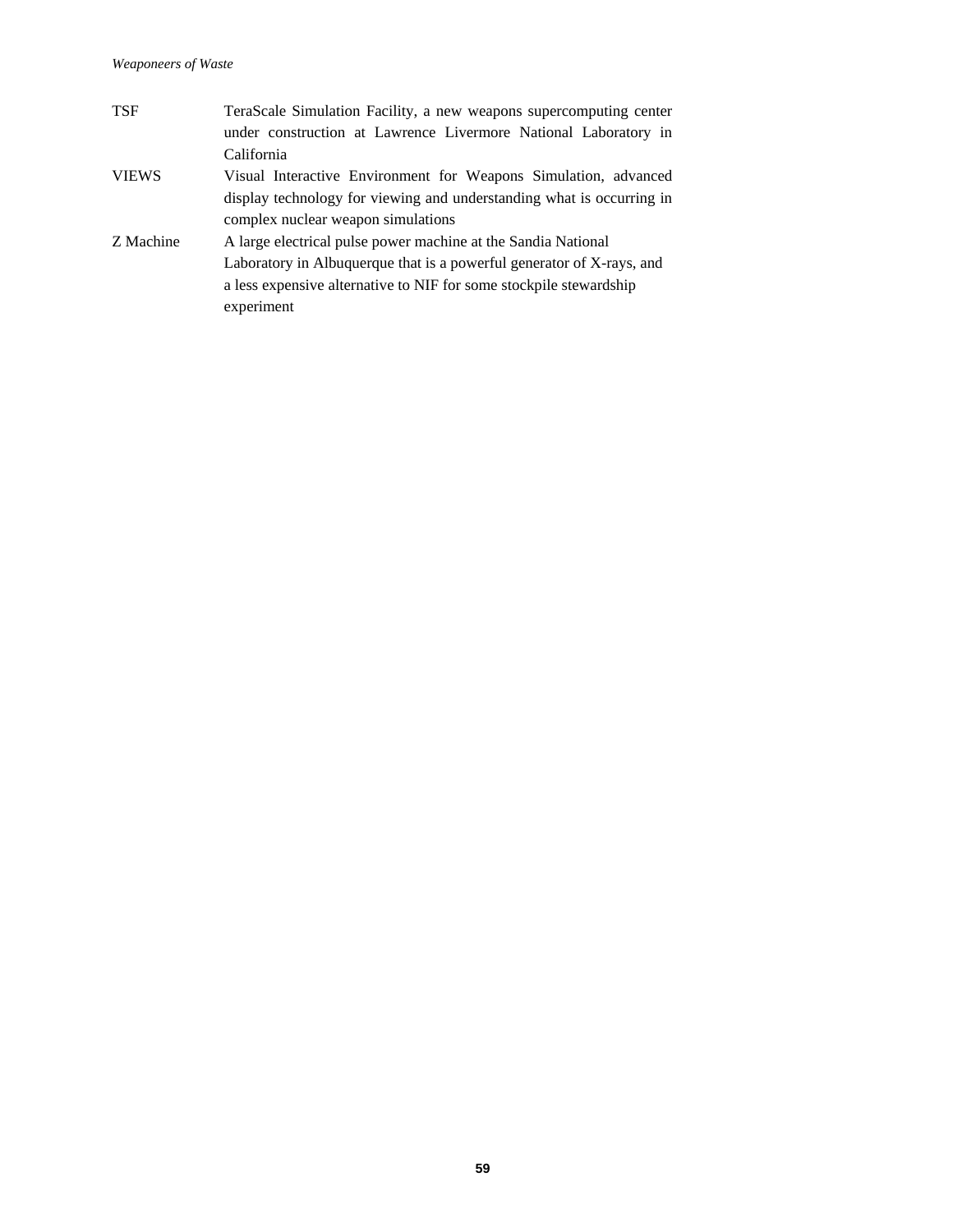| | |
|---|---|
| TSF | TeraScale Simulation Facility, a new weapons supercomputing center under construction at Lawrence Livermore National Laboratory in California |
| VIEWS | Visual Interactive Environment for Weapons Simulation, advanced display technology for viewing and understanding what is occurring in complex nuclear weapon simulations |
| Z Machine | A large electrical pulse power machine at the Sandia National Laboratory in Albuquerque that is a powerful generator of X-rays, and a less expensive alternative to NIF for some stockpile stewardship experiment |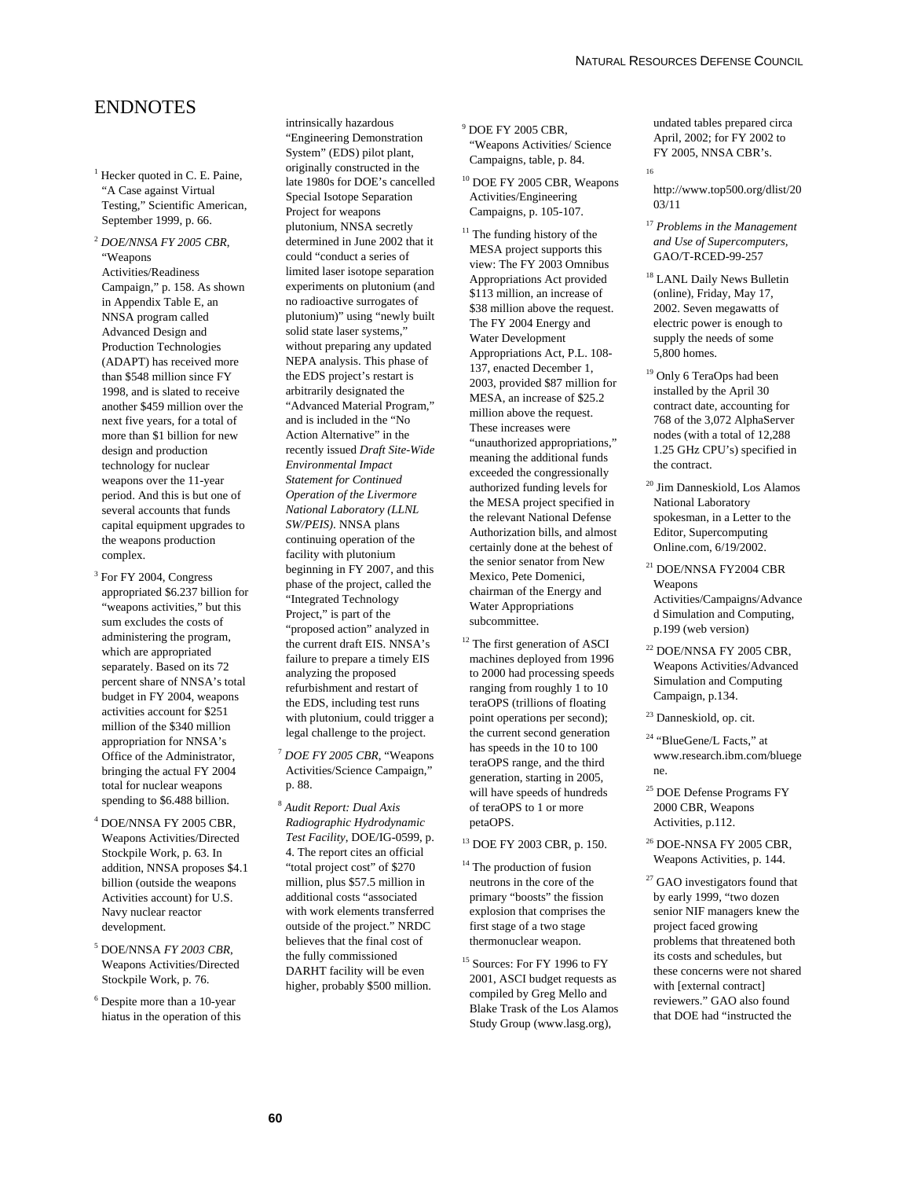# ENDNOTES

[1] Hecker quoted in C. E. Paine, "A Case against Virtual Testing," Scientific American, September 1999, p. 66.

[2] *DOE/NNSA FY 2005 CBR*, "Weapons Activities/Readiness Campaign," p. 158. As shown in Appendix Table E, an NNSA program called Advanced Design and Production Technologies (ADAPT) has received more than $548 million since FY 1998, and is slated to receive another $459 million over the next five years, for a total of more than $1 billion for new design and production technology for nuclear weapons over the 11-year period. And this is but one of several accounts that funds capital equipment upgrades to the weapons production complex.

[3] For FY 2004, Congress appropriated $6.237 billion for "weapons activities," but this sum excludes the costs of administering the program, which are appropriated separately. Based on its 72 percent share of NNSA's total budget in FY 2004, weapons activities account for $251 million of the $340 million appropriation for NNSA's Office of the Administrator, bringing the actual FY 2004 total for nuclear weapons spending to $6.488 billion.

[4] DOE/NNSA FY 2005 CBR, Weapons Activities/Directed Stockpile Work, p. 63. In addition, NNSA proposes $4.1 billion (outside the weapons Activities account) for U.S. Navy nuclear reactor development.

[5] DOE/NNSA *FY 2003 CBR*, Weapons Activities/Directed Stockpile Work, p. 76.

[6] Despite more than a 10-year hiatus in the operation of this intrinsically hazardous "Engineering Demonstration System" (EDS) pilot plant, originally constructed in the late 1980s for DOE's cancelled Special Isotope Separation Project for weapons plutonium, NNSA secretly determined in June 2002 that it could "conduct a series of limited laser isotope separation experiments on plutonium (and no radioactive surrogates of plutonium)" using "newly built solid state laser systems," without preparing any updated NEPA analysis. This phase of the EDS project's restart is arbitrarily designated the "Advanced Material Program," and is included in the "No Action Alternative" in the recently issued *Draft Site-Wide Environmental Impact Statement for Continued Operation of the Livermore National Laboratory (LLNL SW/PEIS)*. NNSA plans continuing operation of the facility with plutonium beginning in FY 2007, and this phase of the project, called the "Integrated Technology Project," is part of the "proposed action" analyzed in the current draft EIS. NNSA's failure to prepare a timely EIS analyzing the proposed refurbishment and restart of the EDS, including test runs with plutonium, could trigger a legal challenge to the project.

[7] *DOE FY 2005 CBR*, "Weapons Activities/Science Campaign," p. 88.

[8] *Audit Report: Dual Axis Radiographic Hydrodynamic Test Facility*, DOE/IG-0599, p. 4. The report cites an official "total project cost" of $270 million, plus $57.5 million in additional costs "associated with work elements transferred outside of the project." NRDC believes that the final cost of the fully commissioned DARHT facility will be even higher, probably $500 million.

[9] DOE FY 2005 CBR, "Weapons Activities/ Science Campaigns, table, p. 84.

[10] DOE FY 2005 CBR, Weapons Activities/Engineering Campaigns, p. 105-107.

[11] The funding history of the MESA project supports this view: The FY 2003 Omnibus Appropriations Act provided $113 million, an increase of $38 million above the request. The FY 2004 Energy and Water Development Appropriations Act, P.L. 108-137, enacted December 1, 2003, provided $87 million for MESA, an increase of $25.2 million above the request. These increases were "unauthorized appropriations," meaning the additional funds exceeded the congressionally authorized funding levels for the MESA project specified in the relevant National Defense Authorization bills, and almost certainly done at the behest of the senior senator from New Mexico, Pete Domenici, chairman of the Energy and Water Appropriations subcommittee.

[12] The first generation of ASCI machines deployed from 1996 to 2000 had processing speeds ranging from roughly 1 to 10 teraOPS (trillions of floating point operations per second); the current second generation has speeds in the 10 to 100 teraOPS range, and the third generation, starting in 2005, will have speeds of hundreds of teraOPS to 1 or more petaOPS.

[13] DOE FY 2003 CBR, p. 150.

[14] The production of fusion neutrons in the core of the primary "boosts" the fission explosion that comprises the first stage of a two stage thermonuclear weapon.

[15] Sources: For FY 1996 to FY 2001, ASCI budget requests as compiled by Greg Mello and Blake Trask of the Los Alamos Study Group (www.lasg.org), undated tables prepared circa April, 2002; for FY 2002 to FY 2005, NNSA CBR's.

[16] http://www.top500.org/dlist/2003/11

[17] *Problems in the Management and Use of Supercomputers*, GAO/T-RCED-99-257

[18] LANL Daily News Bulletin (online), Friday, May 17, 2002. Seven megawatts of electric power is enough to supply the needs of some 5,800 homes.

[19] Only 6 TeraOps had been installed by the April 30 contract date, accounting for 768 of the 3,072 AlphaServer nodes (with a total of 12,288 1.25 GHz CPU's) specified in the contract.

[20] Jim Danneskiold, Los Alamos National Laboratory spokesman, in a Letter to the Editor, Supercomputing Online.com, 6/19/2002.

[21] DOE/NNSA FY2004 CBR Weapons Activities/Campaigns/Advanced Simulation and Computing, p.199 (web version)

[22] DOE/NNSA FY 2005 CBR, Weapons Activities/Advanced Simulation and Computing Campaign, p.134.

[23] Danneskiold, op. cit.

[24] "BlueGene/L Facts," at www.research.ibm.com/bluegene.

[25] DOE Defense Programs FY 2000 CBR, Weapons Activities, p.112.

[26] DOE-NNSA FY 2005 CBR, Weapons Activities, p. 144.

[27] GAO investigators found that by early 1999, "two dozen senior NIF managers knew the project faced growing problems that threatened both its costs and schedules, but these concerns were not shared with [external contract] reviewers." GAO also found that DOE had "instructed the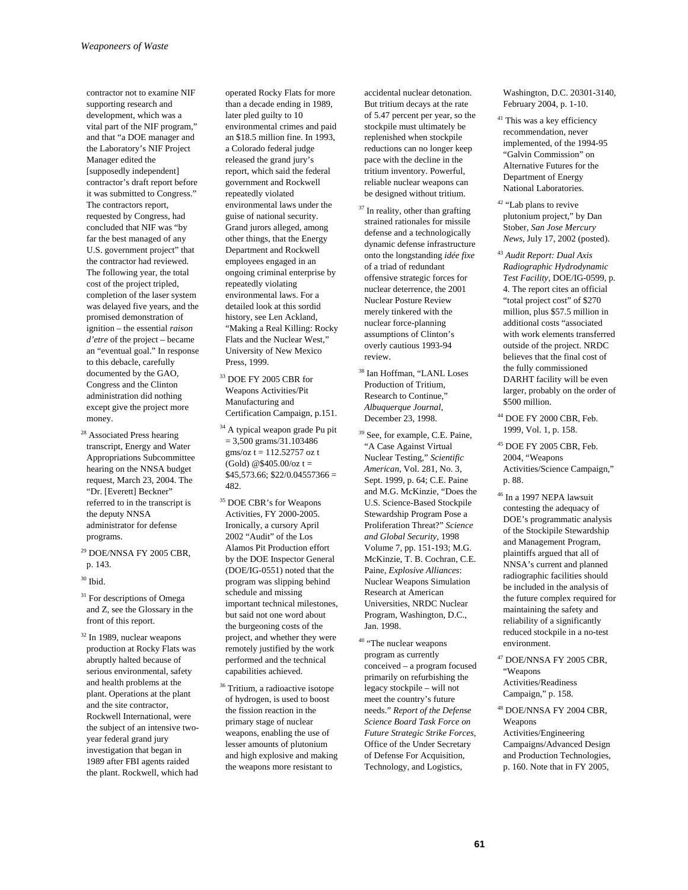contractor not to examine NIF supporting research and development, which was a vital part of the NIF program," and that "a DOE manager and the Laboratory's NIF Project Manager edited the [supposedly independent] contractor's draft report before it was submitted to Congress." The contractors report, requested by Congress, had concluded that NIF was "by far the best managed of any U.S. government project" that the contractor had reviewed. The following year, the total cost of the project tripled, completion of the laser system was delayed five years, and the promised demonstration of ignition – the essential *raison d'etre* of the project – became an "eventual goal." In response to this debacle, carefully documented by the GAO, Congress and the Clinton administration did nothing except give the project more money.

[28] Associated Press hearing transcript, Energy and Water Appropriations Subcommittee hearing on the NNSA budget request, March 23, 2004. The "Dr. [Everett] Beckner" referred to in the transcript is the deputy NNSA administrator for defense programs.

[29] DOE/NNSA FY 2005 CBR, p. 143.

[30] Ibid.

[31] For descriptions of Omega and Z, see the Glossary in the front of this report.

[32] In 1989, nuclear weapons production at Rocky Flats was abruptly halted because of serious environmental, safety and health problems at the plant. Operations at the plant and the site contractor, Rockwell International, were the subject of an intensive two-year federal grand jury investigation that began in 1989 after FBI agents raided the plant. Rockwell, which had operated Rocky Flats for more than a decade ending in 1989, later pled guilty to 10 environmental crimes and paid an $18.5 million fine. In 1993, a Colorado federal judge released the grand jury's report, which said the federal government and Rockwell repeatedly violated environmental laws under the guise of national security. Grand jurors alleged, among other things, that the Energy Department and Rockwell employees engaged in an ongoing criminal enterprise by repeatedly violating environmental laws. For a detailed look at this sordid history, see Len Ackland, "Making a Real Killing: Rocky Flats and the Nuclear West," University of New Mexico Press, 1999.

[33] DOE FY 2005 CBR for Weapons Activities/Pit Manufacturing and Certification Campaign, p.151.

[34] A typical weapon grade Pu pit = 3,500 grams/31.103486 gms/oz t = 112.52757 oz t (Gold) @$405.00/oz t = $45,573.66; $22/0.04557366 = 482.

[35] DOE CBR's for Weapons Activities, FY 2000-2005. Ironically, a cursory April 2002 "Audit" of the Los Alamos Pit Production effort by the DOE Inspector General (DOE/IG-0551) noted that the program was slipping behind schedule and missing important technical milestones, but said not one word about the burgeoning costs of the project, and whether they were remotely justified by the work performed and the technical capabilities achieved.

[36] Tritium, a radioactive isotope of hydrogen, is used to boost the fission reaction in the primary stage of nuclear weapons, enabling the use of lesser amounts of plutonium and high explosive and making the weapons more resistant to accidental nuclear detonation. But tritium decays at the rate of 5.47 percent per year, so the stockpile must ultimately be replenished when stockpile reductions can no longer keep pace with the decline in the tritium inventory. Powerful, reliable nuclear weapons can be designed without tritium.

[37] In reality, other than grafting strained rationales for missile defense and a technologically dynamic defense infrastructure onto the longstanding *idée fixe* of a triad of redundant offensive strategic forces for nuclear deterrence, the 2001 Nuclear Posture Review merely tinkered with the nuclear force-planning assumptions of Clinton's overly cautious 1993-94 review.

[38] Ian Hoffman, "LANL Loses Production of Tritium, Research to Continue," *Albuquerque Journal*, December 23, 1998.

[39] See, for example, C.E. Paine, "A Case Against Virtual Nuclear Testing," *Scientific American*, Vol. 281, No. 3, Sept. 1999, p. 64; C.E. Paine and M.G. McKinzie, "Does the U.S. Science-Based Stockpile Stewardship Program Pose a Proliferation Threat?" *Science and Global Security*, 1998 Volume 7, pp. 151-193; M.G. McKinzie, T. B. Cochran, C.E. Paine, *Explosive Alliances*: Nuclear Weapons Simulation Research at American Universities, NRDC Nuclear Program, Washington, D.C., Jan. 1998.

[40] "The nuclear weapons program as currently conceived – a program focused primarily on refurbishing the legacy stockpile – will not meet the country's future needs." *Report of the Defense Science Board Task Force on Future Strategic Strike Forces*, Office of the Under Secretary of Defense For Acquisition, Technology, and Logistics, Washington, D.C. 20301-3140, February 2004, p. 1-10.

[41] This was a key efficiency recommendation, never implemented, of the 1994-95 "Galvin Commission" on Alternative Futures for the Department of Energy National Laboratories.

[42] "Lab plans to revive plutonium project," by Dan Stober, *San Jose Mercury News*, July 17, 2002 (posted).

[43] *Audit Report: Dual Axis Radiographic Hydrodynamic Test Facility*, DOE/IG-0599, p. 4. The report cites an official "total project cost" of $270 million, plus $57.5 million in additional costs "associated with work elements transferred outside of the project. NRDC believes that the final cost of the fully commissioned DARHT facility will be even larger, probably on the order of $500 million.

[44] DOE FY 2000 CBR, Feb. 1999, Vol. 1, p. 158.

[45] DOE FY 2005 CBR, Feb. 2004, "Weapons Activities/Science Campaign," p. 88.

[46] In a 1997 NEPA lawsuit contesting the adequacy of DOE's programmatic analysis of the Stockipile Stewardship and Management Program, plaintiffs argued that all of NNSA's current and planned radiographic facilities should be included in the analysis of the future complex required for maintaining the safety and reliability of a significantly reduced stockpile in a no-test environment.

[47] DOE/NNSA FY 2005 CBR, "Weapons Activities/Readiness Campaign," p. 158.

[48] DOE/NNSA FY 2004 CBR, Weapons Activities/Engineering Campaigns/Advanced Design and Production Technologies, p. 160. Note that in FY 2005,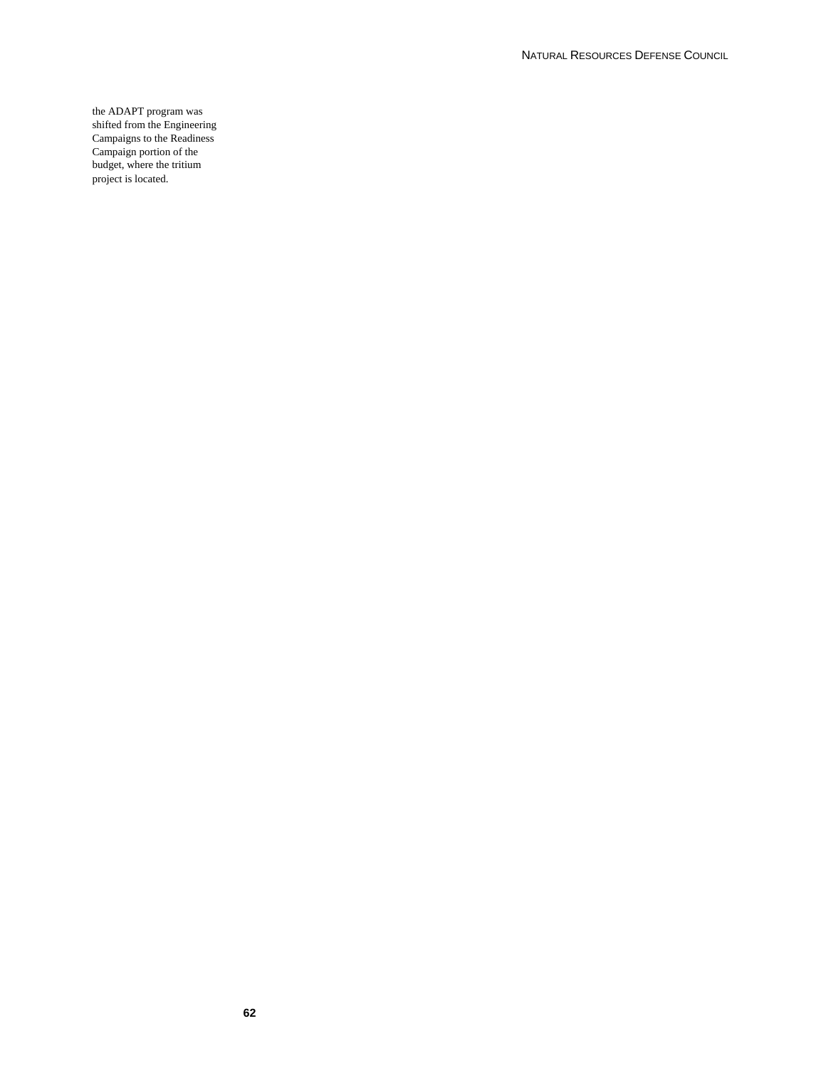the ADAPT program was shifted from the Engineering Campaigns to the Readiness Campaign portion of the budget, where the tritium project is located.